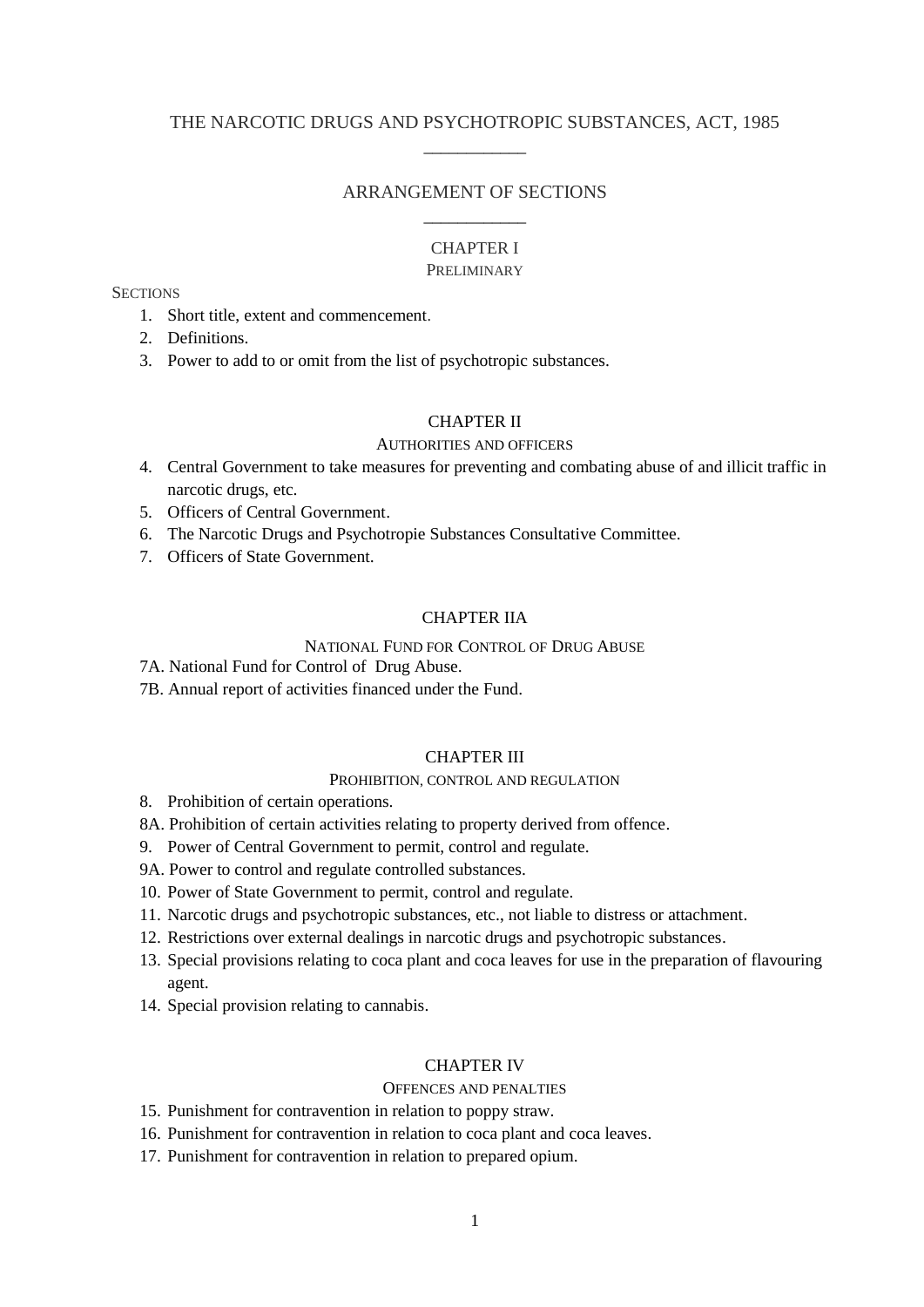# THE NARCOTIC DRUGS AND PSYCHOTROPIC SUBSTANCES, ACT, 1985

## ARRANGEMENT OF SECTIONS

### CHAPTER I

PRELIMINARY

SECTIONS

1. Short title, extent and commencement.
2. Definitions.
3. Power to add to or omit from the list of psychotropic substances.

### CHAPTER II

AUTHORITIES AND OFFICERS

4. Central Government to take measures for preventing and combating abuse of and illicit traffic in narcotic drugs, etc.
5. Officers of Central Government.
6. The Narcotic Drugs and Psychotropie Substances Consultative Committee.
7. Officers of State Government.

### CHAPTER IIA

NATIONAL FUND FOR CONTROL OF DRUG ABUSE

7A. National Fund for Control of Drug Abuse.

7B. Annual report of activities financed under the Fund.

### CHAPTER III

PROHIBITION, CONTROL AND REGULATION

8. Prohibition of certain operations.

8A. Prohibition of certain activities relating to property derived from offence.

9. Power of Central Government to permit, control and regulate.

9A. Power to control and regulate controlled substances.

10. Power of State Government to permit, control and regulate.
11. Narcotic drugs and psychotropic substances, etc., not liable to distress or attachment.
12. Restrictions over external dealings in narcotic drugs and psychotropic substances.
13. Special provisions relating to coca plant and coca leaves for use in the preparation of flavouring agent.
14. Special provision relating to cannabis.

### CHAPTER IV

OFFENCES AND PENALTIES

15. Punishment for contravention in relation to poppy straw.
16. Punishment for contravention in relation to coca plant and coca leaves.
17. Punishment for contravention in relation to prepared opium.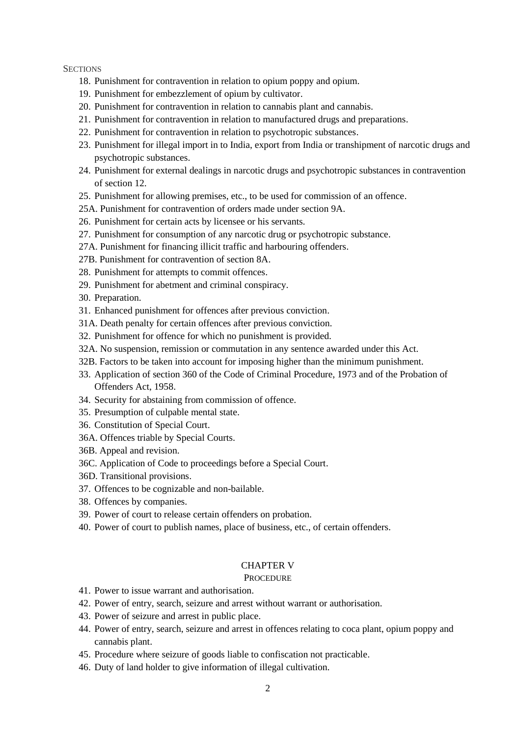SECTIONS

18. Punishment for contravention in relation to opium poppy and opium.
19. Punishment for embezzlement of opium by cultivator.
20. Punishment for contravention in relation to cannabis plant and cannabis.
21. Punishment for contravention in relation to manufactured drugs and preparations.
22. Punishment for contravention in relation to psychotropic substances.
23. Punishment for illegal import in to India, export from India or transhipment of narcotic drugs and psychotropic substances.
24. Punishment for external dealings in narcotic drugs and psychotropic substances in contravention of section 12.
25. Punishment for allowing premises, etc., to be used for commission of an offence.

25A. Punishment for contravention of orders made under section 9A.

26. Punishment for certain acts by licensee or his servants.
27. Punishment for consumption of any narcotic drug or psychotropic substance.

27A. Punishment for financing illicit traffic and harbouring offenders.

27B. Punishment for contravention of section 8A.

28. Punishment for attempts to commit offences.
29. Punishment for abetment and criminal conspiracy.
30. Preparation.
31. Enhanced punishment for offences after previous conviction.

31A. Death penalty for certain offences after previous conviction.

32. Punishment for offence for which no punishment is provided.

32A. No suspension, remission or commutation in any sentence awarded under this Act.

32B. Factors to be taken into account for imposing higher than the minimum punishment.

33. Application of section 360 of the Code of Criminal Procedure, 1973 and of the Probation of Offenders Act, 1958.
34. Security for abstaining from commission of offence.
35. Presumption of culpable mental state.
36. Constitution of Special Court.

36A. Offences triable by Special Courts.

36B. Appeal and revision.

36C. Application of Code to proceedings before a Special Court.

36D. Transitional provisions.

37. Offences to be cognizable and non-bailable.
38. Offences by companies.
39. Power of court to release certain offenders on probation.
40. Power of court to publish names, place of business, etc., of certain offenders.

## CHAPTER V

### PROCEDURE

41. Power to issue warrant and authorisation.
42. Power of entry, search, seizure and arrest without warrant or authorisation.
43. Power of seizure and arrest in public place.
44. Power of entry, search, seizure and arrest in offences relating to coca plant, opium poppy and cannabis plant.
45. Procedure where seizure of goods liable to confiscation not practicable.
46. Duty of land holder to give information of illegal cultivation.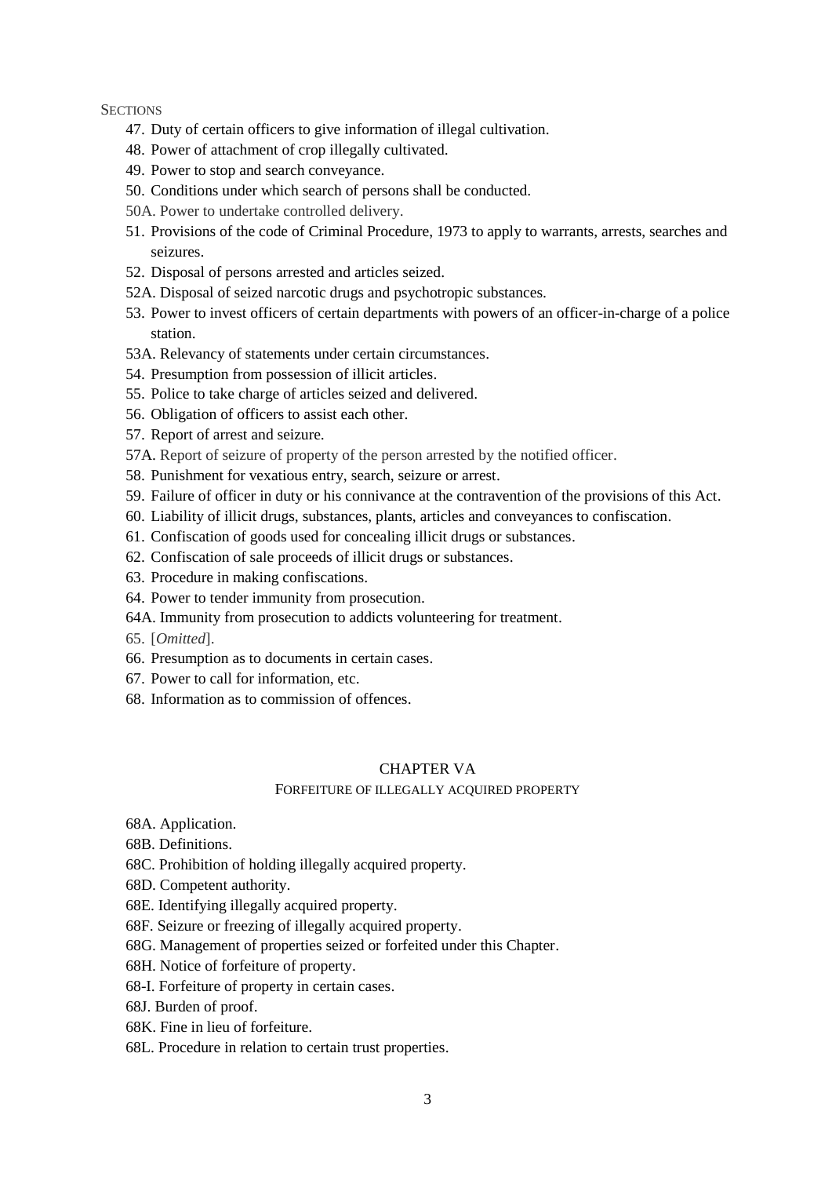SECTIONS

47. Duty of certain officers to give information of illegal cultivation.
48. Power of attachment of crop illegally cultivated.
49. Power to stop and search conveyance.
50. Conditions under which search of persons shall be conducted.

50A. Power to undertake controlled delivery.

51. Provisions of the code of Criminal Procedure, 1973 to apply to warrants, arrests, searches and seizures.
52. Disposal of persons arrested and articles seized.

52A. Disposal of seized narcotic drugs and psychotropic substances.

53. Power to invest officers of certain departments with powers of an officer-in-charge of a police station.

53A. Relevancy of statements under certain circumstances.

54. Presumption from possession of illicit articles.
55. Police to take charge of articles seized and delivered.
56. Obligation of officers to assist each other.
57. Report of arrest and seizure.

57A. Report of seizure of property of the person arrested by the notified officer.

58. Punishment for vexatious entry, search, seizure or arrest.
59. Failure of officer in duty or his connivance at the contravention of the provisions of this Act.
60. Liability of illicit drugs, substances, plants, articles and conveyances to confiscation.
61. Confiscation of goods used for concealing illicit drugs or substances.
62. Confiscation of sale proceeds of illicit drugs or substances.
63. Procedure in making confiscations.
64. Power to tender immunity from prosecution.

64A. Immunity from prosecution to addicts volunteering for treatment.

65. [*Omitted*].
66. Presumption as to documents in certain cases.
67. Power to call for information, etc.
68. Information as to commission of offences.

## CHAPTER VA

### FORFEITURE OF ILLEGALLY ACQUIRED PROPERTY

68A. Application.

68B. Definitions.

68C. Prohibition of holding illegally acquired property.

68D. Competent authority.

68E. Identifying illegally acquired property.

68F. Seizure or freezing of illegally acquired property.

68G. Management of properties seized or forfeited under this Chapter.

68H. Notice of forfeiture of property.

68-I. Forfeiture of property in certain cases.

68J. Burden of proof.

68K. Fine in lieu of forfeiture.

68L. Procedure in relation to certain trust properties.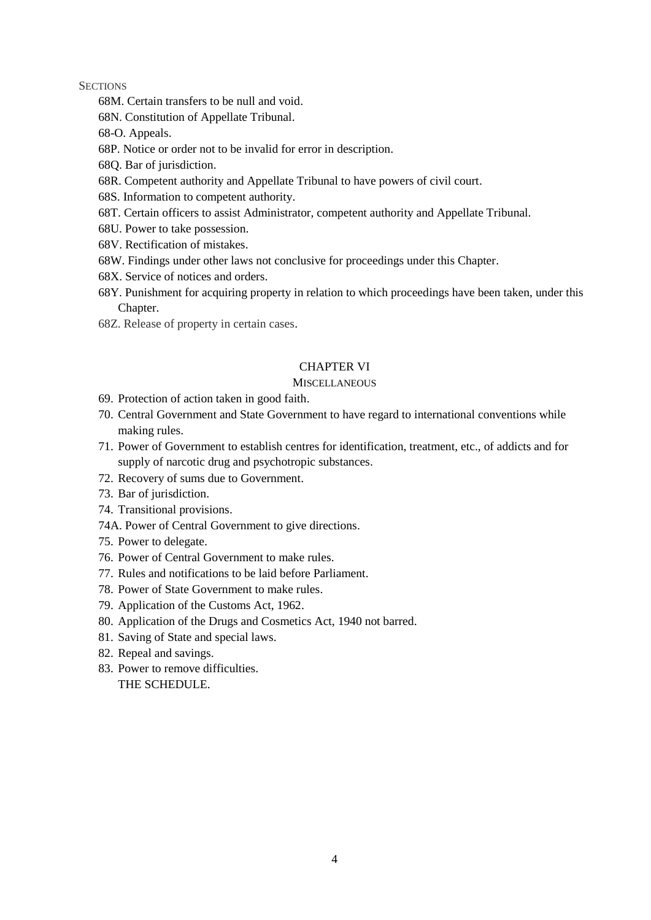SECTIONS

68M. Certain transfers to be null and void.

68N. Constitution of Appellate Tribunal.

68-O. Appeals.

68P. Notice or order not to be invalid for error in description.

68Q. Bar of jurisdiction.

68R. Competent authority and Appellate Tribunal to have powers of civil court.

68S. Information to competent authority.

68T. Certain officers to assist Administrator, competent authority and Appellate Tribunal.

68U. Power to take possession.

68V. Rectification of mistakes.

68W. Findings under other laws not conclusive for proceedings under this Chapter.

68X. Service of notices and orders.

68Y. Punishment for acquiring property in relation to which proceedings have been taken, under this Chapter.

68Z. Release of property in certain cases.

## CHAPTER VI

### MISCELLANEOUS

69. Protection of action taken in good faith.

70. Central Government and State Government to have regard to international conventions while making rules.

71. Power of Government to establish centres for identification, treatment, etc., of addicts and for supply of narcotic drug and psychotropic substances.

72. Recovery of sums due to Government.

73. Bar of jurisdiction.

74. Transitional provisions.

74A. Power of Central Government to give directions.

75. Power to delegate.

76. Power of Central Government to make rules.

77. Rules and notifications to be laid before Parliament.

78. Power of State Government to make rules.

79. Application of the Customs Act, 1962.

80. Application of the Drugs and Cosmetics Act, 1940 not barred.

81. Saving of State and special laws.

82. Repeal and savings.

83. Power to remove difficulties.

THE SCHEDULE.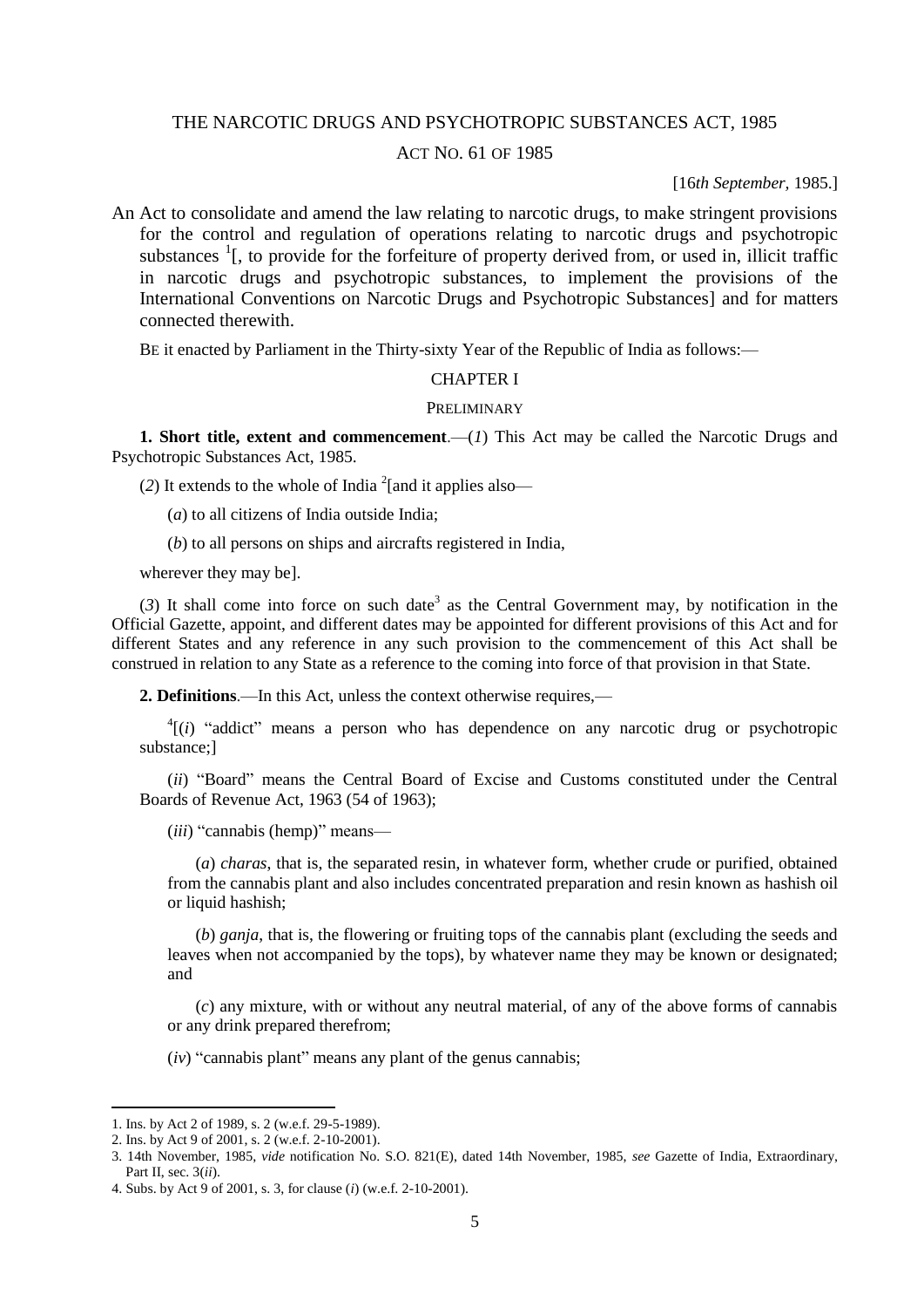# THE NARCOTIC DRUGS AND PSYCHOTROPIC SUBSTANCES ACT, 1985

## ACT NO. 61 OF 1985

[16*th September,* 1985.]

An Act to consolidate and amend the law relating to narcotic drugs, to make stringent provisions for the control and regulation of operations relating to narcotic drugs and psychotropic substances [1][, to provide for the forfeiture of property derived from, or used in, illicit traffic in narcotic drugs and psychotropic substances, to implement the provisions of the International Conventions on Narcotic Drugs and Psychotropic Substances] and for matters connected therewith.

BE it enacted by Parliament in the Thirty-sixty Year of the Republic of India as follows:—

## CHAPTER I

### PRELIMINARY

**1. Short title, extent and commencement**.—(*1*) This Act may be called the Narcotic Drugs and Psychotropic Substances Act, 1985.

(*2*) It extends to the whole of India [2][and it applies also—

(*a*) to all citizens of India outside India;

(*b*) to all persons on ships and aircrafts registered in India,

wherever they may be].

(*3*) It shall come into force on such date[3] as the Central Government may, by notification in the Official Gazette, appoint, and different dates may be appointed for different provisions of this Act and for different States and any reference in any such provision to the commencement of this Act shall be construed in relation to any State as a reference to the coming into force of that provision in that State.

**2. Definitions**.—In this Act, unless the context otherwise requires,—

[4][(*i*) "addict" means a person who has dependence on any narcotic drug or psychotropic substance;]

(*ii*) "Board" means the Central Board of Excise and Customs constituted under the Central Boards of Revenue Act, 1963 (54 of 1963);

(*iii*) "cannabis (hemp)" means—

(*a*) *charas*, that is, the separated resin, in whatever form, whether crude or purified, obtained from the cannabis plant and also includes concentrated preparation and resin known as hashish oil or liquid hashish;

(*b*) *ganja*, that is, the flowering or fruiting tops of the cannabis plant (excluding the seeds and leaves when not accompanied by the tops), by whatever name they may be known or designated; and

(*c*) any mixture, with or without any neutral material, of any of the above forms of cannabis or any drink prepared therefrom;

(*iv*) "cannabis plant" means any plant of the genus cannabis;

---

1. Ins. by Act 2 of 1989, s. 2 (w.e.f. 29-5-1989).
2. Ins. by Act 9 of 2001, s. 2 (w.e.f. 2-10-2001).
3. 14th November, 1985, *vide* notification No. S.O. 821(E), dated 14th November, 1985, *see* Gazette of India, Extraordinary, Part II, sec. 3(*ii*).
4. Subs. by Act 9 of 2001, s. 3, for clause (*i*) (w.e.f. 2-10-2001).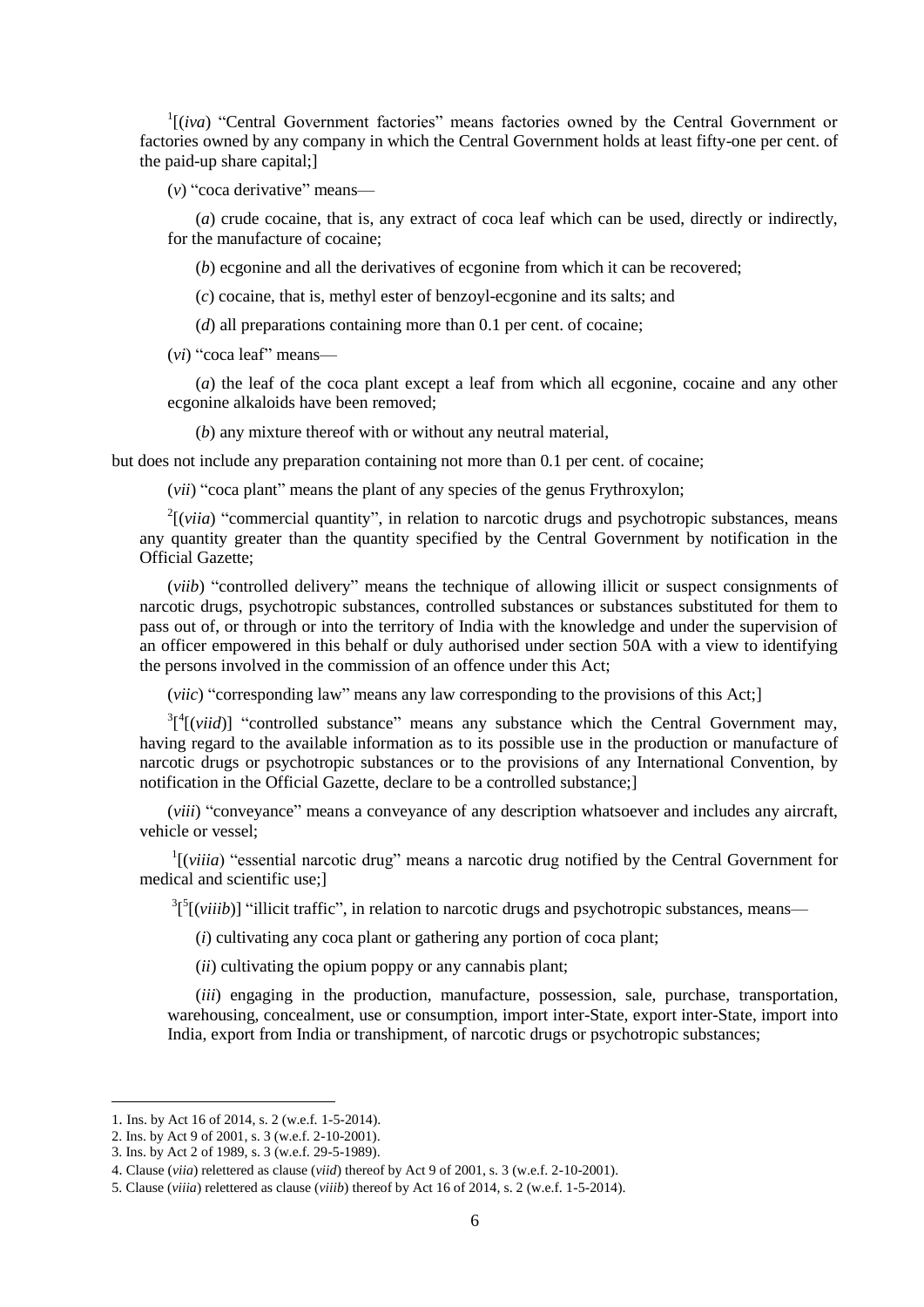[1][(*iva*) "Central Government factories" means factories owned by the Central Government or factories owned by any company in which the Central Government holds at least fifty-one per cent. of the paid-up share capital;]

(*v*) "coca derivative" means—

(*a*) crude cocaine, that is, any extract of coca leaf which can be used, directly or indirectly, for the manufacture of cocaine;

(*b*) ecgonine and all the derivatives of ecgonine from which it can be recovered;

(*c*) cocaine, that is, methyl ester of benzoyl-ecgonine and its salts; and

(*d*) all preparations containing more than 0.1 per cent. of cocaine;

(*vi*) "coca leaf" means—

(*a*) the leaf of the coca plant except a leaf from which all ecgonine, cocaine and any other ecgonine alkaloids have been removed;

(*b*) any mixture thereof with or without any neutral material,

but does not include any preparation containing not more than 0.1 per cent. of cocaine;

(*vii*) "coca plant" means the plant of any species of the genus Frythroxylon;

[2][(*viia*) "commercial quantity", in relation to narcotic drugs and psychotropic substances, means any quantity greater than the quantity specified by the Central Government by notification in the Official Gazette;

(*viib*) "controlled delivery" means the technique of allowing illicit or suspect consignments of narcotic drugs, psychotropic substances, controlled substances or substances substituted for them to pass out of, or through or into the territory of India with the knowledge and under the supervision of an officer empowered in this behalf or duly authorised under section 50A with a view to identifying the persons involved in the commission of an offence under this Act;

(*viic*) "corresponding law" means any law corresponding to the provisions of this Act;]

[3][[4][(*viid*)] "controlled substance" means any substance which the Central Government may, having regard to the available information as to its possible use in the production or manufacture of narcotic drugs or psychotropic substances or to the provisions of any International Convention, by notification in the Official Gazette, declare to be a controlled substance;]

(*viii*) "conveyance" means a conveyance of any description whatsoever and includes any aircraft, vehicle or vessel;

[1][(*viiia*) "essential narcotic drug" means a narcotic drug notified by the Central Government for medical and scientific use;]

[3][[5][(*viiib*)] "illicit traffic", in relation to narcotic drugs and psychotropic substances, means—

(*i*) cultivating any coca plant or gathering any portion of coca plant;

(*ii*) cultivating the opium poppy or any cannabis plant;

(*iii*) engaging in the production, manufacture, possession, sale, purchase, transportation, warehousing, concealment, use or consumption, import inter-State, export inter-State, import into India, export from India or transhipment, of narcotic drugs or psychotropic substances;

---

1. Ins. by Act 16 of 2014, s. 2 (w.e.f. 1-5-2014).
2. Ins. by Act 9 of 2001, s. 3 (w.e.f. 2-10-2001).
3. Ins. by Act 2 of 1989, s. 3 (w.e.f. 29-5-1989).
4. Clause (*viia*) relettered as clause (*viid*) thereof by Act 9 of 2001, s. 3 (w.e.f. 2-10-2001).
5. Clause (*viiia*) relettered as clause (*viiib*) thereof by Act 16 of 2014, s. 2 (w.e.f. 1-5-2014).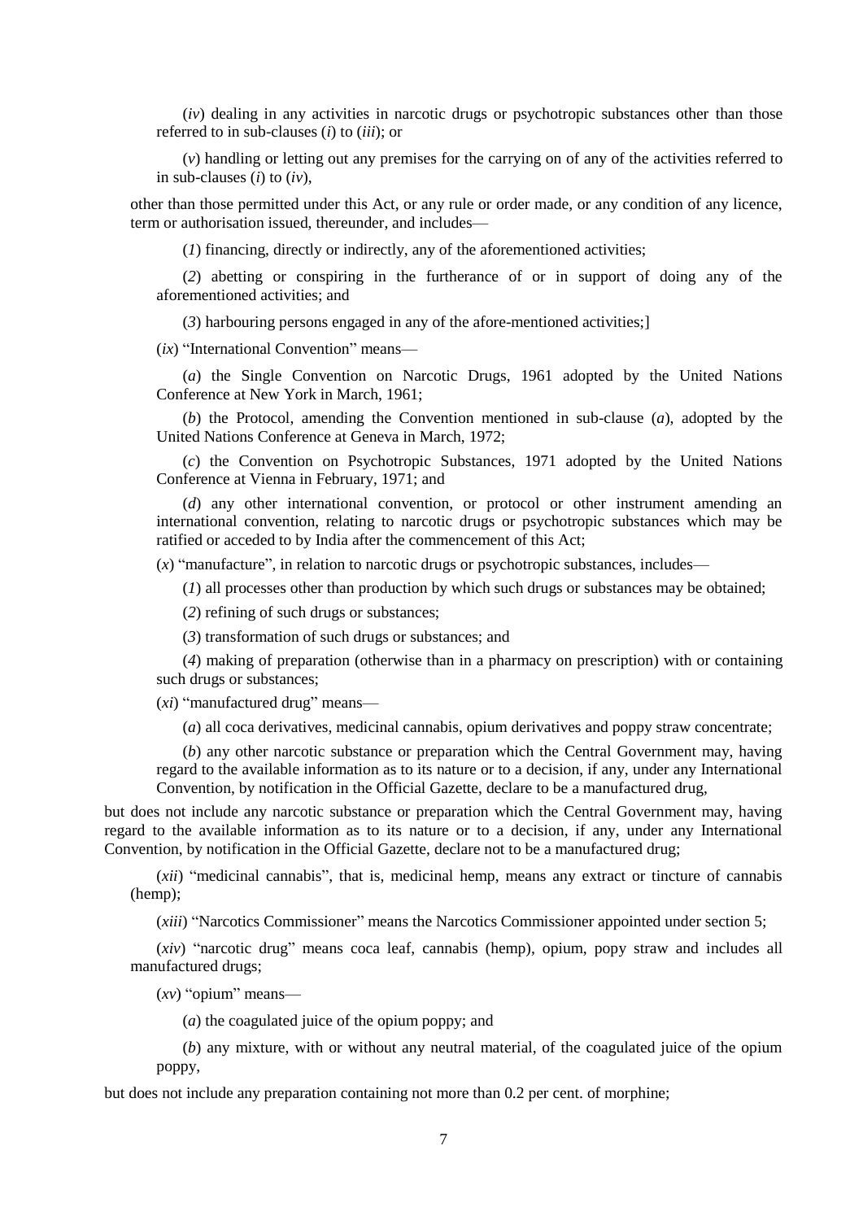(*iv*) dealing in any activities in narcotic drugs or psychotropic substances other than those referred to in sub-clauses (*i*) to (*iii*); or

(*v*) handling or letting out any premises for the carrying on of any of the activities referred to in sub-clauses (*i*) to (*iv*),

other than those permitted under this Act, or any rule or order made, or any condition of any licence, term or authorisation issued, thereunder, and includes—

(*1*) financing, directly or indirectly, any of the aforementioned activities;

(*2*) abetting or conspiring in the furtherance of or in support of doing any of the aforementioned activities; and

(*3*) harbouring persons engaged in any of the afore-mentioned activities;]

(*ix*) "International Convention" means—

(*a*) the Single Convention on Narcotic Drugs, 1961 adopted by the United Nations Conference at New York in March, 1961;

(*b*) the Protocol, amending the Convention mentioned in sub-clause (*a*), adopted by the United Nations Conference at Geneva in March, 1972;

(*c*) the Convention on Psychotropic Substances, 1971 adopted by the United Nations Conference at Vienna in February, 1971; and

(*d*) any other international convention, or protocol or other instrument amending an international convention, relating to narcotic drugs or psychotropic substances which may be ratified or acceded to by India after the commencement of this Act;

(*x*) "manufacture", in relation to narcotic drugs or psychotropic substances, includes—

(*1*) all processes other than production by which such drugs or substances may be obtained;

(*2*) refining of such drugs or substances;

(*3*) transformation of such drugs or substances; and

(*4*) making of preparation (otherwise than in a pharmacy on prescription) with or containing such drugs or substances;

(*xi*) "manufactured drug" means—

(*a*) all coca derivatives, medicinal cannabis, opium derivatives and poppy straw concentrate;

(*b*) any other narcotic substance or preparation which the Central Government may, having regard to the available information as to its nature or to a decision, if any, under any International Convention, by notification in the Official Gazette, declare to be a manufactured drug,

but does not include any narcotic substance or preparation which the Central Government may, having regard to the available information as to its nature or to a decision, if any, under any International Convention, by notification in the Official Gazette, declare not to be a manufactured drug;

(*xii*) "medicinal cannabis", that is, medicinal hemp, means any extract or tincture of cannabis (hemp);

(*xiii*) "Narcotics Commissioner" means the Narcotics Commissioner appointed under section 5;

(*xiv*) "narcotic drug" means coca leaf, cannabis (hemp), opium, popy straw and includes all manufactured drugs;

(*xv*) "opium" means—

(*a*) the coagulated juice of the opium poppy; and

(*b*) any mixture, with or without any neutral material, of the coagulated juice of the opium poppy,

but does not include any preparation containing not more than 0.2 per cent. of morphine;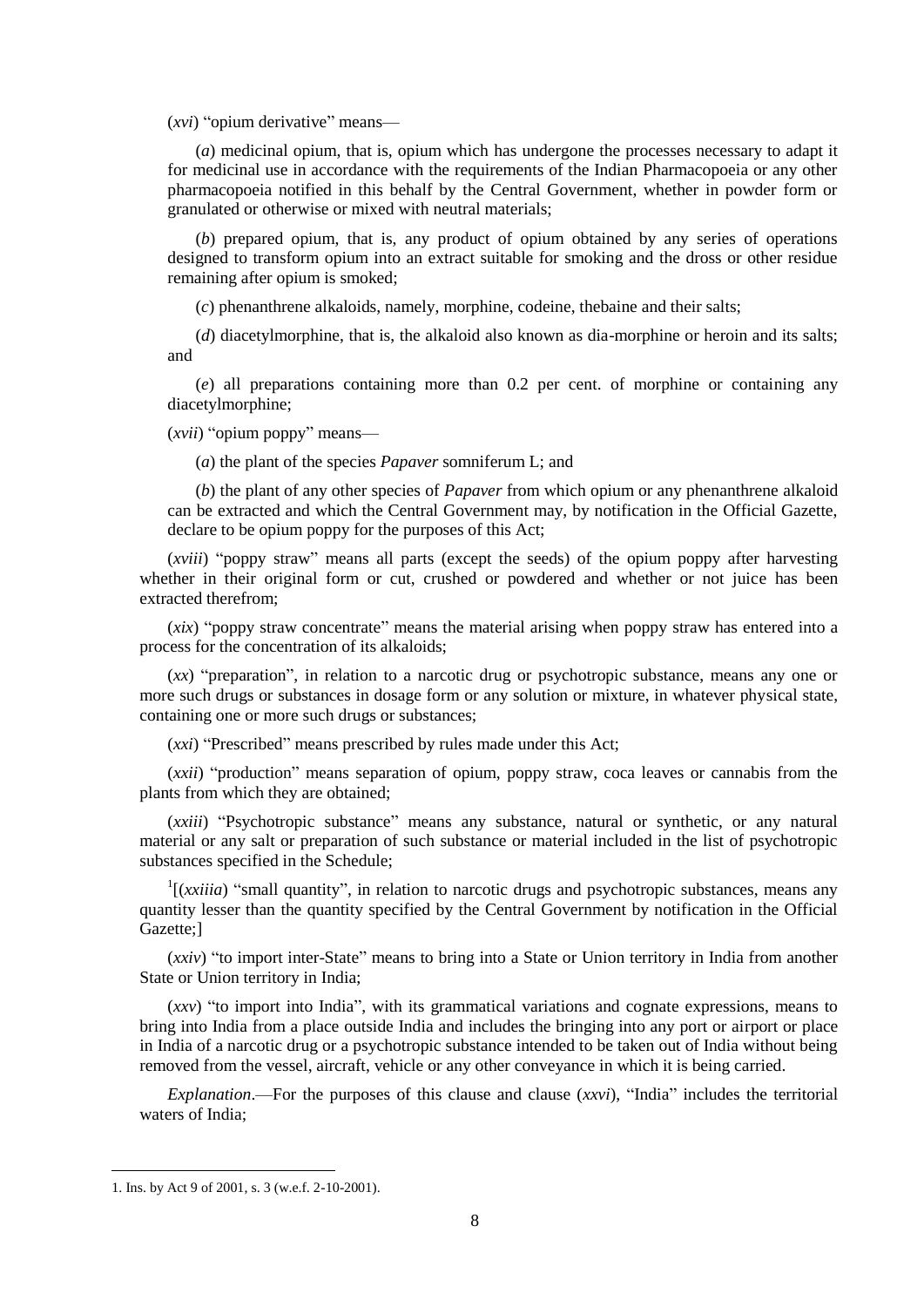(*xvi*) "opium derivative" means—

(*a*) medicinal opium, that is, opium which has undergone the processes necessary to adapt it for medicinal use in accordance with the requirements of the Indian Pharmacopoeia or any other pharmacopoeia notified in this behalf by the Central Government, whether in powder form or granulated or otherwise or mixed with neutral materials;

(*b*) prepared opium, that is, any product of opium obtained by any series of operations designed to transform opium into an extract suitable for smoking and the dross or other residue remaining after opium is smoked;

(*c*) phenanthrene alkaloids, namely, morphine, codeine, thebaine and their salts;

(*d*) diacetylmorphine, that is, the alkaloid also known as dia-morphine or heroin and its salts; and

(*e*) all preparations containing more than 0.2 per cent. of morphine or containing any diacetylmorphine;

(*xvii*) "opium poppy" means—

(*a*) the plant of the species *Papaver* somniferum L; and

(*b*) the plant of any other species of *Papaver* from which opium or any phenanthrene alkaloid can be extracted and which the Central Government may, by notification in the Official Gazette, declare to be opium poppy for the purposes of this Act;

(*xviii*) "poppy straw" means all parts (except the seeds) of the opium poppy after harvesting whether in their original form or cut, crushed or powdered and whether or not juice has been extracted therefrom;

(*xix*) "poppy straw concentrate" means the material arising when poppy straw has entered into a process for the concentration of its alkaloids;

(*xx*) "preparation", in relation to a narcotic drug or psychotropic substance, means any one or more such drugs or substances in dosage form or any solution or mixture, in whatever physical state, containing one or more such drugs or substances;

(*xxi*) "Prescribed" means prescribed by rules made under this Act;

(*xxii*) "production" means separation of opium, poppy straw, coca leaves or cannabis from the plants from which they are obtained;

(*xxiii*) "Psychotropic substance" means any substance, natural or synthetic, or any natural material or any salt or preparation of such substance or material included in the list of psychotropic substances specified in the Schedule;

[1][(*xxiiia*) "small quantity", in relation to narcotic drugs and psychotropic substances, means any quantity lesser than the quantity specified by the Central Government by notification in the Official Gazette;]

(*xxiv*) "to import inter-State" means to bring into a State or Union territory in India from another State or Union territory in India;

(*xxv*) "to import into India", with its grammatical variations and cognate expressions, means to bring into India from a place outside India and includes the bringing into any port or airport or place in India of a narcotic drug or a psychotropic substance intended to be taken out of India without being removed from the vessel, aircraft, vehicle or any other conveyance in which it is being carried.

*Explanation*.—For the purposes of this clause and clause (*xxvi*), "India" includes the territorial waters of India;

---

1. Ins. by Act 9 of 2001, s. 3 (w.e.f. 2-10-2001).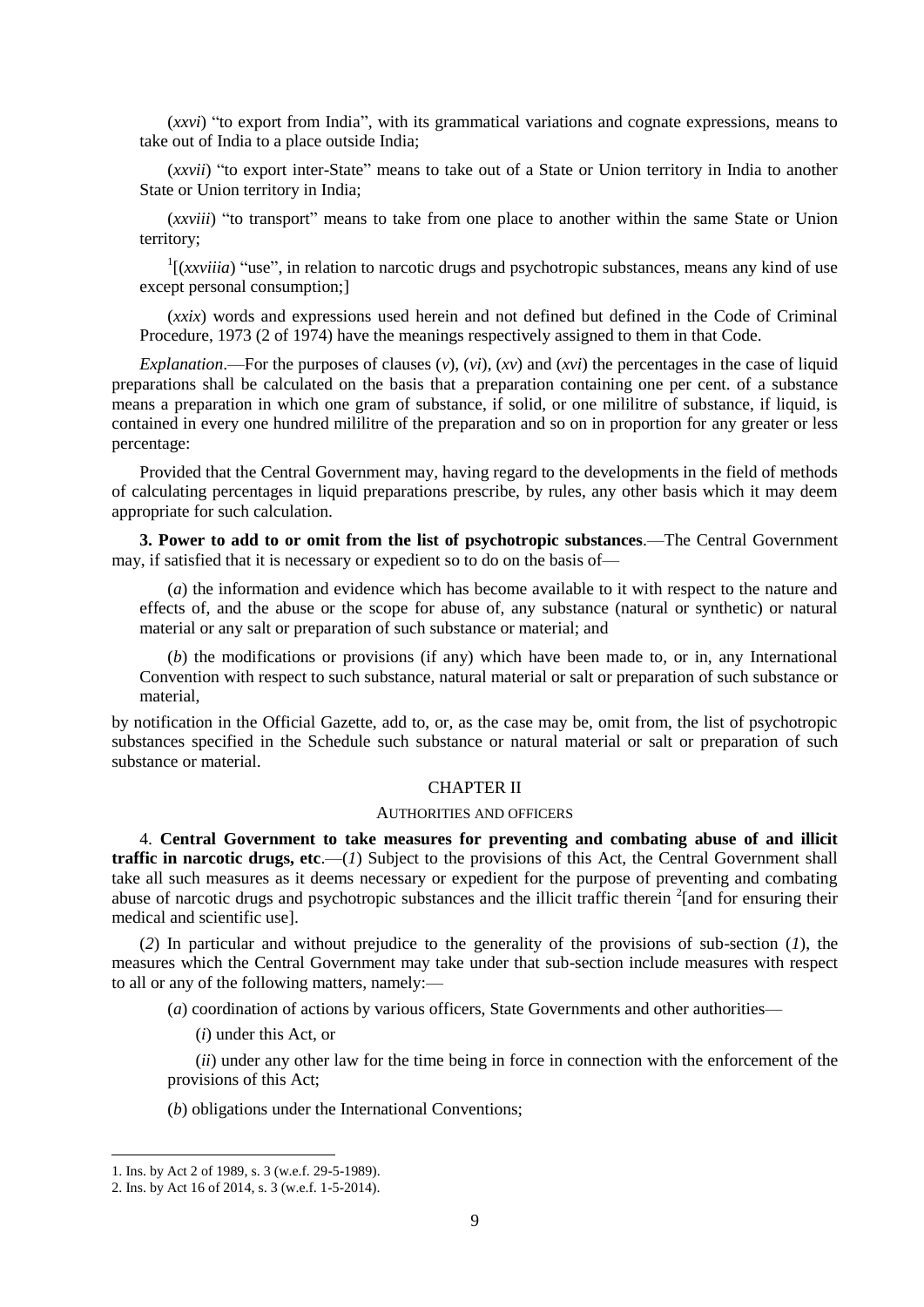(*xxvi*) "to export from India", with its grammatical variations and cognate expressions, means to take out of India to a place outside India;

(*xxvii*) "to export inter-State" means to take out of a State or Union territory in India to another State or Union territory in India;

(*xxviii*) "to transport" means to take from one place to another within the same State or Union territory;

[1][(*xxviiia*) "use", in relation to narcotic drugs and psychotropic substances, means any kind of use except personal consumption;]

(*xxix*) words and expressions used herein and not defined but defined in the Code of Criminal Procedure, 1973 (2 of 1974) have the meanings respectively assigned to them in that Code.

*Explanation*.—For the purposes of clauses (*v*), (*vi*), (*xv*) and (*xvi*) the percentages in the case of liquid preparations shall be calculated on the basis that a preparation containing one per cent. of a substance means a preparation in which one gram of substance, if solid, or one mililitre of substance, if liquid, is contained in every one hundred mililitre of the preparation and so on in proportion for any greater or less percentage:

Provided that the Central Government may, having regard to the developments in the field of methods of calculating percentages in liquid preparations prescribe, by rules, any other basis which it may deem appropriate for such calculation.

**3. Power to add to or omit from the list of psychotropic substances**.—The Central Government may, if satisfied that it is necessary or expedient so to do on the basis of—

(*a*) the information and evidence which has become available to it with respect to the nature and effects of, and the abuse or the scope for abuse of, any substance (natural or synthetic) or natural material or any salt or preparation of such substance or material; and

(*b*) the modifications or provisions (if any) which have been made to, or in, any International Convention with respect to such substance, natural material or salt or preparation of such substance or material,

by notification in the Official Gazette, add to, or, as the case may be, omit from, the list of psychotropic substances specified in the Schedule such substance or natural material or salt or preparation of such substance or material.

## CHAPTER II

### AUTHORITIES AND OFFICERS

4. **Central Government to take measures for preventing and combating abuse of and illicit traffic in narcotic drugs, etc**.—(*1*) Subject to the provisions of this Act, the Central Government shall take all such measures as it deems necessary or expedient for the purpose of preventing and combating abuse of narcotic drugs and psychotropic substances and the illicit traffic therein [2][and for ensuring their medical and scientific use].

(*2*) In particular and without prejudice to the generality of the provisions of sub-section (*1*), the measures which the Central Government may take under that sub-section include measures with respect to all or any of the following matters, namely:—

(*a*) coordination of actions by various officers, State Governments and other authorities—

(*i*) under this Act, or

(*ii*) under any other law for the time being in force in connection with the enforcement of the provisions of this Act;

(*b*) obligations under the International Conventions;

---

1. Ins. by Act 2 of 1989, s. 3 (w.e.f. 29-5-1989).
2. Ins. by Act 16 of 2014, s. 3 (w.e.f. 1-5-2014).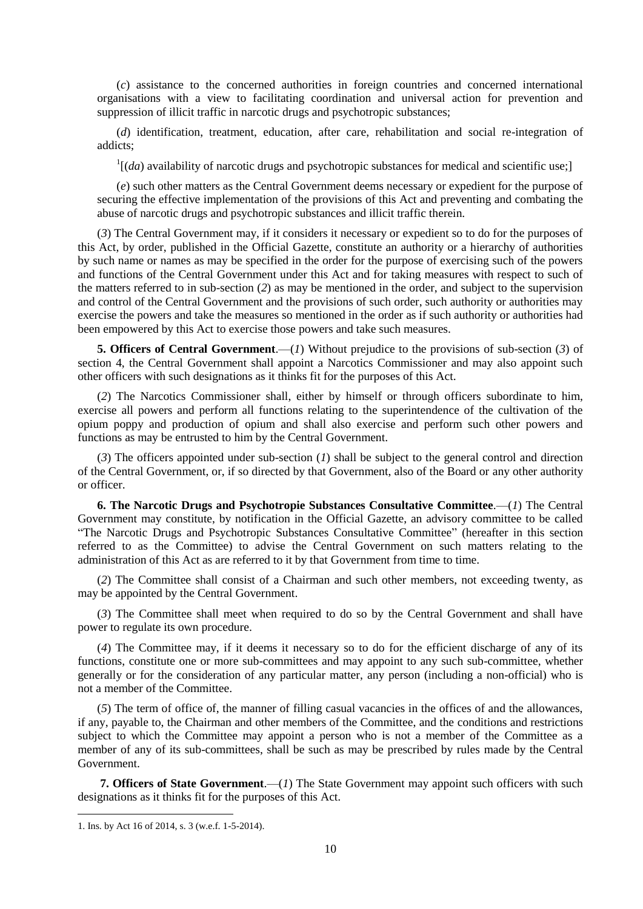(*c*) assistance to the concerned authorities in foreign countries and concerned international organisations with a view to facilitating coordination and universal action for prevention and suppression of illicit traffic in narcotic drugs and psychotropic substances;

(*d*) identification, treatment, education, after care, rehabilitation and social re-integration of addicts;

[1][(*da*) availability of narcotic drugs and psychotropic substances for medical and scientific use;]

(*e*) such other matters as the Central Government deems necessary or expedient for the purpose of securing the effective implementation of the provisions of this Act and preventing and combating the abuse of narcotic drugs and psychotropic substances and illicit traffic therein.

(*3*) The Central Government may, if it considers it necessary or expedient so to do for the purposes of this Act, by order, published in the Official Gazette, constitute an authority or a hierarchy of authorities by such name or names as may be specified in the order for the purpose of exercising such of the powers and functions of the Central Government under this Act and for taking measures with respect to such of the matters referred to in sub-section (*2*) as may be mentioned in the order, and subject to the supervision and control of the Central Government and the provisions of such order, such authority or authorities may exercise the powers and take the measures so mentioned in the order as if such authority or authorities had been empowered by this Act to exercise those powers and take such measures.

**5. Officers of Central Government**.—(*1*) Without prejudice to the provisions of sub-section (*3*) of section 4, the Central Government shall appoint a Narcotics Commissioner and may also appoint such other officers with such designations as it thinks fit for the purposes of this Act.

(*2*) The Narcotics Commissioner shall, either by himself or through officers subordinate to him, exercise all powers and perform all functions relating to the superintendence of the cultivation of the opium poppy and production of opium and shall also exercise and perform such other powers and functions as may be entrusted to him by the Central Government.

(*3*) The officers appointed under sub-section (*1*) shall be subject to the general control and direction of the Central Government, or, if so directed by that Government, also of the Board or any other authority or officer.

**6. The Narcotic Drugs and Psychotropie Substances Consultative Committee**.—(*1*) The Central Government may constitute, by notification in the Official Gazette, an advisory committee to be called "The Narcotic Drugs and Psychotropic Substances Consultative Committee" (hereafter in this section referred to as the Committee) to advise the Central Government on such matters relating to the administration of this Act as are referred to it by that Government from time to time.

(*2*) The Committee shall consist of a Chairman and such other members, not exceeding twenty, as may be appointed by the Central Government.

(*3*) The Committee shall meet when required to do so by the Central Government and shall have power to regulate its own procedure.

(*4*) The Committee may, if it deems it necessary so to do for the efficient discharge of any of its functions, constitute one or more sub-committees and may appoint to any such sub-committee, whether generally or for the consideration of any particular matter, any person (including a non-official) who is not a member of the Committee.

(*5*) The term of office of, the manner of filling casual vacancies in the offices of and the allowances, if any, payable to, the Chairman and other members of the Committee, and the conditions and restrictions subject to which the Committee may appoint a person who is not a member of the Committee as a member of any of its sub-committees, shall be such as may be prescribed by rules made by the Central Government.

**7. Officers of State Government**.—(*1*) The State Government may appoint such officers with such designations as it thinks fit for the purposes of this Act.

---

1. Ins. by Act 16 of 2014, s. 3 (w.e.f. 1-5-2014).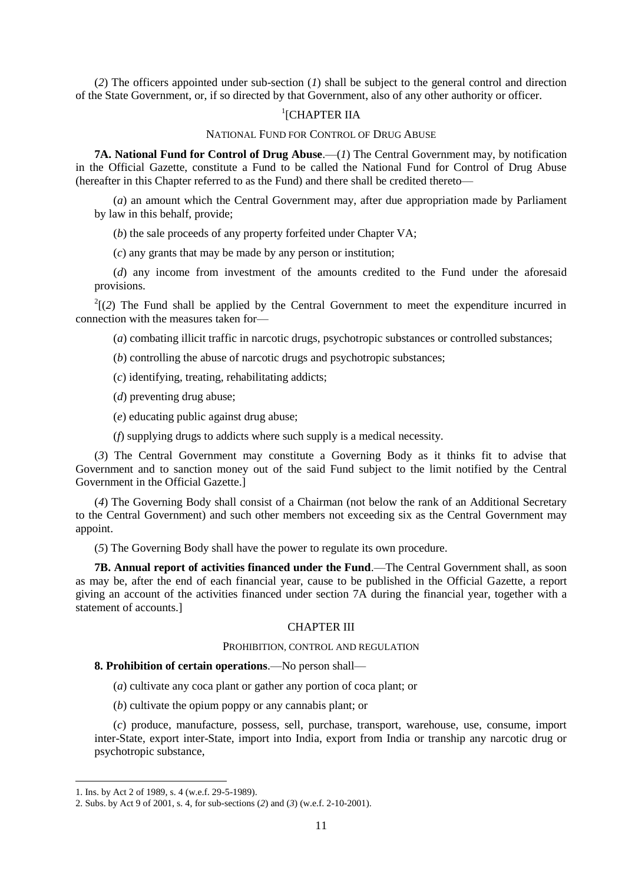(*2*) The officers appointed under sub-section (*1*) shall be subject to the general control and direction of the State Government, or, if so directed by that Government, also of any other authority or officer.

## [1][CHAPTER IIA

### NATIONAL FUND FOR CONTROL OF DRUG ABUSE

**7A. National Fund for Control of Drug Abuse**.—(*1*) The Central Government may, by notification in the Official Gazette, constitute a Fund to be called the National Fund for Control of Drug Abuse (hereafter in this Chapter referred to as the Fund) and there shall be credited thereto—

(*a*) an amount which the Central Government may, after due appropriation made by Parliament by law in this behalf, provide;

(*b*) the sale proceeds of any property forfeited under Chapter VA;

(*c*) any grants that may be made by any person or institution;

(*d*) any income from investment of the amounts credited to the Fund under the aforesaid provisions.

[2][(*2*) The Fund shall be applied by the Central Government to meet the expenditure incurred in connection with the measures taken for—

(*a*) combating illicit traffic in narcotic drugs, psychotropic substances or controlled substances;

(*b*) controlling the abuse of narcotic drugs and psychotropic substances;

(*c*) identifying, treating, rehabilitating addicts;

(*d*) preventing drug abuse;

(*e*) educating public against drug abuse;

(*f*) supplying drugs to addicts where such supply is a medical necessity.

(*3*) The Central Government may constitute a Governing Body as it thinks fit to advise that Government and to sanction money out of the said Fund subject to the limit notified by the Central Government in the Official Gazette.]

(*4*) The Governing Body shall consist of a Chairman (not below the rank of an Additional Secretary to the Central Government) and such other members not exceeding six as the Central Government may appoint.

(*5*) The Governing Body shall have the power to regulate its own procedure.

**7B. Annual report of activities financed under the Fund**.—The Central Government shall, as soon as may be, after the end of each financial year, cause to be published in the Official Gazette, a report giving an account of the activities financed under section 7A during the financial year, together with a statement of accounts.]

## CHAPTER III

### PROHIBITION, CONTROL AND REGULATION

**8. Prohibition of certain operations**.—No person shall—

(*a*) cultivate any coca plant or gather any portion of coca plant; or

(*b*) cultivate the opium poppy or any cannabis plant; or

(*c*) produce, manufacture, possess, sell, purchase, transport, warehouse, use, consume, import inter-State, export inter-State, import into India, export from India or tranship any narcotic drug or psychotropic substance,

---

1. Ins. by Act 2 of 1989, s. 4 (w.e.f. 29-5-1989).
2. Subs. by Act 9 of 2001, s. 4, for sub-sections (*2*) and (*3*) (w.e.f. 2-10-2001).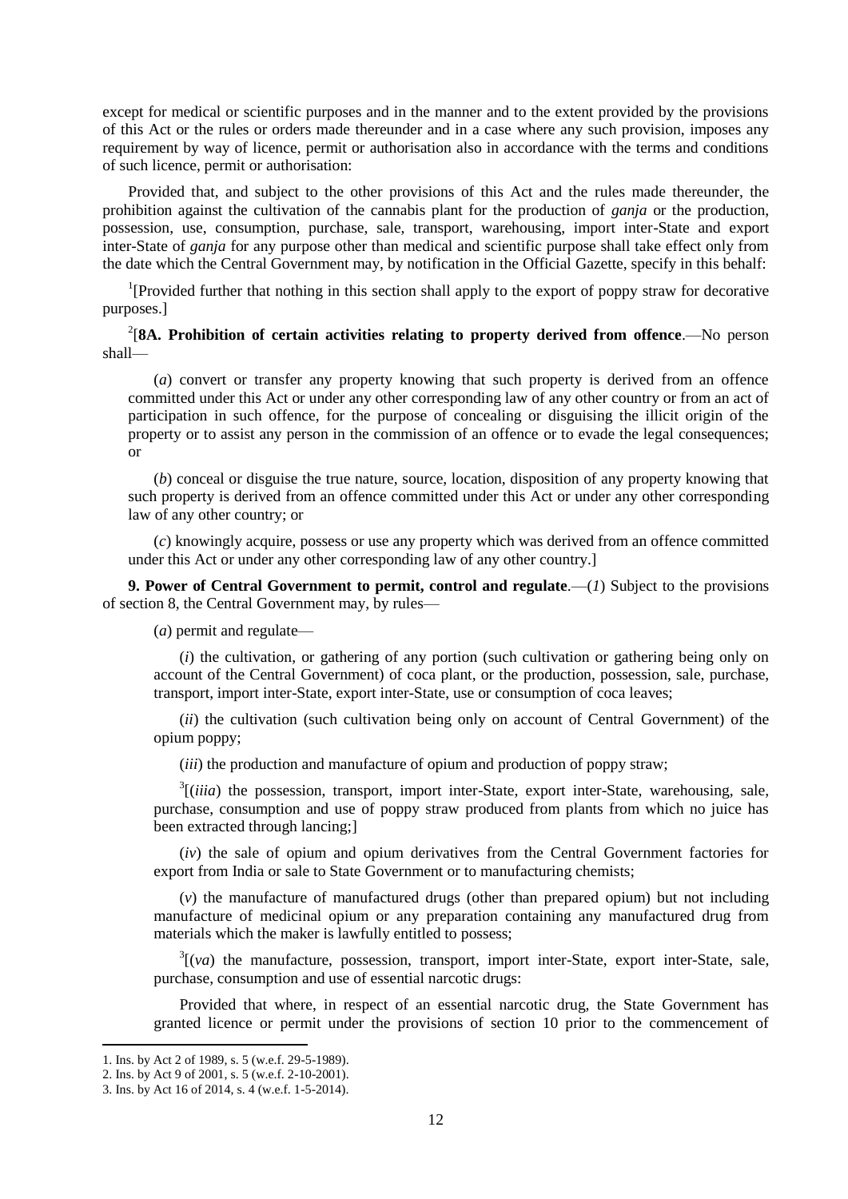except for medical or scientific purposes and in the manner and to the extent provided by the provisions of this Act or the rules or orders made thereunder and in a case where any such provision, imposes any requirement by way of licence, permit or authorisation also in accordance with the terms and conditions of such licence, permit or authorisation:

Provided that, and subject to the other provisions of this Act and the rules made thereunder, the prohibition against the cultivation of the cannabis plant for the production of *ganja* or the production, possession, use, consumption, purchase, sale, transport, warehousing, import inter-State and export inter-State of *ganja* for any purpose other than medical and scientific purpose shall take effect only from the date which the Central Government may, by notification in the Official Gazette, specify in this behalf:

[1][Provided further that nothing in this section shall apply to the export of poppy straw for decorative purposes.]

[2][**8A. Prohibition of certain activities relating to property derived from offence**.—No person shall—

(*a*) convert or transfer any property knowing that such property is derived from an offence committed under this Act or under any other corresponding law of any other country or from an act of participation in such offence, for the purpose of concealing or disguising the illicit origin of the property or to assist any person in the commission of an offence or to evade the legal consequences; or

(*b*) conceal or disguise the true nature, source, location, disposition of any property knowing that such property is derived from an offence committed under this Act or under any other corresponding law of any other country; or

(*c*) knowingly acquire, possess or use any property which was derived from an offence committed under this Act or under any other corresponding law of any other country.]

**9. Power of Central Government to permit, control and regulate**.—(*1*) Subject to the provisions of section 8, the Central Government may, by rules—

(*a*) permit and regulate—

(*i*) the cultivation, or gathering of any portion (such cultivation or gathering being only on account of the Central Government) of coca plant, or the production, possession, sale, purchase, transport, import inter-State, export inter-State, use or consumption of coca leaves;

(*ii*) the cultivation (such cultivation being only on account of Central Government) of the opium poppy;

(*iii*) the production and manufacture of opium and production of poppy straw;

[3][(*iiia*) the possession, transport, import inter-State, export inter-State, warehousing, sale, purchase, consumption and use of poppy straw produced from plants from which no juice has been extracted through lancing;]

(*iv*) the sale of opium and opium derivatives from the Central Government factories for export from India or sale to State Government or to manufacturing chemists;

(*v*) the manufacture of manufactured drugs (other than prepared opium) but not including manufacture of medicinal opium or any preparation containing any manufactured drug from materials which the maker is lawfully entitled to possess;

[3][(*va*) the manufacture, possession, transport, import inter-State, export inter-State, sale, purchase, consumption and use of essential narcotic drugs:

Provided that where, in respect of an essential narcotic drug, the State Government has granted licence or permit under the provisions of section 10 prior to the commencement of

---

1. Ins. by Act 2 of 1989, s. 5 (w.e.f. 29-5-1989).
2. Ins. by Act 9 of 2001, s. 5 (w.e.f. 2-10-2001).
3. Ins. by Act 16 of 2014, s. 4 (w.e.f. 1-5-2014).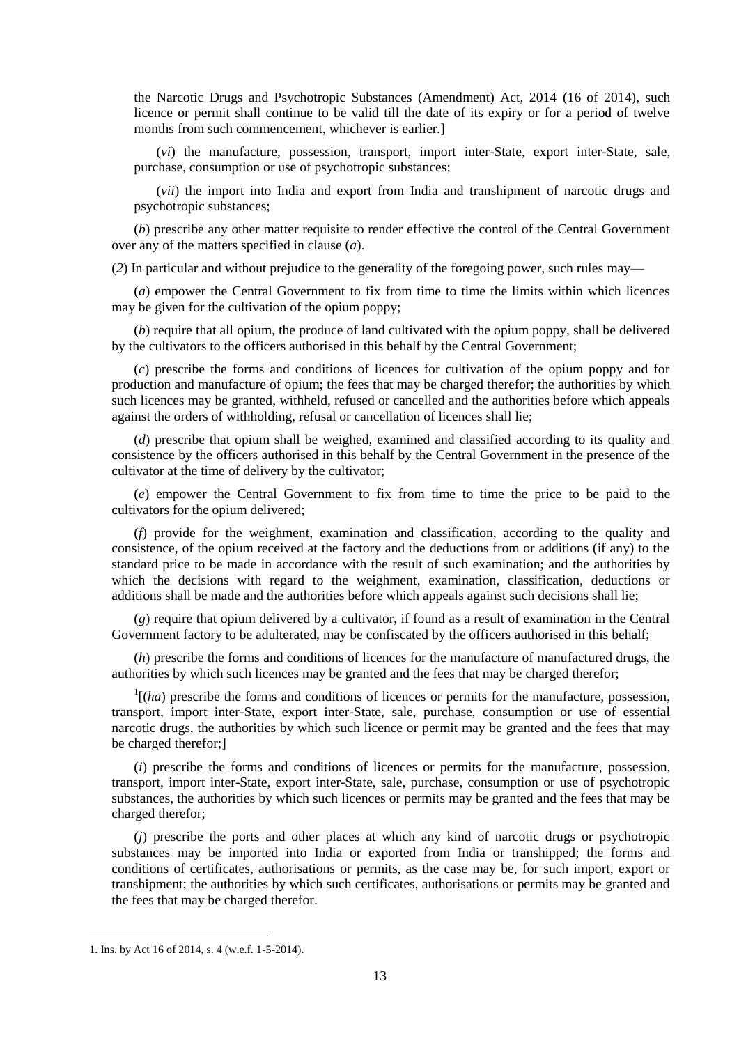the Narcotic Drugs and Psychotropic Substances (Amendment) Act, 2014 (16 of 2014), such licence or permit shall continue to be valid till the date of its expiry or for a period of twelve months from such commencement, whichever is earlier.]

(*vi*) the manufacture, possession, transport, import inter-State, export inter-State, sale, purchase, consumption or use of psychotropic substances;

(*vii*) the import into India and export from India and transhipment of narcotic drugs and psychotropic substances;

(*b*) prescribe any other matter requisite to render effective the control of the Central Government over any of the matters specified in clause (*a*).

(*2*) In particular and without prejudice to the generality of the foregoing power, such rules may—

(*a*) empower the Central Government to fix from time to time the limits within which licences may be given for the cultivation of the opium poppy;

(*b*) require that all opium, the produce of land cultivated with the opium poppy, shall be delivered by the cultivators to the officers authorised in this behalf by the Central Government;

(*c*) prescribe the forms and conditions of licences for cultivation of the opium poppy and for production and manufacture of opium; the fees that may be charged therefor; the authorities by which such licences may be granted, withheld, refused or cancelled and the authorities before which appeals against the orders of withholding, refusal or cancellation of licences shall lie;

(*d*) prescribe that opium shall be weighed, examined and classified according to its quality and consistence by the officers authorised in this behalf by the Central Government in the presence of the cultivator at the time of delivery by the cultivator;

(*e*) empower the Central Government to fix from time to time the price to be paid to the cultivators for the opium delivered;

(*f*) provide for the weighment, examination and classification, according to the quality and consistence, of the opium received at the factory and the deductions from or additions (if any) to the standard price to be made in accordance with the result of such examination; and the authorities by which the decisions with regard to the weighment, examination, classification, deductions or additions shall be made and the authorities before which appeals against such decisions shall lie;

(*g*) require that opium delivered by a cultivator, if found as a result of examination in the Central Government factory to be adulterated, may be confiscated by the officers authorised in this behalf;

(*h*) prescribe the forms and conditions of licences for the manufacture of manufactured drugs, the authorities by which such licences may be granted and the fees that may be charged therefor;

[1][(*ha*) prescribe the forms and conditions of licences or permits for the manufacture, possession, transport, import inter-State, export inter-State, sale, purchase, consumption or use of essential narcotic drugs, the authorities by which such licence or permit may be granted and the fees that may be charged therefor;]

(*i*) prescribe the forms and conditions of licences or permits for the manufacture, possession, transport, import inter-State, export inter-State, sale, purchase, consumption or use of psychotropic substances, the authorities by which such licences or permits may be granted and the fees that may be charged therefor;

(*j*) prescribe the ports and other places at which any kind of narcotic drugs or psychotropic substances may be imported into India or exported from India or transhipped; the forms and conditions of certificates, authorisations or permits, as the case may be, for such import, export or transhipment; the authorities by which such certificates, authorisations or permits may be granted and the fees that may be charged therefor.

1. Ins. by Act 16 of 2014, s. 4 (w.e.f. 1-5-2014).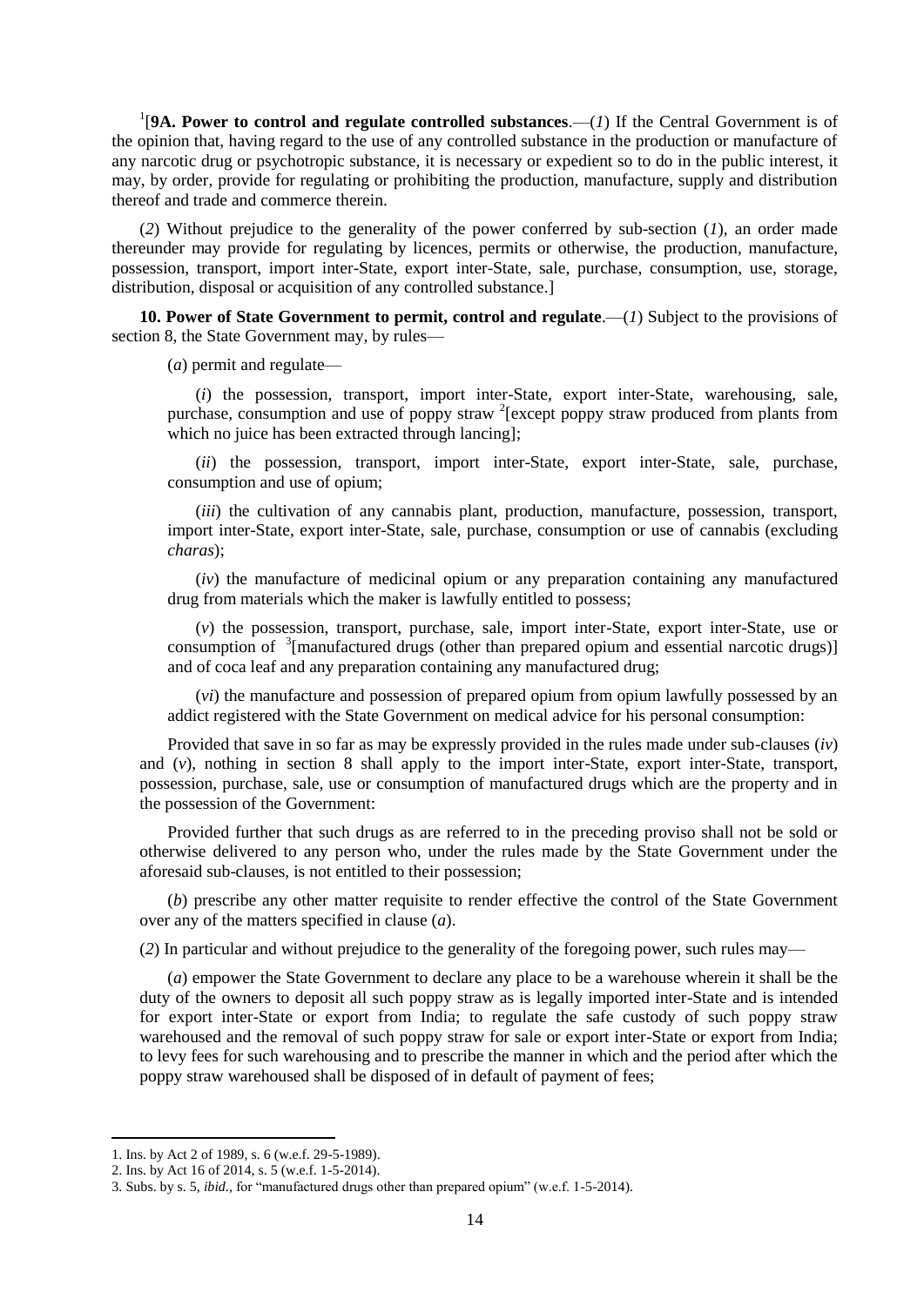[1][**9A. Power to control and regulate controlled substances**.—(*1*) If the Central Government is of the opinion that, having regard to the use of any controlled substance in the production or manufacture of any narcotic drug or psychotropic substance, it is necessary or expedient so to do in the public interest, it may, by order, provide for regulating or prohibiting the production, manufacture, supply and distribution thereof and trade and commerce therein.

(*2*) Without prejudice to the generality of the power conferred by sub-section (*1*), an order made thereunder may provide for regulating by licences, permits or otherwise, the production, manufacture, possession, transport, import inter-State, export inter-State, sale, purchase, consumption, use, storage, distribution, disposal or acquisition of any controlled substance.]

**10. Power of State Government to permit, control and regulate**.—(*1*) Subject to the provisions of section 8, the State Government may, by rules—

(*a*) permit and regulate—

(*i*) the possession, transport, import inter-State, export inter-State, warehousing, sale, purchase, consumption and use of poppy straw [2][except poppy straw produced from plants from which no juice has been extracted through lancing];

(*ii*) the possession, transport, import inter-State, export inter-State, sale, purchase, consumption and use of opium;

(*iii*) the cultivation of any cannabis plant, production, manufacture, possession, transport, import inter-State, export inter-State, sale, purchase, consumption or use of cannabis (excluding *charas*);

(*iv*) the manufacture of medicinal opium or any preparation containing any manufactured drug from materials which the maker is lawfully entitled to possess;

(*v*) the possession, transport, purchase, sale, import inter-State, export inter-State, use or consumption of [3][manufactured drugs (other than prepared opium and essential narcotic drugs)] and of coca leaf and any preparation containing any manufactured drug;

(*vi*) the manufacture and possession of prepared opium from opium lawfully possessed by an addict registered with the State Government on medical advice for his personal consumption:

Provided that save in so far as may be expressly provided in the rules made under sub-clauses (*iv*) and (*v*), nothing in section 8 shall apply to the import inter-State, export inter-State, transport, possession, purchase, sale, use or consumption of manufactured drugs which are the property and in the possession of the Government:

Provided further that such drugs as are referred to in the preceding proviso shall not be sold or otherwise delivered to any person who, under the rules made by the State Government under the aforesaid sub-clauses, is not entitled to their possession;

(*b*) prescribe any other matter requisite to render effective the control of the State Government over any of the matters specified in clause (*a*).

(*2*) In particular and without prejudice to the generality of the foregoing power, such rules may—

(*a*) empower the State Government to declare any place to be a warehouse wherein it shall be the duty of the owners to deposit all such poppy straw as is legally imported inter-State and is intended for export inter-State or export from India; to regulate the safe custody of such poppy straw warehoused and the removal of such poppy straw for sale or export inter-State or export from India; to levy fees for such warehousing and to prescribe the manner in which and the period after which the poppy straw warehoused shall be disposed of in default of payment of fees;

---

1. Ins. by Act 2 of 1989, s. 6 (w.e.f. 29-5-1989).
2. Ins. by Act 16 of 2014, s. 5 (w.e.f. 1-5-2014).
3. Subs. by s. 5, *ibid*., for "manufactured drugs other than prepared opium" (w.e.f. 1-5-2014).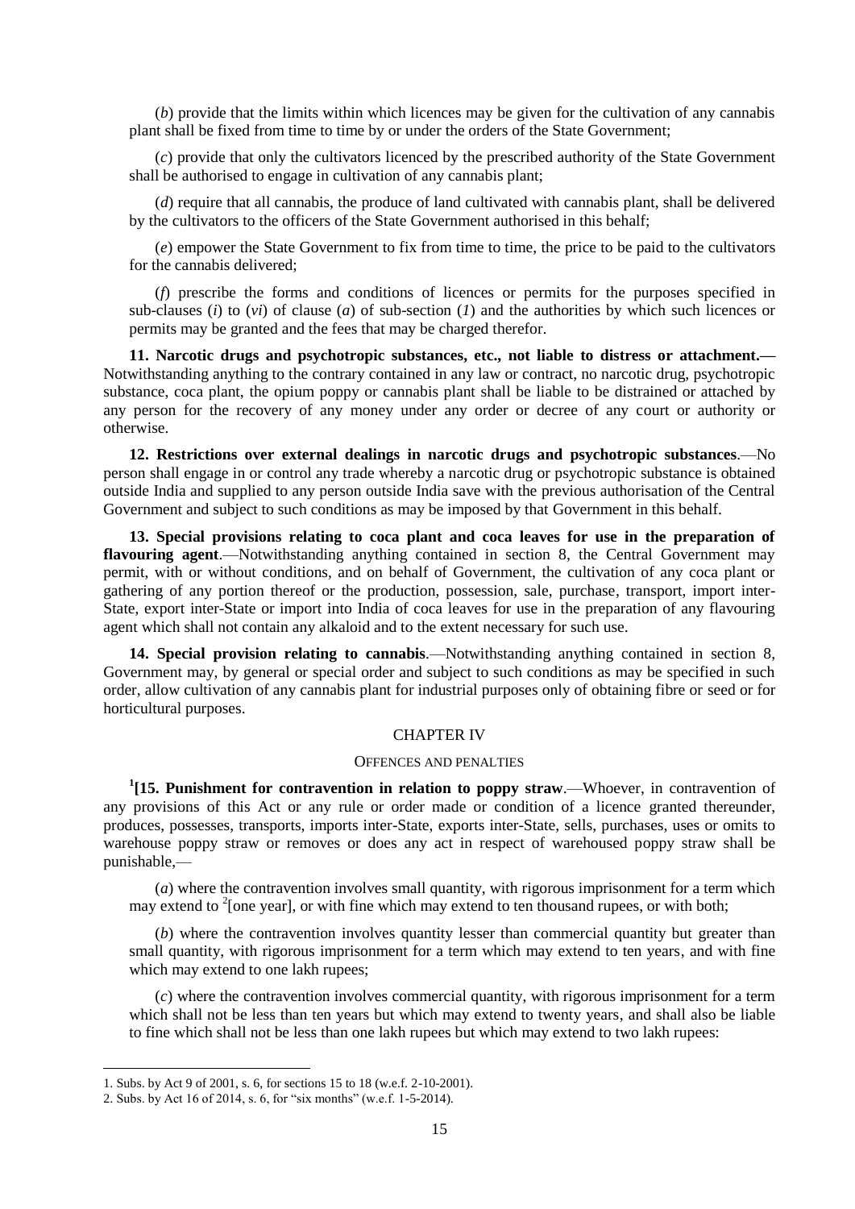(*b*) provide that the limits within which licences may be given for the cultivation of any cannabis plant shall be fixed from time to time by or under the orders of the State Government;

(*c*) provide that only the cultivators licenced by the prescribed authority of the State Government shall be authorised to engage in cultivation of any cannabis plant;

(*d*) require that all cannabis, the produce of land cultivated with cannabis plant, shall be delivered by the cultivators to the officers of the State Government authorised in this behalf;

(*e*) empower the State Government to fix from time to time, the price to be paid to the cultivators for the cannabis delivered;

(*f*) prescribe the forms and conditions of licences or permits for the purposes specified in sub-clauses (*i*) to (*vi*) of clause (*a*) of sub-section (*1*) and the authorities by which such licences or permits may be granted and the fees that may be charged therefor.

**11. Narcotic drugs and psychotropic substances, etc., not liable to distress or attachment.—** Notwithstanding anything to the contrary contained in any law or contract, no narcotic drug, psychotropic substance, coca plant, the opium poppy or cannabis plant shall be liable to be distrained or attached by any person for the recovery of any money under any order or decree of any court or authority or otherwise.

**12. Restrictions over external dealings in narcotic drugs and psychotropic substances**.—No person shall engage in or control any trade whereby a narcotic drug or psychotropic substance is obtained outside India and supplied to any person outside India save with the previous authorisation of the Central Government and subject to such conditions as may be imposed by that Government in this behalf.

**13. Special provisions relating to coca plant and coca leaves for use in the preparation of flavouring agent**.—Notwithstanding anything contained in section 8, the Central Government may permit, with or without conditions, and on behalf of Government, the cultivation of any coca plant or gathering of any portion thereof or the production, possession, sale, purchase, transport, import inter-State, export inter-State or import into India of coca leaves for use in the preparation of any flavouring agent which shall not contain any alkaloid and to the extent necessary for such use.

**14. Special provision relating to cannabis**.—Notwithstanding anything contained in section 8, Government may, by general or special order and subject to such conditions as may be specified in such order, allow cultivation of any cannabis plant for industrial purposes only of obtaining fibre or seed or for horticultural purposes.

## CHAPTER IV

### OFFENCES AND PENALTIES

[1][**15. Punishment for contravention in relation to poppy straw**.—Whoever, in contravention of any provisions of this Act or any rule or order made or condition of a licence granted thereunder, produces, possesses, transports, imports inter-State, exports inter-State, sells, purchases, uses or omits to warehouse poppy straw or removes or does any act in respect of warehoused poppy straw shall be punishable,—

(*a*) where the contravention involves small quantity, with rigorous imprisonment for a term which may extend to [2][one year], or with fine which may extend to ten thousand rupees, or with both;

(*b*) where the contravention involves quantity lesser than commercial quantity but greater than small quantity, with rigorous imprisonment for a term which may extend to ten years, and with fine which may extend to one lakh rupees;

(*c*) where the contravention involves commercial quantity, with rigorous imprisonment for a term which shall not be less than ten years but which may extend to twenty years, and shall also be liable to fine which shall not be less than one lakh rupees but which may extend to two lakh rupees:

---

1. Subs. by Act 9 of 2001, s. 6, for sections 15 to 18 (w.e.f. 2-10-2001).
2. Subs. by Act 16 of 2014, s. 6, for "six months" (w.e.f. 1-5-2014).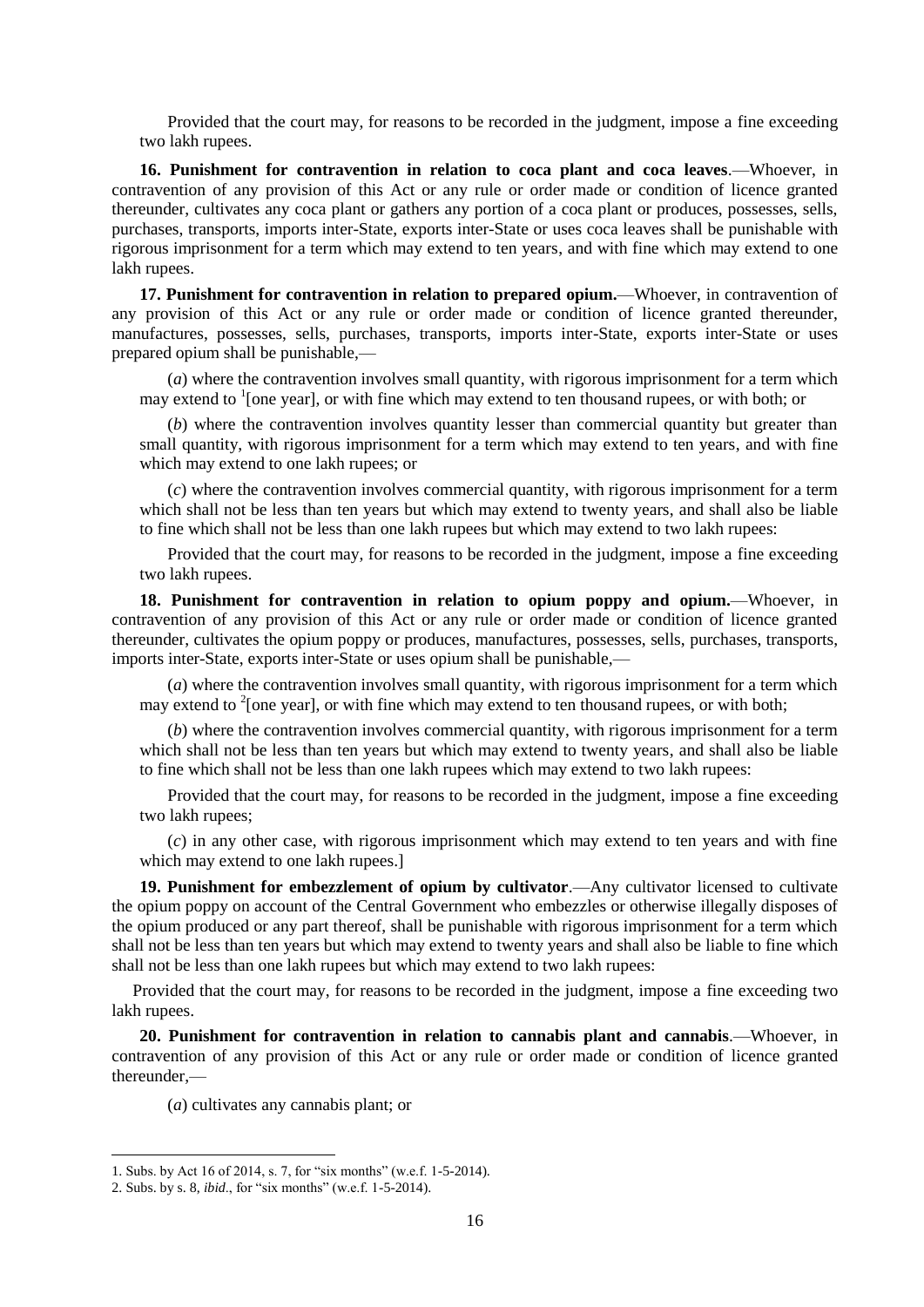Provided that the court may, for reasons to be recorded in the judgment, impose a fine exceeding two lakh rupees.

**16. Punishment for contravention in relation to coca plant and coca leaves**.—Whoever, in contravention of any provision of this Act or any rule or order made or condition of licence granted thereunder, cultivates any coca plant or gathers any portion of a coca plant or produces, possesses, sells, purchases, transports, imports inter-State, exports inter-State or uses coca leaves shall be punishable with rigorous imprisonment for a term which may extend to ten years, and with fine which may extend to one lakh rupees.

**17. Punishment for contravention in relation to prepared opium.**—Whoever, in contravention of any provision of this Act or any rule or order made or condition of licence granted thereunder, manufactures, possesses, sells, purchases, transports, imports inter-State, exports inter-State or uses prepared opium shall be punishable,—

(*a*) where the contravention involves small quantity, with rigorous imprisonment for a term which may extend to [1][one year], or with fine which may extend to ten thousand rupees, or with both; or

(*b*) where the contravention involves quantity lesser than commercial quantity but greater than small quantity, with rigorous imprisonment for a term which may extend to ten years, and with fine which may extend to one lakh rupees; or

(*c*) where the contravention involves commercial quantity, with rigorous imprisonment for a term which shall not be less than ten years but which may extend to twenty years, and shall also be liable to fine which shall not be less than one lakh rupees but which may extend to two lakh rupees:

Provided that the court may, for reasons to be recorded in the judgment, impose a fine exceeding two lakh rupees.

**18. Punishment for contravention in relation to opium poppy and opium.**—Whoever, in contravention of any provision of this Act or any rule or order made or condition of licence granted thereunder, cultivates the opium poppy or produces, manufactures, possesses, sells, purchases, transports, imports inter-State, exports inter-State or uses opium shall be punishable,—

(*a*) where the contravention involves small quantity, with rigorous imprisonment for a term which may extend to [2][one year], or with fine which may extend to ten thousand rupees, or with both;

(*b*) where the contravention involves commercial quantity, with rigorous imprisonment for a term which shall not be less than ten years but which may extend to twenty years, and shall also be liable to fine which shall not be less than one lakh rupees which may extend to two lakh rupees:

Provided that the court may, for reasons to be recorded in the judgment, impose a fine exceeding two lakh rupees;

(*c*) in any other case, with rigorous imprisonment which may extend to ten years and with fine which may extend to one lakh rupees.]

**19. Punishment for embezzlement of opium by cultivator**.—Any cultivator licensed to cultivate the opium poppy on account of the Central Government who embezzles or otherwise illegally disposes of the opium produced or any part thereof, shall be punishable with rigorous imprisonment for a term which shall not be less than ten years but which may extend to twenty years and shall also be liable to fine which shall not be less than one lakh rupees but which may extend to two lakh rupees:

Provided that the court may, for reasons to be recorded in the judgment, impose a fine exceeding two lakh rupees.

**20. Punishment for contravention in relation to cannabis plant and cannabis**.—Whoever, in contravention of any provision of this Act or any rule or order made or condition of licence granted thereunder,—

(*a*) cultivates any cannabis plant; or

---

1. Subs. by Act 16 of 2014, s. 7, for "six months" (w.e.f. 1-5-2014).
2. Subs. by s. 8, *ibid*., for "six months" (w.e.f. 1-5-2014).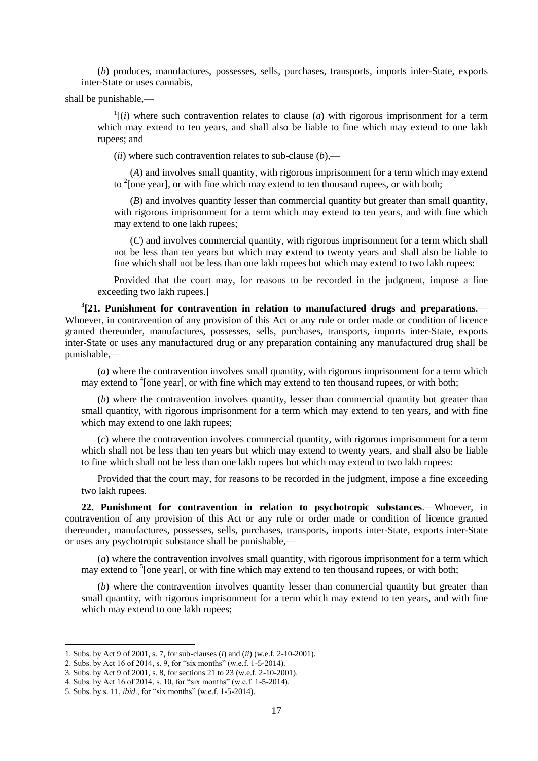(*b*) produces, manufactures, possesses, sells, purchases, transports, imports inter-State, exports inter-State or uses cannabis,

shall be punishable,—

[1][(*i*) where such contravention relates to clause (*a*) with rigorous imprisonment for a term which may extend to ten years, and shall also be liable to fine which may extend to one lakh rupees; and

(*ii*) where such contravention relates to sub-clause (*b*),—

(*A*) and involves small quantity, with rigorous imprisonment for a term which may extend to [2][one year], or with fine which may extend to ten thousand rupees, or with both;

(*B*) and involves quantity lesser than commercial quantity but greater than small quantity, with rigorous imprisonment for a term which may extend to ten years, and with fine which may extend to one lakh rupees;

(*C*) and involves commercial quantity, with rigorous imprisonment for a term which shall not be less than ten years but which may extend to twenty years and shall also be liable to fine which shall not be less than one lakh rupees but which may extend to two lakh rupees:

Provided that the court may, for reasons to be recorded in the judgment, impose a fine exceeding two lakh rupees.]

[3]**[21. Punishment for contravention in relation to manufactured drugs and preparations**.—Whoever, in contravention of any provision of this Act or any rule or order made or condition of licence granted thereunder, manufactures, possesses, sells, purchases, transports, imports inter-State, exports inter-State or uses any manufactured drug or any preparation containing any manufactured drug shall be punishable,—

(*a*) where the contravention involves small quantity, with rigorous imprisonment for a term which may extend to [4][one year], or with fine which may extend to ten thousand rupees, or with both;

(*b*) where the contravention involves quantity, lesser than commercial quantity but greater than small quantity, with rigorous imprisonment for a term which may extend to ten years, and with fine which may extend to one lakh rupees;

(*c*) where the contravention involves commercial quantity, with rigorous imprisonment for a term which shall not be less than ten years but which may extend to twenty years, and shall also be liable to fine which shall not be less than one lakh rupees but which may extend to two lakh rupees:

Provided that the court may, for reasons to be recorded in the judgment, impose a fine exceeding two lakh rupees.

**22. Punishment for contravention in relation to psychotropic substances**.—Whoever, in contravention of any provision of this Act or any rule or order made or condition of licence granted thereunder, manufactures, possesses, sells, purchases, transports, imports inter-State, exports inter-State or uses any psychotropic substance shall be punishable,—

(*a*) where the contravention involves small quantity, with rigorous imprisonment for a term which may extend to [5][one year], or with fine which may extend to ten thousand rupees, or with both;

(*b*) where the contravention involves quantity lesser than commercial quantity but greater than small quantity, with rigorous imprisonment for a term which may extend to ten years, and with fine which may extend to one lakh rupees;

---

1. Subs. by Act 9 of 2001, s. 7, for sub-clauses (*i*) and (*ii*) (w.e.f. 2-10-2001).
2. Subs. by Act 16 of 2014, s. 9, for "six months" (w.e.f. 1-5-2014).
3. Subs. by Act 9 of 2001, s. 8, for sections 21 to 23 (w.e.f. 2-10-2001).
4. Subs. by Act 16 of 2014, s. 10, for "six months" (w.e.f. 1-5-2014).
5. Subs. by s. 11, *ibid*., for "six months" (w.e.f. 1-5-2014).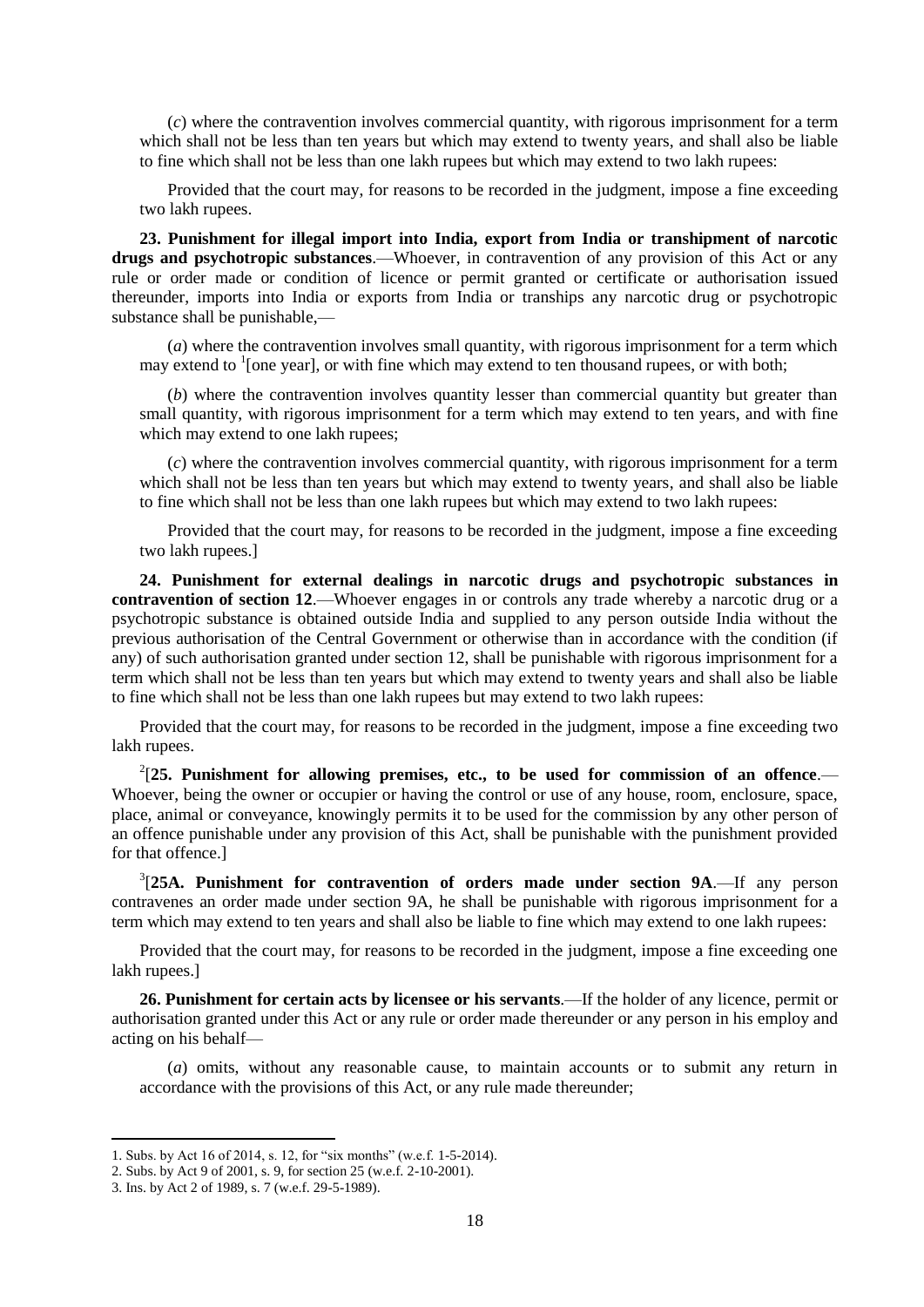(*c*) where the contravention involves commercial quantity, with rigorous imprisonment for a term which shall not be less than ten years but which may extend to twenty years, and shall also be liable to fine which shall not be less than one lakh rupees but which may extend to two lakh rupees:

Provided that the court may, for reasons to be recorded in the judgment, impose a fine exceeding two lakh rupees.

**23. Punishment for illegal import into India, export from India or transhipment of narcotic drugs and psychotropic substances**.—Whoever, in contravention of any provision of this Act or any rule or order made or condition of licence or permit granted or certificate or authorisation issued thereunder, imports into India or exports from India or tranships any narcotic drug or psychotropic substance shall be punishable,—

(*a*) where the contravention involves small quantity, with rigorous imprisonment for a term which may extend to [1][one year], or with fine which may extend to ten thousand rupees, or with both;

(*b*) where the contravention involves quantity lesser than commercial quantity but greater than small quantity, with rigorous imprisonment for a term which may extend to ten years, and with fine which may extend to one lakh rupees;

(*c*) where the contravention involves commercial quantity, with rigorous imprisonment for a term which shall not be less than ten years but which may extend to twenty years, and shall also be liable to fine which shall not be less than one lakh rupees but which may extend to two lakh rupees:

Provided that the court may, for reasons to be recorded in the judgment, impose a fine exceeding two lakh rupees.]

**24. Punishment for external dealings in narcotic drugs and psychotropic substances in contravention of section 12**.—Whoever engages in or controls any trade whereby a narcotic drug or a psychotropic substance is obtained outside India and supplied to any person outside India without the previous authorisation of the Central Government or otherwise than in accordance with the condition (if any) of such authorisation granted under section 12, shall be punishable with rigorous imprisonment for a term which shall not be less than ten years but which may extend to twenty years and shall also be liable to fine which shall not be less than one lakh rupees but may extend to two lakh rupees:

Provided that the court may, for reasons to be recorded in the judgment, impose a fine exceeding two lakh rupees.

[2][**25. Punishment for allowing premises, etc., to be used for commission of an offence**.—Whoever, being the owner or occupier or having the control or use of any house, room, enclosure, space, place, animal or conveyance, knowingly permits it to be used for the commission by any other person of an offence punishable under any provision of this Act, shall be punishable with the punishment provided for that offence.]

[3][**25A. Punishment for contravention of orders made under section 9A**.—If any person contravenes an order made under section 9A, he shall be punishable with rigorous imprisonment for a term which may extend to ten years and shall also be liable to fine which may extend to one lakh rupees:

Provided that the court may, for reasons to be recorded in the judgment, impose a fine exceeding one lakh rupees.]

**26. Punishment for certain acts by licensee or his servants**.—If the holder of any licence, permit or authorisation granted under this Act or any rule or order made thereunder or any person in his employ and acting on his behalf—

(*a*) omits, without any reasonable cause, to maintain accounts or to submit any return in accordance with the provisions of this Act, or any rule made thereunder;

---

1. Subs. by Act 16 of 2014, s. 12, for "six months" (w.e.f. 1-5-2014).
2. Subs. by Act 9 of 2001, s. 9, for section 25 (w.e.f. 2-10-2001).
3. Ins. by Act 2 of 1989, s. 7 (w.e.f. 29-5-1989).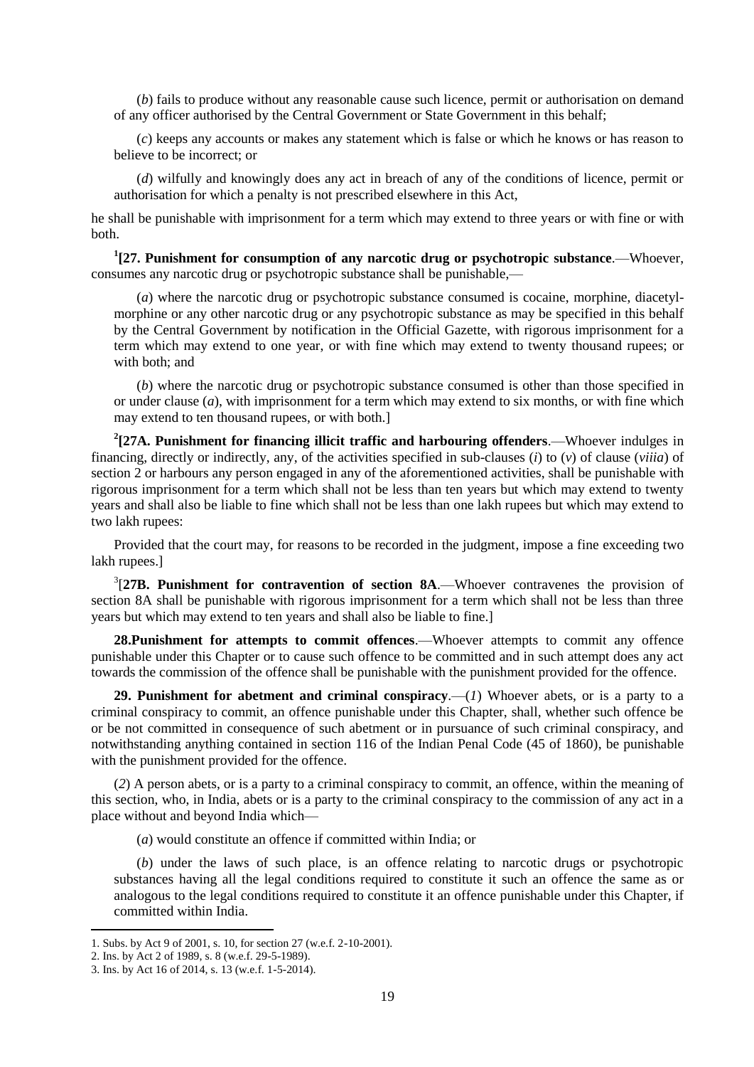(*b*) fails to produce without any reasonable cause such licence, permit or authorisation on demand of any officer authorised by the Central Government or State Government in this behalf;

(*c*) keeps any accounts or makes any statement which is false or which he knows or has reason to believe to be incorrect; or

(*d*) wilfully and knowingly does any act in breach of any of the conditions of licence, permit or authorisation for which a penalty is not prescribed elsewhere in this Act,

he shall be punishable with imprisonment for a term which may extend to three years or with fine or with both.

[1][**27. Punishment for consumption of any narcotic drug or psychotropic substance**.—Whoever, consumes any narcotic drug or psychotropic substance shall be punishable,—

(*a*) where the narcotic drug or psychotropic substance consumed is cocaine, morphine, diacetyl-morphine or any other narcotic drug or any psychotropic substance as may be specified in this behalf by the Central Government by notification in the Official Gazette, with rigorous imprisonment for a term which may extend to one year, or with fine which may extend to twenty thousand rupees; or with both; and

(*b*) where the narcotic drug or psychotropic substance consumed is other than those specified in or under clause (*a*), with imprisonment for a term which may extend to six months, or with fine which may extend to ten thousand rupees, or with both.]

[2][**27A. Punishment for financing illicit traffic and harbouring offenders**.—Whoever indulges in financing, directly or indirectly, any, of the activities specified in sub-clauses (*i*) to (*v*) of clause (*viiia*) of section 2 or harbours any person engaged in any of the aforementioned activities, shall be punishable with rigorous imprisonment for a term which shall not be less than ten years but which may extend to twenty years and shall also be liable to fine which shall not be less than one lakh rupees but which may extend to two lakh rupees:

Provided that the court may, for reasons to be recorded in the judgment, impose a fine exceeding two lakh rupees.]

[3][**27B. Punishment for contravention of section 8A**.—Whoever contravenes the provision of section 8A shall be punishable with rigorous imprisonment for a term which shall not be less than three years but which may extend to ten years and shall also be liable to fine.]

**28.Punishment for attempts to commit offences**.—Whoever attempts to commit any offence punishable under this Chapter or to cause such offence to be committed and in such attempt does any act towards the commission of the offence shall be punishable with the punishment provided for the offence.

**29. Punishment for abetment and criminal conspiracy**.—(*1*) Whoever abets, or is a party to a criminal conspiracy to commit, an offence punishable under this Chapter, shall, whether such offence be or be not committed in consequence of such abetment or in pursuance of such criminal conspiracy, and notwithstanding anything contained in section 116 of the Indian Penal Code (45 of 1860), be punishable with the punishment provided for the offence.

(*2*) A person abets, or is a party to a criminal conspiracy to commit, an offence, within the meaning of this section, who, in India, abets or is a party to the criminal conspiracy to the commission of any act in a place without and beyond India which—

(*a*) would constitute an offence if committed within India; or

(*b*) under the laws of such place, is an offence relating to narcotic drugs or psychotropic substances having all the legal conditions required to constitute it such an offence the same as or analogous to the legal conditions required to constitute it an offence punishable under this Chapter, if committed within India.

---

1. Subs. by Act 9 of 2001, s. 10, for section 27 (w.e.f. 2-10-2001).
2. Ins. by Act 2 of 1989, s. 8 (w.e.f. 29-5-1989).
3. Ins. by Act 16 of 2014, s. 13 (w.e.f. 1-5-2014).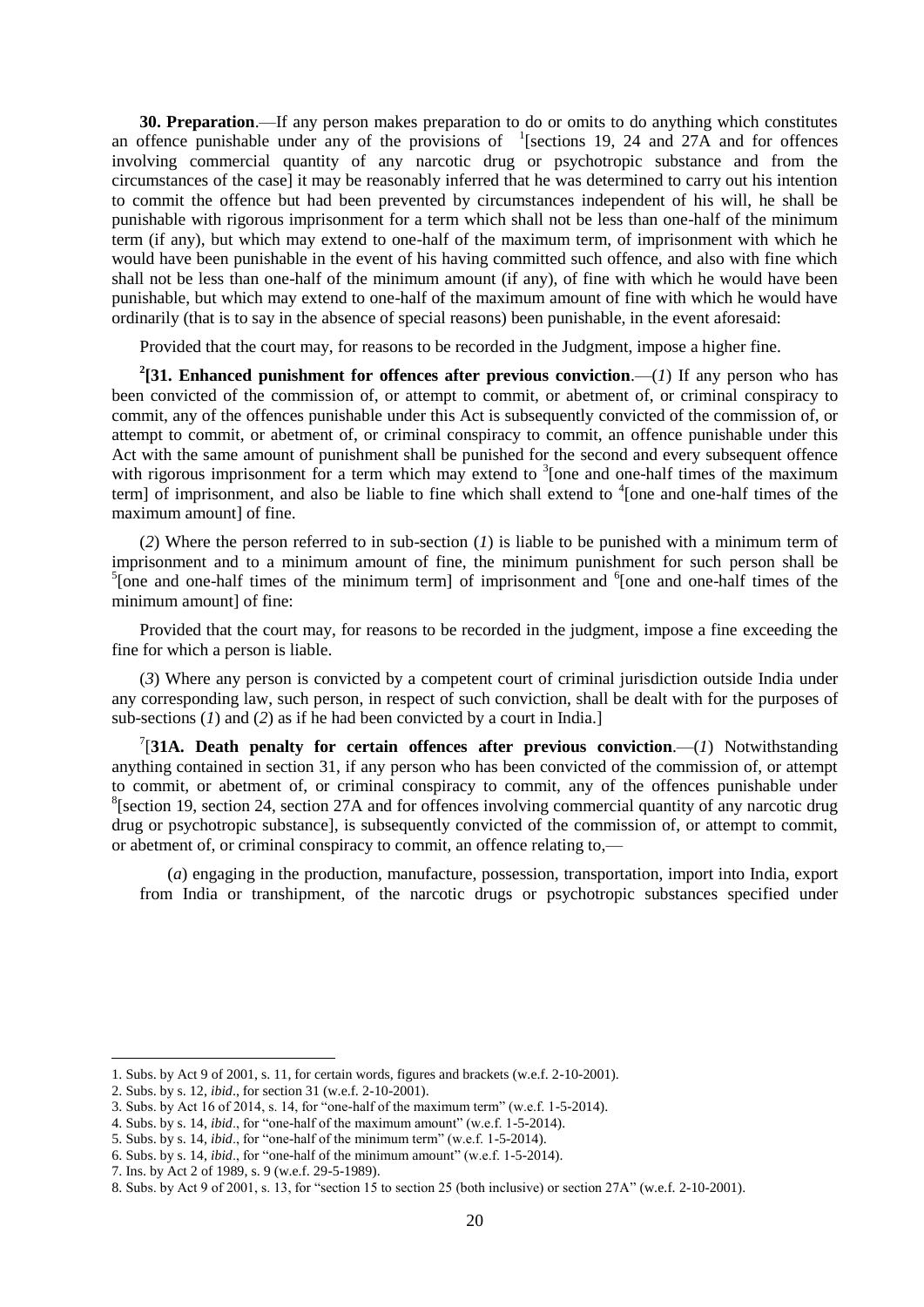**30. Preparation**.—If any person makes preparation to do or omits to do anything which constitutes an offence punishable under any of the provisions of [1][sections 19, 24 and 27A and for offences involving commercial quantity of any narcotic drug or psychotropic substance and from the circumstances of the case] it may be reasonably inferred that he was determined to carry out his intention to commit the offence but had been prevented by circumstances independent of his will, he shall be punishable with rigorous imprisonment for a term which shall not be less than one-half of the minimum term (if any), but which may extend to one-half of the maximum term, of imprisonment with which he would have been punishable in the event of his having committed such offence, and also with fine which shall not be less than one-half of the minimum amount (if any), of fine with which he would have been punishable, but which may extend to one-half of the maximum amount of fine with which he would have ordinarily (that is to say in the absence of special reasons) been punishable, in the event aforesaid:

Provided that the court may, for reasons to be recorded in the Judgment, impose a higher fine.

[2]**[31. Enhanced punishment for offences after previous conviction**.—(*1*) If any person who has been convicted of the commission of, or attempt to commit, or abetment of, or criminal conspiracy to commit, any of the offences punishable under this Act is subsequently convicted of the commission of, or attempt to commit, or abetment of, or criminal conspiracy to commit, an offence punishable under this Act with the same amount of punishment shall be punished for the second and every subsequent offence with rigorous imprisonment for a term which may extend to [3][one and one-half times of the maximum term] of imprisonment, and also be liable to fine which shall extend to [4][one and one-half times of the maximum amount] of fine.

(*2*) Where the person referred to in sub-section (*1*) is liable to be punished with a minimum term of imprisonment and to a minimum amount of fine, the minimum punishment for such person shall be [5][one and one-half times of the minimum term] of imprisonment and [6][one and one-half times of the minimum amount] of fine:

Provided that the court may, for reasons to be recorded in the judgment, impose a fine exceeding the fine for which a person is liable.

(*3*) Where any person is convicted by a competent court of criminal jurisdiction outside India under any corresponding law, such person, in respect of such conviction, shall be dealt with for the purposes of sub-sections (*1*) and (*2*) as if he had been convicted by a court in India.]

[7][**31A. Death penalty for certain offences after previous conviction**.—(*1*) Notwithstanding anything contained in section 31, if any person who has been convicted of the commission of, or attempt to commit, or abetment of, or criminal conspiracy to commit, any of the offences punishable under [8][section 19, section 24, section 27A and for offences involving commercial quantity of any narcotic drug or psychotropic substance], is subsequently convicted of the commission of, or attempt to commit, or abetment of, or criminal conspiracy to commit, an offence relating to,—

(*a*) engaging in the production, manufacture, possession, transportation, import into India, export from India or transhipment, of the narcotic drugs or psychotropic substances specified under

---

1. Subs. by Act 9 of 2001, s. 11, for certain words, figures and brackets (w.e.f. 2-10-2001).
2. Subs. by s. 12, *ibid*., for section 31 (w.e.f. 2-10-2001).
3. Subs. by Act 16 of 2014, s. 14, for "one-half of the maximum term" (w.e.f. 1-5-2014).
4. Subs. by s. 14, *ibid*., for "one-half of the maximum amount" (w.e.f. 1-5-2014).
5. Subs. by s. 14, *ibid*., for "one-half of the minimum term" (w.e.f. 1-5-2014).
6. Subs. by s. 14, *ibid*., for "one-half of the minimum amount" (w.e.f. 1-5-2014).
7. Ins. by Act 2 of 1989, s. 9 (w.e.f. 29-5-1989).
8. Subs. by Act 9 of 2001, s. 13, for "section 15 to section 25 (both inclusive) or section 27A" (w.e.f. 2-10-2001).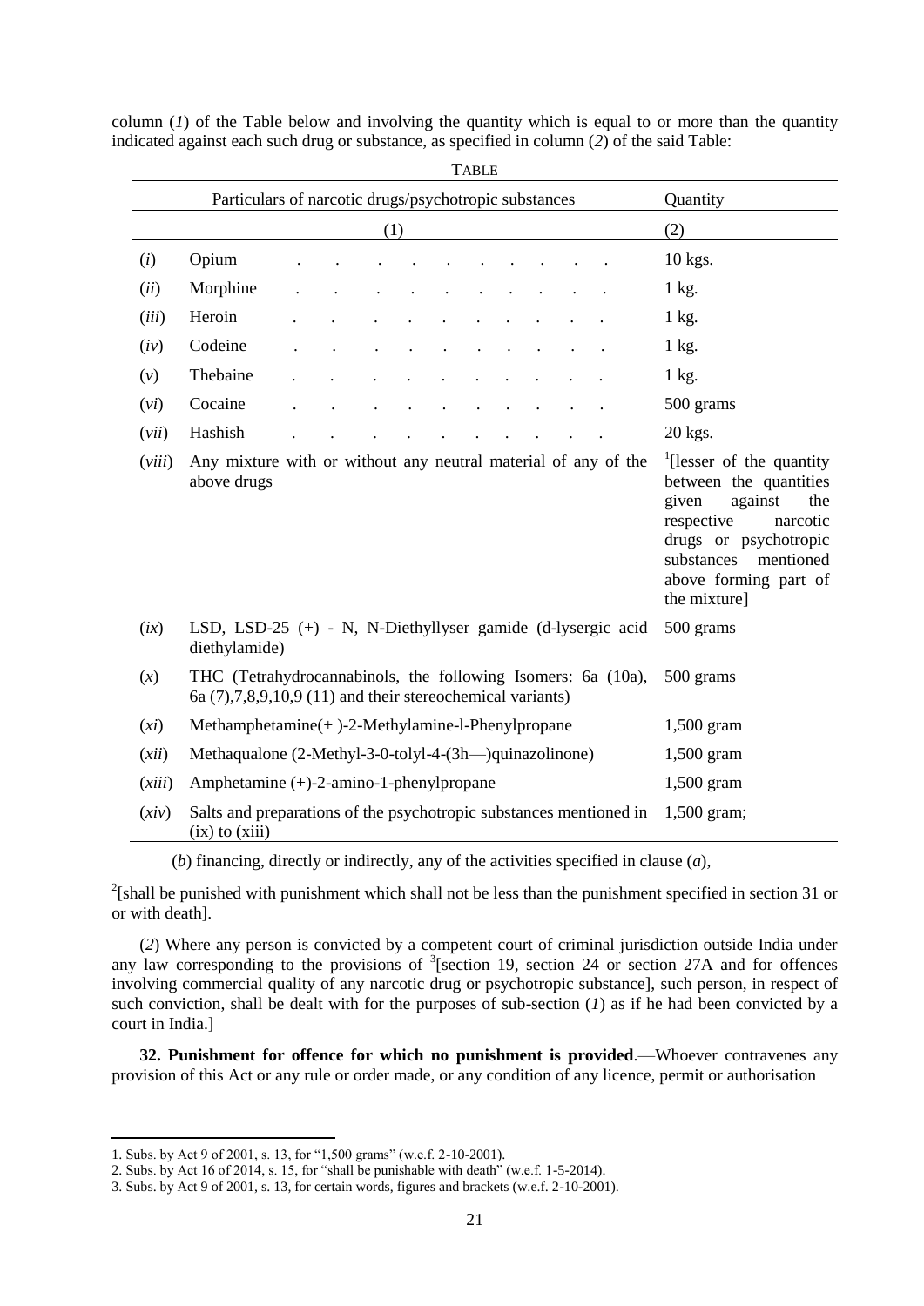column (*1*) of the Table below and involving the quantity which is equal to or more than the quantity indicated against each such drug or substance, as specified in column (*2*) of the said Table:

TABLE

| | Particulars of narcotic drugs/psychotropic substances | Quantity |
|---|---|---|
| | (1) | (2) |
| (*i*) | Opium | 10 kgs. |
| (*ii*) | Morphine | 1 kg. |
| (*iii*) | Heroin | 1 kg. |
| (*iv*) | Codeine | 1 kg. |
| (*v*) | Thebaine | 1 kg. |
| (*vi*) | Cocaine | 500 grams |
| (*vii*) | Hashish | 20 kgs. |
| (*viii*) | Any mixture with or without any neutral material of any of the above drugs | [1][lesser of the quantity between the quantities given against the respective narcotic drugs or psychotropic substances mentioned above forming part of the mixture] |
| (*ix*) | LSD, LSD-25 (+) - N, N-Diethyllyser gamide (d-lysergic acid diethylamide) | 500 grams |
| (*x*) | THC (Tetrahydrocannabinols, the following Isomers: 6a (10a), 6a (7),7,8,9,10,9 (11) and their stereochemical variants) | 500 grams |
| (*xi*) | Methamphetamine(+ )-2-Methylamine-l-Phenylpropane | 1,500 gram |
| (*xii*) | Methaqualone (2-Methyl-3-0-tolyl-4-(3h—)quinazolinone) | 1,500 gram |
| (*xiii*) | Amphetamine (+)-2-amino-1-phenylpropane | 1,500 gram |
| (*xiv*) | Salts and preparations of the psychotropic substances mentioned in (ix) to (xiii) | 1,500 gram; |

(*b*) financing, directly or indirectly, any of the activities specified in clause (*a*),

[2][shall be punished with punishment which shall not be less than the punishment specified in section 31 or or with death].

(*2*) Where any person is convicted by a competent court of criminal jurisdiction outside India under any law corresponding to the provisions of [3][section 19, section 24 or section 27A and for offences involving commercial quality of any narcotic drug or psychotropic substance], such person, in respect of such conviction, shall be dealt with for the purposes of sub-section (*1*) as if he had been convicted by a court in India.]

**32. Punishment for offence for which no punishment is provided**.—Whoever contravenes any provision of this Act or any rule or order made, or any condition of any licence, permit or authorisation

1. Subs. by Act 9 of 2001, s. 13, for "1,500 grams" (w.e.f. 2-10-2001).
2. Subs. by Act 16 of 2014, s. 15, for "shall be punishable with death" (w.e.f. 1-5-2014).
3. Subs. by Act 9 of 2001, s. 13, for certain words, figures and brackets (w.e.f. 2-10-2001).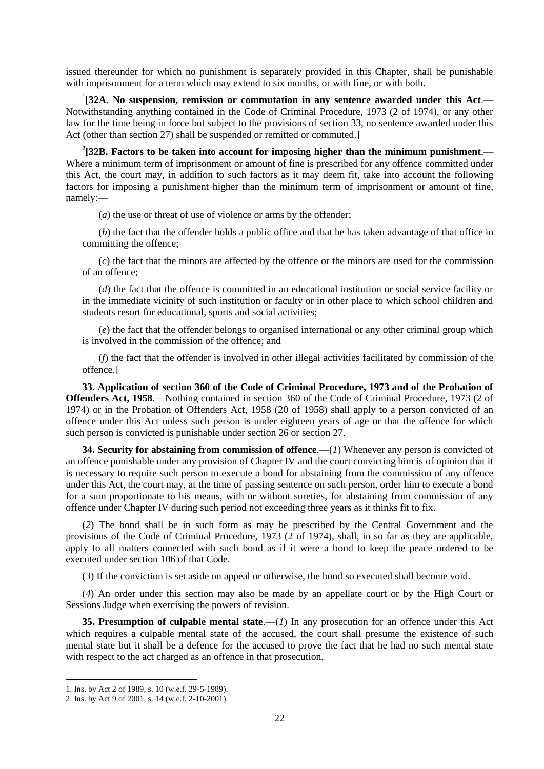issued thereunder for which no punishment is separately provided in this Chapter, shall be punishable with imprisonment for a term which may extend to six months, or with fine, or with both.

[1][**32A. No suspension, remission or commutation in any sentence awarded under this Act**.—Notwithstanding anything contained in the Code of Criminal Procedure, 1973 (2 of 1974), or any other law for the time being in force but subject to the provisions of section 33, no sentence awarded under this Act (other than section 27) shall be suspended or remitted or commuted.]

[2][**32B. Factors to be taken into account for imposing higher than the minimum punishment**.—Where a minimum term of imprisonment or amount of fine is prescribed for any offence committed under this Act, the court may, in addition to such factors as it may deem fit, take into account the following factors for imposing a punishment higher than the minimum term of imprisonment or amount of fine, namely:—

(*a*) the use or threat of use of violence or arms by the offender;

(*b*) the fact that the offender holds a public office and that he has taken advantage of that office in committing the offence;

(*c*) the fact that the minors are affected by the offence or the minors are used for the commission of an offence;

(*d*) the fact that the offence is committed in an educational institution or social service facility or in the immediate vicinity of such institution or faculty or in other place to which school children and students resort for educational, sports and social activities;

(*e*) the fact that the offender belongs to organised international or any other criminal group which is involved in the commission of the offence; and

(*f*) the fact that the offender is involved in other illegal activities facilitated by commission of the offence.]

**33. Application of section 360 of the Code of Criminal Procedure, 1973 and of the Probation of Offenders Act, 1958**.—Nothing contained in section 360 of the Code of Criminal Procedure, 1973 (2 of 1974) or in the Probation of Offenders Act, 1958 (20 of 1958) shall apply to a person convicted of an offence under this Act unless such person is under eighteen years of age or that the offence for which such person is convicted is punishable under section 26 or section 27.

**34. Security for abstaining from commission of offence**.—(*1*) Whenever any person is convicted of an offence punishable under any provision of Chapter IV and the court convicting him is of opinion that it is necessary to require such person to execute a bond for abstaining from the commission of any offence under this Act, the court may, at the time of passing sentence on such person, order him to execute a bond for a sum proportionate to his means, with or without sureties, for abstaining from commission of any offence under Chapter IV during such period not exceeding three years as it thinks fit to fix.

(*2*) The bond shall be in such form as may be prescribed by the Central Government and the provisions of the Code of Criminal Procedure, 1973 (2 of 1974), shall, in so far as they are applicable, apply to all matters connected with such bond as if it were a bond to keep the peace ordered to be executed under section 106 of that Code.

(*3*) If the conviction is set aside on appeal or otherwise, the bond so executed shall become void.

(*4*) An order under this section may also be made by an appellate court or by the High Court or Sessions Judge when exercising the powers of revision.

**35. Presumption of culpable mental state**.—(*1*) In any prosecution for an offence under this Act which requires a culpable mental state of the accused, the court shall presume the existence of such mental state but it shall be a defence for the accused to prove the fact that he had no such mental state with respect to the act charged as an offence in that prosecution.

---

1. Ins. by Act 2 of 1989, s. 10 (w.e.f. 29-5-1989).
2. Ins. by Act 9 of 2001, s. 14 (w.e.f. 2-10-2001).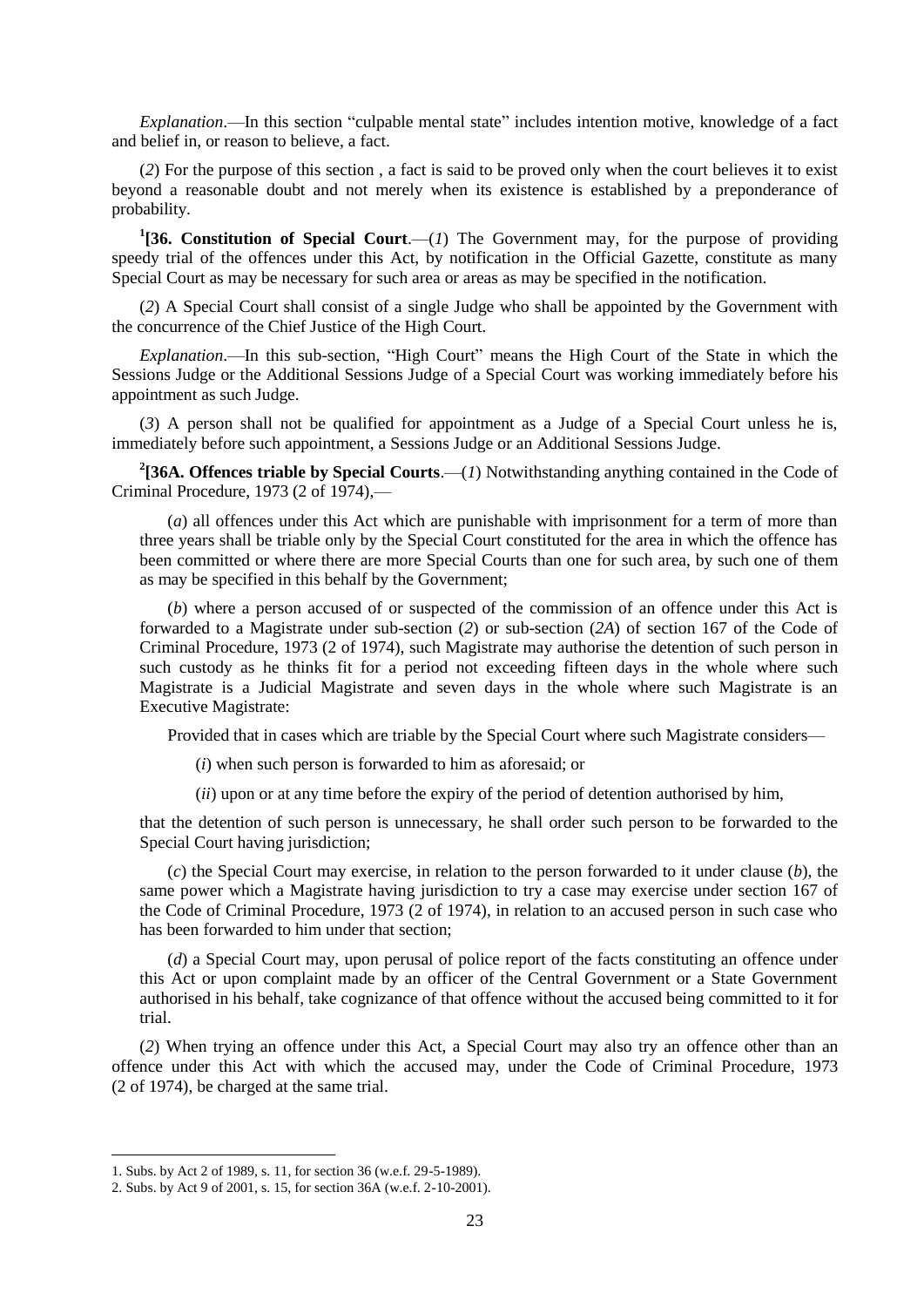*Explanation*.—In this section "culpable mental state" includes intention motive, knowledge of a fact and belief in, or reason to believe, a fact.

(*2*) For the purpose of this section , a fact is said to be proved only when the court believes it to exist beyond a reasonable doubt and not merely when its existence is established by a preponderance of probability.

[1][**36. Constitution of Special Court**.—(*1*) The Government may, for the purpose of providing speedy trial of the offences under this Act, by notification in the Official Gazette, constitute as many Special Court as may be necessary for such area or areas as may be specified in the notification.

(*2*) A Special Court shall consist of a single Judge who shall be appointed by the Government with the concurrence of the Chief Justice of the High Court.

*Explanation*.—In this sub-section, "High Court" means the High Court of the State in which the Sessions Judge or the Additional Sessions Judge of a Special Court was working immediately before his appointment as such Judge.

(*3*) A person shall not be qualified for appointment as a Judge of a Special Court unless he is, immediately before such appointment, a Sessions Judge or an Additional Sessions Judge.

[2][**36A. Offences triable by Special Courts**.—(*1*) Notwithstanding anything contained in the Code of Criminal Procedure, 1973 (2 of 1974),—

(*a*) all offences under this Act which are punishable with imprisonment for a term of more than three years shall be triable only by the Special Court constituted for the area in which the offence has been committed or where there are more Special Courts than one for such area, by such one of them as may be specified in this behalf by the Government;

(*b*) where a person accused of or suspected of the commission of an offence under this Act is forwarded to a Magistrate under sub-section (*2*) or sub-section (*2A*) of section 167 of the Code of Criminal Procedure, 1973 (2 of 1974), such Magistrate may authorise the detention of such person in such custody as he thinks fit for a period not exceeding fifteen days in the whole where such Magistrate is a Judicial Magistrate and seven days in the whole where such Magistrate is an Executive Magistrate:

Provided that in cases which are triable by the Special Court where such Magistrate considers—

(*i*) when such person is forwarded to him as aforesaid; or

(*ii*) upon or at any time before the expiry of the period of detention authorised by him,

that the detention of such person is unnecessary, he shall order such person to be forwarded to the Special Court having jurisdiction;

(*c*) the Special Court may exercise, in relation to the person forwarded to it under clause (*b*), the same power which a Magistrate having jurisdiction to try a case may exercise under section 167 of the Code of Criminal Procedure, 1973 (2 of 1974), in relation to an accused person in such case who has been forwarded to him under that section;

(*d*) a Special Court may, upon perusal of police report of the facts constituting an offence under this Act or upon complaint made by an officer of the Central Government or a State Government authorised in his behalf, take cognizance of that offence without the accused being committed to it for trial.

(*2*) When trying an offence under this Act, a Special Court may also try an offence other than an offence under this Act with which the accused may, under the Code of Criminal Procedure, 1973 (2 of 1974), be charged at the same trial.

---

1. Subs. by Act 2 of 1989, s. 11, for section 36 (w.e.f. 29-5-1989).
2. Subs. by Act 9 of 2001, s. 15, for section 36A (w.e.f. 2-10-2001).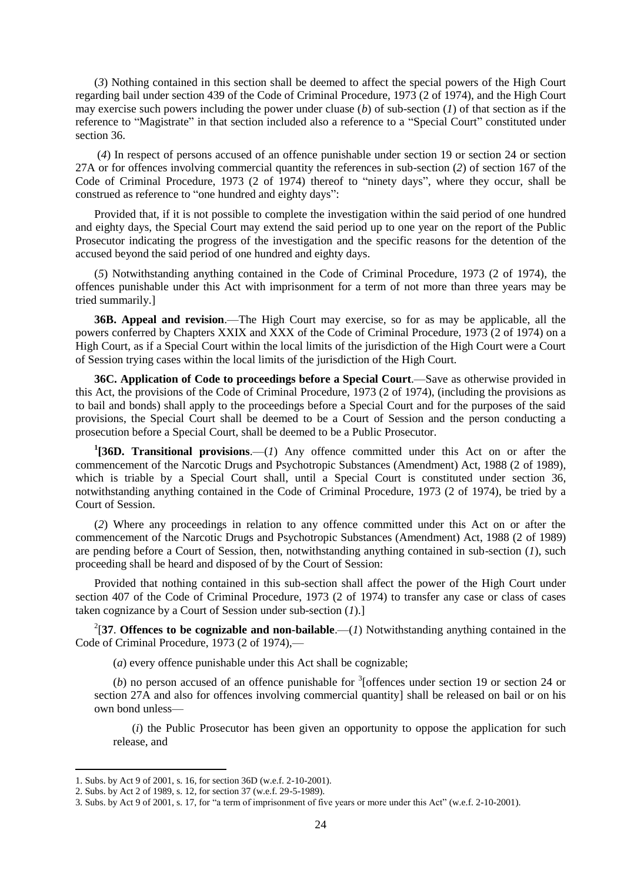(*3*) Nothing contained in this section shall be deemed to affect the special powers of the High Court regarding bail under section 439 of the Code of Criminal Procedure, 1973 (2 of 1974), and the High Court may exercise such powers including the power under cluase (*b*) of sub-section (*1*) of that section as if the reference to "Magistrate" in that section included also a reference to a "Special Court" constituted under section 36.

(*4*) In respect of persons accused of an offence punishable under section 19 or section 24 or section 27A or for offences involving commercial quantity the references in sub-section (*2*) of section 167 of the Code of Criminal Procedure, 1973 (2 of 1974) thereof to "ninety days", where they occur, shall be construed as reference to "one hundred and eighty days":

Provided that, if it is not possible to complete the investigation within the said period of one hundred and eighty days, the Special Court may extend the said period up to one year on the report of the Public Prosecutor indicating the progress of the investigation and the specific reasons for the detention of the accused beyond the said period of one hundred and eighty days.

(*5*) Notwithstanding anything contained in the Code of Criminal Procedure, 1973 (2 of 1974), the offences punishable under this Act with imprisonment for a term of not more than three years may be tried summarily.]

**36B. Appeal and revision**.—The High Court may exercise, so for as may be applicable, all the powers conferred by Chapters XXIX and XXX of the Code of Criminal Procedure, 1973 (2 of 1974) on a High Court, as if a Special Court within the local limits of the jurisdiction of the High Court were a Court of Session trying cases within the local limits of the jurisdiction of the High Court.

**36C. Application of Code to proceedings before a Special Court**.—Save as otherwise provided in this Act, the provisions of the Code of Criminal Procedure, 1973 (2 of 1974), (including the provisions as to bail and bonds) shall apply to the proceedings before a Special Court and for the purposes of the said provisions, the Special Court shall be deemed to be a Court of Session and the person conducting a prosecution before a Special Court, shall be deemed to be a Public Prosecutor.

[1]**[36D. Transitional provisions**.—(*1*) Any offence committed under this Act on or after the commencement of the Narcotic Drugs and Psychotropic Substances (Amendment) Act, 1988 (2 of 1989), which is triable by a Special Court shall, until a Special Court is constituted under section 36, notwithstanding anything contained in the Code of Criminal Procedure, 1973 (2 of 1974), be tried by a Court of Session.

(*2*) Where any proceedings in relation to any offence committed under this Act on or after the commencement of the Narcotic Drugs and Psychotropic Substances (Amendment) Act, 1988 (2 of 1989) are pending before a Court of Session, then, notwithstanding anything contained in sub-section (*1*), such proceeding shall be heard and disposed of by the Court of Session:

Provided that nothing contained in this sub-section shall affect the power of the High Court under section 407 of the Code of Criminal Procedure, 1973 (2 of 1974) to transfer any case or class of cases taken cognizance by a Court of Session under sub-section (*1*).]

[2][**37**. **Offences to be cognizable and non-bailable**.—(*1*) Notwithstanding anything contained in the Code of Criminal Procedure, 1973 (2 of 1974),—

(*a*) every offence punishable under this Act shall be cognizable;

(*b*) no person accused of an offence punishable for [3][offences under section 19 or section 24 or section 27A and also for offences involving commercial quantity] shall be released on bail or on his own bond unless—

(*i*) the Public Prosecutor has been given an opportunity to oppose the application for such release, and

---

1. Subs. by Act 9 of 2001, s. 16, for section 36D (w.e.f. 2-10-2001).
2. Subs. by Act 2 of 1989, s. 12, for section 37 (w.e.f. 29-5-1989).
3. Subs. by Act 9 of 2001, s. 17, for "a term of imprisonment of five years or more under this Act" (w.e.f. 2-10-2001).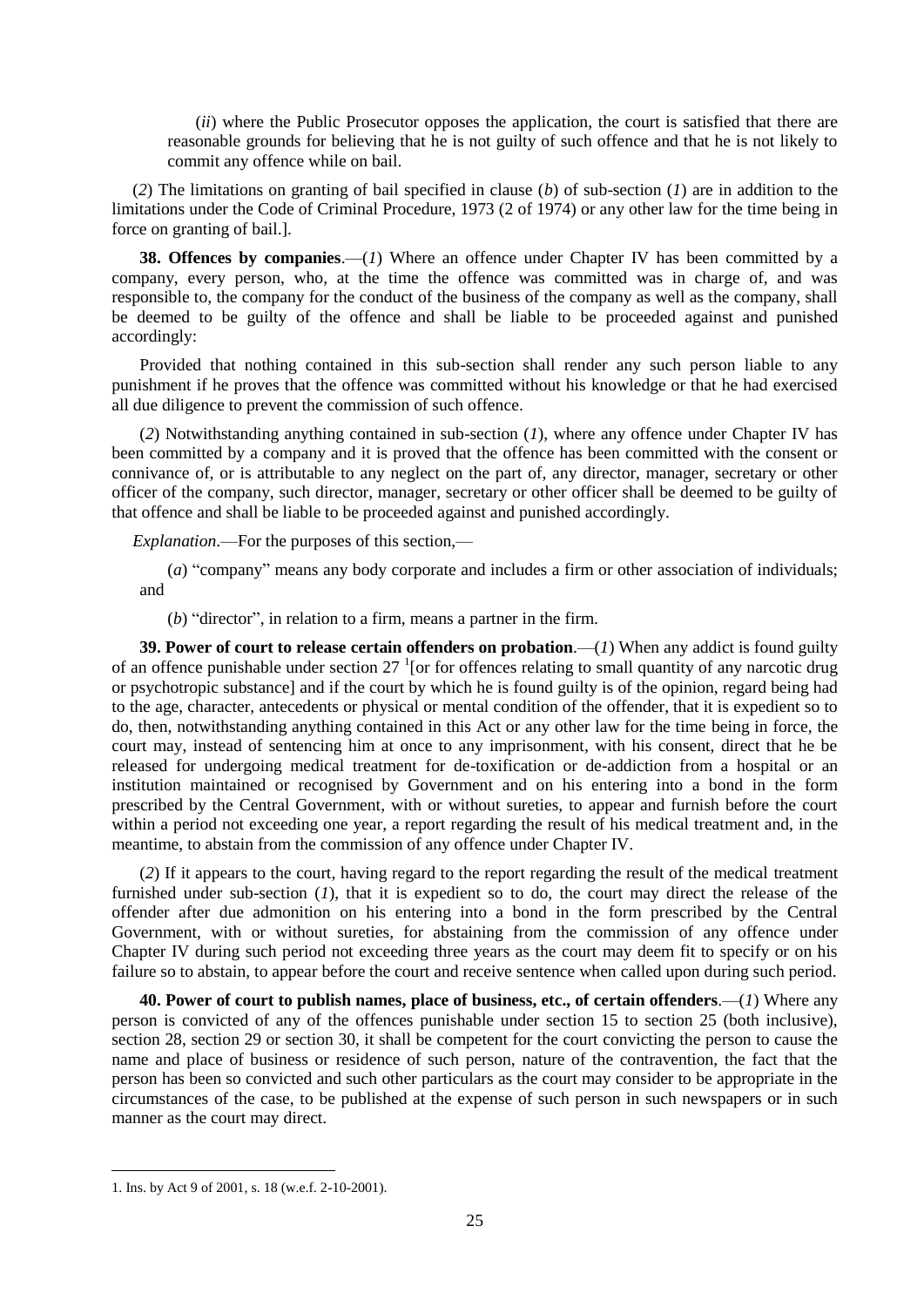(*ii*) where the Public Prosecutor opposes the application, the court is satisfied that there are reasonable grounds for believing that he is not guilty of such offence and that he is not likely to commit any offence while on bail.

(*2*) The limitations on granting of bail specified in clause (*b*) of sub-section (*1*) are in addition to the limitations under the Code of Criminal Procedure, 1973 (2 of 1974) or any other law for the time being in force on granting of bail.].

**38. Offences by companies**.—(*1*) Where an offence under Chapter IV has been committed by a company, every person, who, at the time the offence was committed was in charge of, and was responsible to, the company for the conduct of the business of the company as well as the company, shall be deemed to be guilty of the offence and shall be liable to be proceeded against and punished accordingly:

Provided that nothing contained in this sub-section shall render any such person liable to any punishment if he proves that the offence was committed without his knowledge or that he had exercised all due diligence to prevent the commission of such offence.

(*2*) Notwithstanding anything contained in sub-section (*1*), where any offence under Chapter IV has been committed by a company and it is proved that the offence has been committed with the consent or connivance of, or is attributable to any neglect on the part of, any director, manager, secretary or other officer of the company, such director, manager, secretary or other officer shall be deemed to be guilty of that offence and shall be liable to be proceeded against and punished accordingly.

*Explanation*.—For the purposes of this section,—

(*a*) "company" means any body corporate and includes a firm or other association of individuals; and

(*b*) "director", in relation to a firm, means a partner in the firm.

**39. Power of court to release certain offenders on probation**.—(*1*) When any addict is found guilty of an offence punishable under section 27 [1][or for offences relating to small quantity of any narcotic drug or psychotropic substance] and if the court by which he is found guilty is of the opinion, regard being had to the age, character, antecedents or physical or mental condition of the offender, that it is expedient so to do, then, notwithstanding anything contained in this Act or any other law for the time being in force, the court may, instead of sentencing him at once to any imprisonment, with his consent, direct that he be released for undergoing medical treatment for de-toxification or de-addiction from a hospital or an institution maintained or recognised by Government and on his entering into a bond in the form prescribed by the Central Government, with or without sureties, to appear and furnish before the court within a period not exceeding one year, a report regarding the result of his medical treatment and, in the meantime, to abstain from the commission of any offence under Chapter IV.

(*2*) If it appears to the court, having regard to the report regarding the result of the medical treatment furnished under sub-section (*1*), that it is expedient so to do, the court may direct the release of the offender after due admonition on his entering into a bond in the form prescribed by the Central Government, with or without sureties, for abstaining from the commission of any offence under Chapter IV during such period not exceeding three years as the court may deem fit to specify or on his failure so to abstain, to appear before the court and receive sentence when called upon during such period.

**40. Power of court to publish names, place of business, etc., of certain offenders**.—(*1*) Where any person is convicted of any of the offences punishable under section 15 to section 25 (both inclusive), section 28, section 29 or section 30, it shall be competent for the court convicting the person to cause the name and place of business or residence of such person, nature of the contravention, the fact that the person has been so convicted and such other particulars as the court may consider to be appropriate in the circumstances of the case, to be published at the expense of such person in such newspapers or in such manner as the court may direct.

1. Ins. by Act 9 of 2001, s. 18 (w.e.f. 2-10-2001).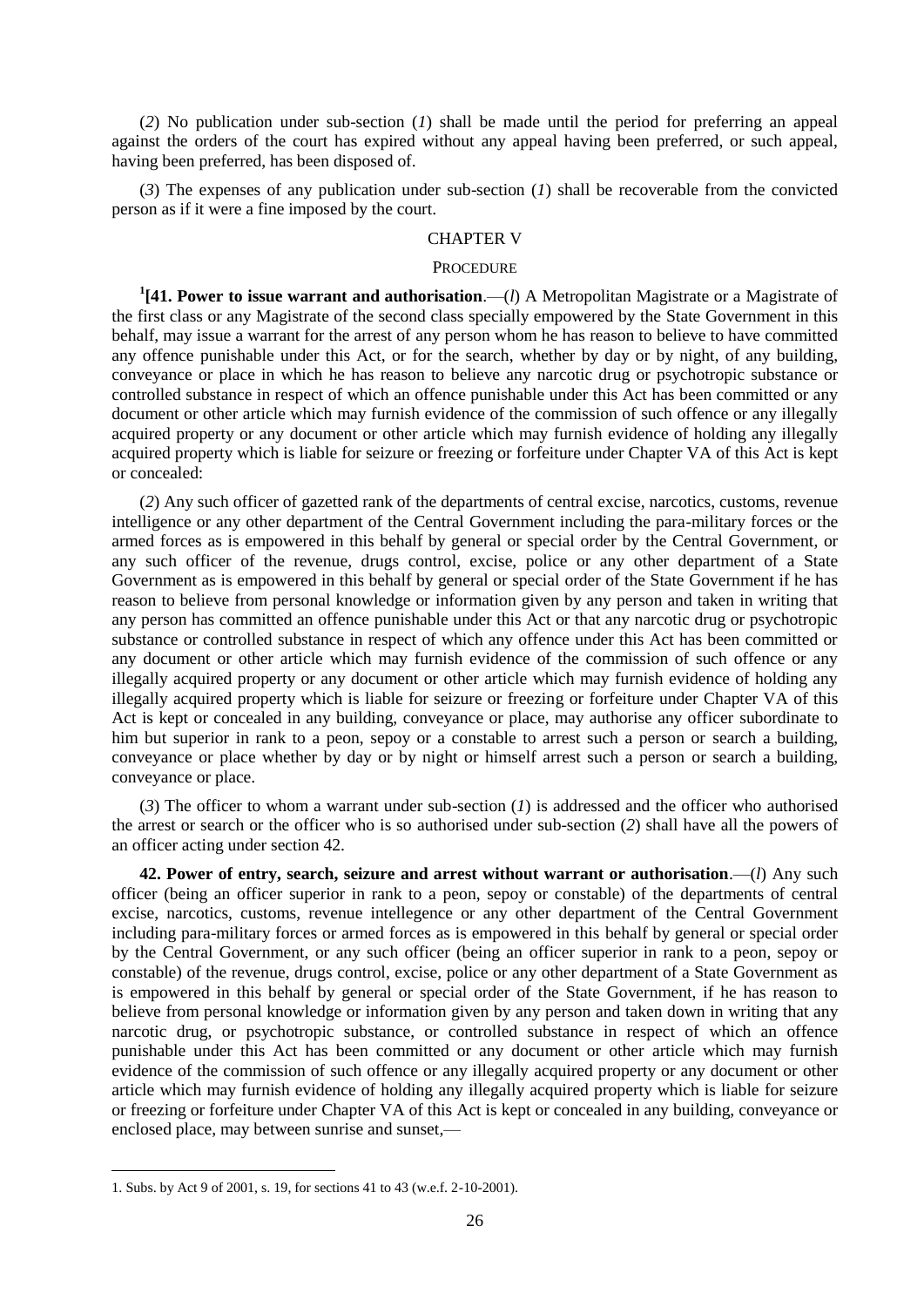(*2*) No publication under sub-section (*1*) shall be made until the period for preferring an appeal against the orders of the court has expired without any appeal having been preferred, or such appeal, having been preferred, has been disposed of.

(*3*) The expenses of any publication under sub-section (*1*) shall be recoverable from the convicted person as if it were a fine imposed by the court.

## CHAPTER V

### PROCEDURE

[1][**41. Power to issue warrant and authorisation**.—(*l*) A Metropolitan Magistrate or a Magistrate of the first class or any Magistrate of the second class specially empowered by the State Government in this behalf, may issue a warrant for the arrest of any person whom he has reason to believe to have committed any offence punishable under this Act, or for the search, whether by day or by night, of any building, conveyance or place in which he has reason to believe any narcotic drug or psychotropic substance or controlled substance in respect of which an offence punishable under this Act has been committed or any document or other article which may furnish evidence of the commission of such offence or any illegally acquired property or any document or other article which may furnish evidence of holding any illegally acquired property which is liable for seizure or freezing or forfeiture under Chapter VA of this Act is kept or concealed:

(*2*) Any such officer of gazetted rank of the departments of central excise, narcotics, customs, revenue intelligence or any other department of the Central Government including the para-military forces or the armed forces as is empowered in this behalf by general or special order by the Central Government, or any such officer of the revenue, drugs control, excise, police or any other department of a State Government as is empowered in this behalf by general or special order of the State Government if he has reason to believe from personal knowledge or information given by any person and taken in writing that any person has committed an offence punishable under this Act or that any narcotic drug or psychotropic substance or controlled substance in respect of which any offence under this Act has been committed or any document or other article which may furnish evidence of the commission of such offence or any illegally acquired property or any document or other article which may furnish evidence of holding any illegally acquired property which is liable for seizure or freezing or forfeiture under Chapter VA of this Act is kept or concealed in any building, conveyance or place, may authorise any officer subordinate to him but superior in rank to a peon, sepoy or a constable to arrest such a person or search a building, conveyance or place whether by day or by night or himself arrest such a person or search a building, conveyance or place.

(*3*) The officer to whom a warrant under sub-section (*1*) is addressed and the officer who authorised the arrest or search or the officer who is so authorised under sub-section (*2*) shall have all the powers of an officer acting under section 42.

**42. Power of entry, search, seizure and arrest without warrant or authorisation**.—(*l*) Any such officer (being an officer superior in rank to a peon, sepoy or constable) of the departments of central excise, narcotics, customs, revenue intellegence or any other department of the Central Government including para-military forces or armed forces as is empowered in this behalf by general or special order by the Central Government, or any such officer (being an officer superior in rank to a peon, sepoy or constable) of the revenue, drugs control, excise, police or any other department of a State Government as is empowered in this behalf by general or special order of the State Government, if he has reason to believe from personal knowledge or information given by any person and taken down in writing that any narcotic drug, or psychotropic substance, or controlled substance in respect of which an offence punishable under this Act has been committed or any document or other article which may furnish evidence of the commission of such offence or any illegally acquired property or any document or other article which may furnish evidence of holding any illegally acquired property which is liable for seizure or freezing or forfeiture under Chapter VA of this Act is kept or concealed in any building, conveyance or enclosed place, may between sunrise and sunset,—

---

1. Subs. by Act 9 of 2001, s. 19, for sections 41 to 43 (w.e.f. 2-10-2001).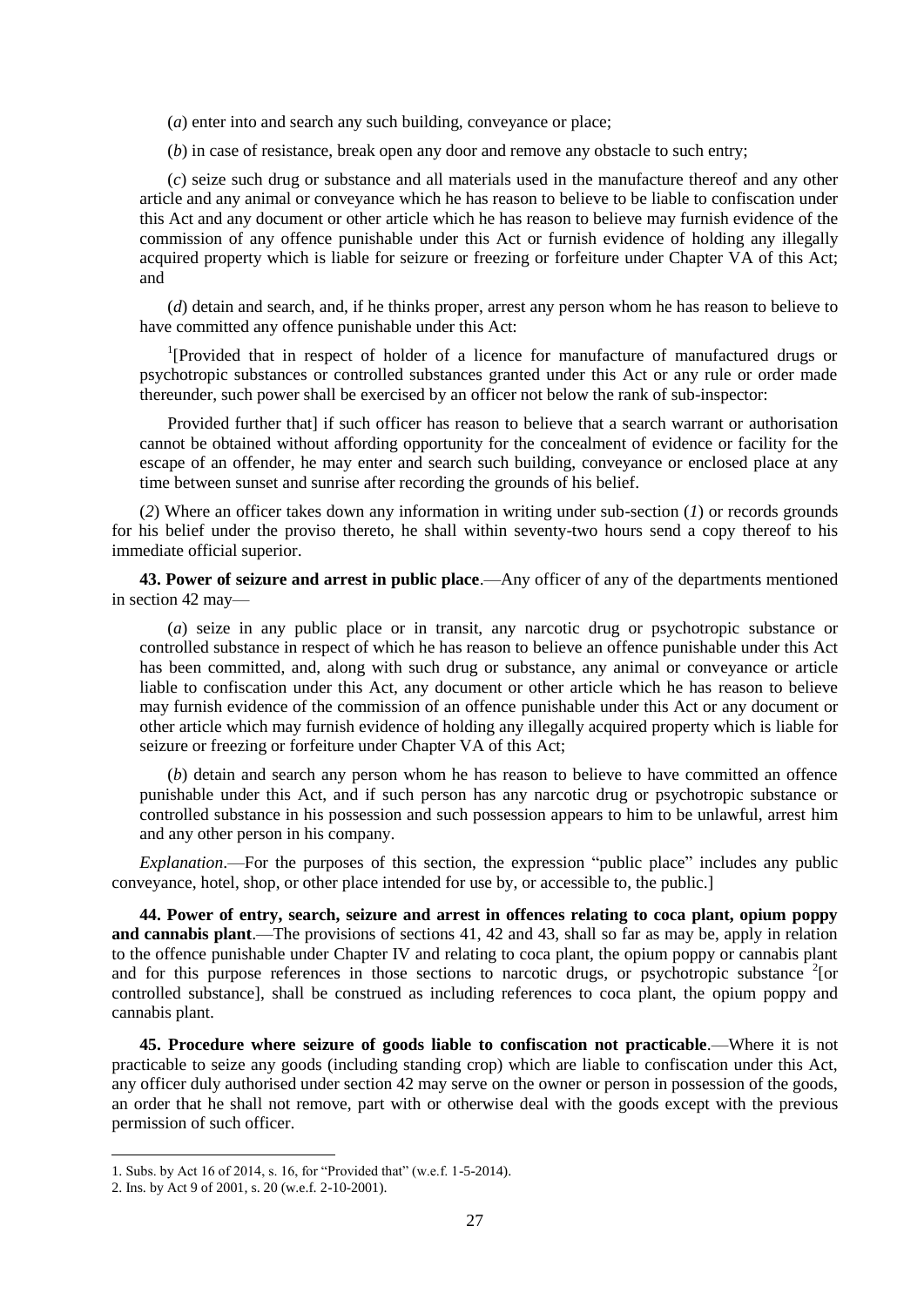(*a*) enter into and search any such building, conveyance or place;

(*b*) in case of resistance, break open any door and remove any obstacle to such entry;

(*c*) seize such drug or substance and all materials used in the manufacture thereof and any other article and any animal or conveyance which he has reason to believe to be liable to confiscation under this Act and any document or other article which he has reason to believe may furnish evidence of the commission of any offence punishable under this Act or furnish evidence of holding any illegally acquired property which is liable for seizure or freezing or forfeiture under Chapter VA of this Act; and

(*d*) detain and search, and, if he thinks proper, arrest any person whom he has reason to believe to have committed any offence punishable under this Act:

[1][Provided that in respect of holder of a licence for manufacture of manufactured drugs or psychotropic substances or controlled substances granted under this Act or any rule or order made thereunder, such power shall be exercised by an officer not below the rank of sub-inspector:

Provided further that] if such officer has reason to believe that a search warrant or authorisation cannot be obtained without affording opportunity for the concealment of evidence or facility for the escape of an offender, he may enter and search such building, conveyance or enclosed place at any time between sunset and sunrise after recording the grounds of his belief.

(*2*) Where an officer takes down any information in writing under sub-section (*1*) or records grounds for his belief under the proviso thereto, he shall within seventy-two hours send a copy thereof to his immediate official superior.

**43. Power of seizure and arrest in public place**.—Any officer of any of the departments mentioned in section 42 may—

(*a*) seize in any public place or in transit, any narcotic drug or psychotropic substance or controlled substance in respect of which he has reason to believe an offence punishable under this Act has been committed, and, along with such drug or substance, any animal or conveyance or article liable to confiscation under this Act, any document or other article which he has reason to believe may furnish evidence of the commission of an offence punishable under this Act or any document or other article which may furnish evidence of holding any illegally acquired property which is liable for seizure or freezing or forfeiture under Chapter VA of this Act;

(*b*) detain and search any person whom he has reason to believe to have committed an offence punishable under this Act, and if such person has any narcotic drug or psychotropic substance or controlled substance in his possession and such possession appears to him to be unlawful, arrest him and any other person in his company.

*Explanation*.—For the purposes of this section, the expression "public place" includes any public conveyance, hotel, shop, or other place intended for use by, or accessible to, the public.]

**44. Power of entry, search, seizure and arrest in offences relating to coca plant, opium poppy and cannabis plant**.—The provisions of sections 41, 42 and 43, shall so far as may be, apply in relation to the offence punishable under Chapter IV and relating to coca plant, the opium poppy or cannabis plant and for this purpose references in those sections to narcotic drugs, or psychotropic substance [2][or controlled substance], shall be construed as including references to coca plant, the opium poppy and cannabis plant.

**45. Procedure where seizure of goods liable to confiscation not practicable**.—Where it is not practicable to seize any goods (including standing crop) which are liable to confiscation under this Act, any officer duly authorised under section 42 may serve on the owner or person in possession of the goods, an order that he shall not remove, part with or otherwise deal with the goods except with the previous permission of such officer.

---

1. Subs. by Act 16 of 2014, s. 16, for "Provided that" (w.e.f. 1-5-2014).
2. Ins. by Act 9 of 2001, s. 20 (w.e.f. 2-10-2001).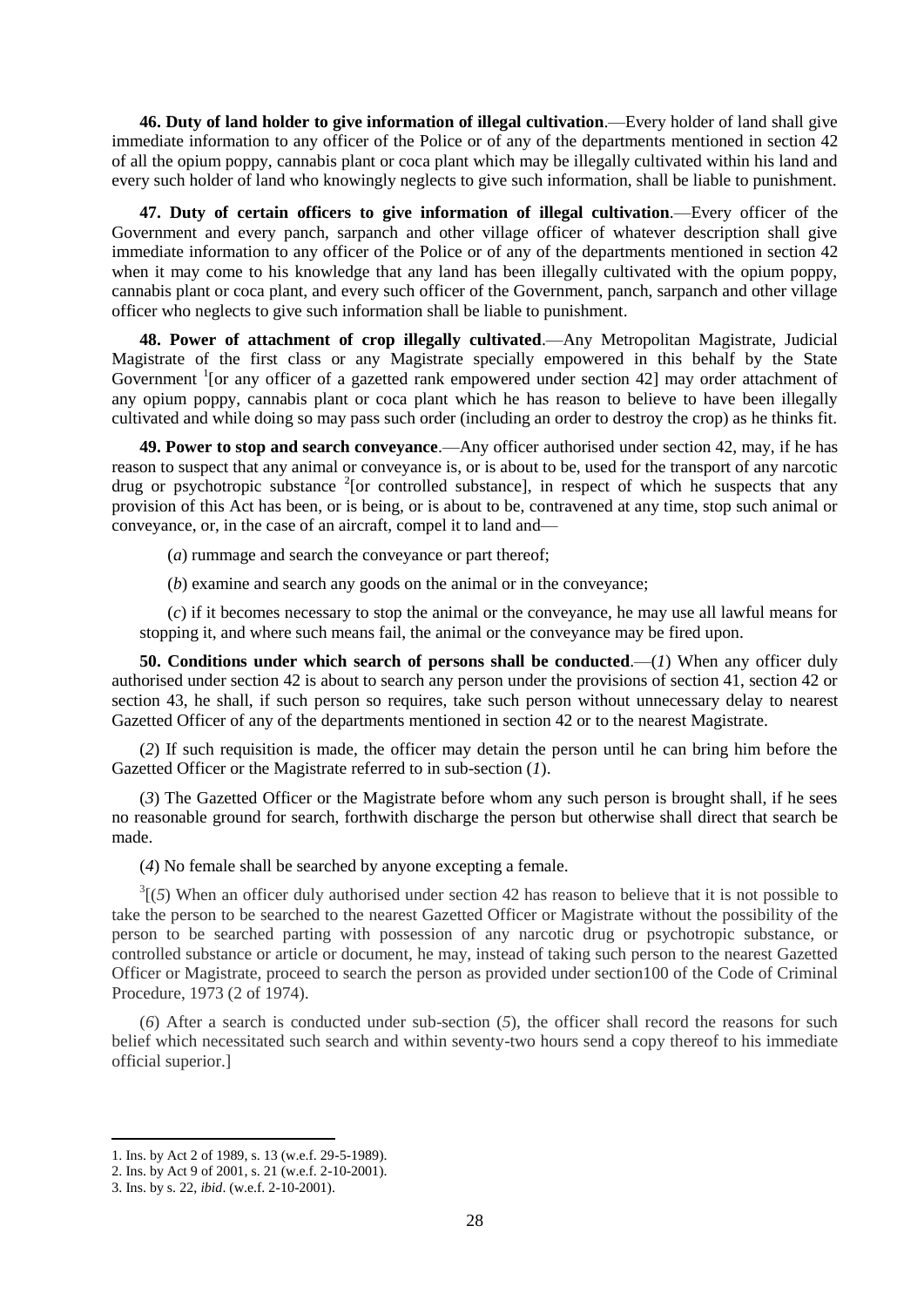**46. Duty of land holder to give information of illegal cultivation**.—Every holder of land shall give immediate information to any officer of the Police or of any of the departments mentioned in section 42 of all the opium poppy, cannabis plant or coca plant which may be illegally cultivated within his land and every such holder of land who knowingly neglects to give such information, shall be liable to punishment.

**47. Duty of certain officers to give information of illegal cultivation**.—Every officer of the Government and every panch, sarpanch and other village officer of whatever description shall give immediate information to any officer of the Police or of any of the departments mentioned in section 42 when it may come to his knowledge that any land has been illegally cultivated with the opium poppy, cannabis plant or coca plant, and every such officer of the Government, panch, sarpanch and other village officer who neglects to give such information shall be liable to punishment.

**48. Power of attachment of crop illegally cultivated**.—Any Metropolitan Magistrate, Judicial Magistrate of the first class or any Magistrate specially empowered in this behalf by the State Government [1][or any officer of a gazetted rank empowered under section 42] may order attachment of any opium poppy, cannabis plant or coca plant which he has reason to believe to have been illegally cultivated and while doing so may pass such order (including an order to destroy the crop) as he thinks fit.

**49. Power to stop and search conveyance**.—Any officer authorised under section 42, may, if he has reason to suspect that any animal or conveyance is, or is about to be, used for the transport of any narcotic drug or psychotropic substance [2][or controlled substance], in respect of which he suspects that any provision of this Act has been, or is being, or is about to be, contravened at any time, stop such animal or conveyance, or, in the case of an aircraft, compel it to land and—

(*a*) rummage and search the conveyance or part thereof;

(*b*) examine and search any goods on the animal or in the conveyance;

(*c*) if it becomes necessary to stop the animal or the conveyance, he may use all lawful means for stopping it, and where such means fail, the animal or the conveyance may be fired upon.

**50. Conditions under which search of persons shall be conducted**.—(*1*) When any officer duly authorised under section 42 is about to search any person under the provisions of section 41, section 42 or section 43, he shall, if such person so requires, take such person without unnecessary delay to nearest Gazetted Officer of any of the departments mentioned in section 42 or to the nearest Magistrate.

(*2*) If such requisition is made, the officer may detain the person until he can bring him before the Gazetted Officer or the Magistrate referred to in sub-section (*1*).

(*3*) The Gazetted Officer or the Magistrate before whom any such person is brought shall, if he sees no reasonable ground for search, forthwith discharge the person but otherwise shall direct that search be made.

(*4*) No female shall be searched by anyone excepting a female.

[3][(*5*) When an officer duly authorised under section 42 has reason to believe that it is not possible to take the person to be searched to the nearest Gazetted Officer or Magistrate without the possibility of the person to be searched parting with possession of any narcotic drug or psychotropic substance, or controlled substance or article or document, he may, instead of taking such person to the nearest Gazetted Officer or Magistrate, proceed to search the person as provided under section100 of the Code of Criminal Procedure, 1973 (2 of 1974).

(*6*) After a search is conducted under sub-section (*5*), the officer shall record the reasons for such belief which necessitated such search and within seventy-two hours send a copy thereof to his immediate official superior.]

---

1. Ins. by Act 2 of 1989, s. 13 (w.e.f. 29-5-1989).
2. Ins. by Act 9 of 2001, s. 21 (w.e.f. 2-10-2001).
3. Ins. by s. 22, *ibid*. (w.e.f. 2-10-2001).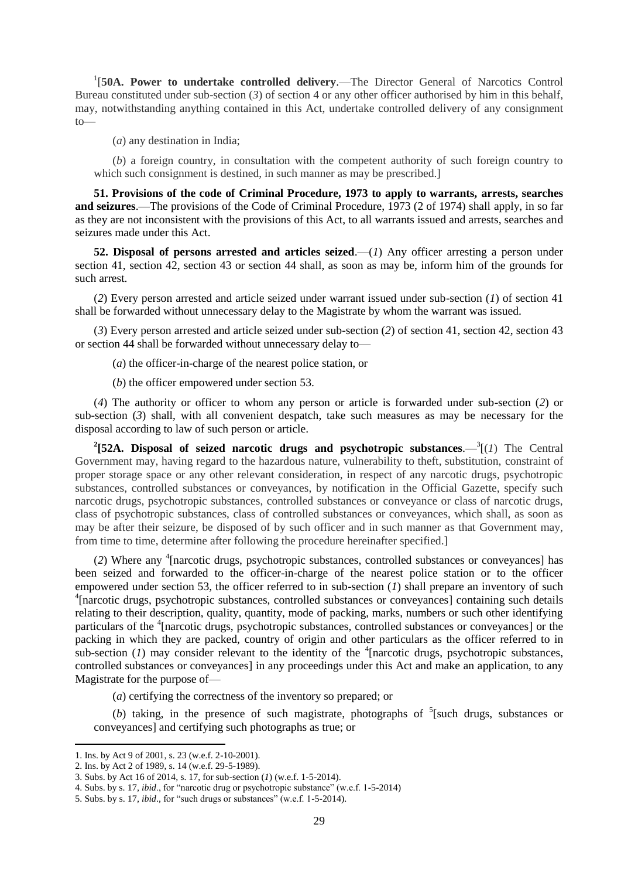[1][**50A. Power to undertake controlled delivery**.—The Director General of Narcotics Control Bureau constituted under sub-section (*3*) of section 4 or any other officer authorised by him in this behalf, may, notwithstanding anything contained in this Act, undertake controlled delivery of any consignment to—

(*a*) any destination in India;

(*b*) a foreign country, in consultation with the competent authority of such foreign country to which such consignment is destined, in such manner as may be prescribed.]

**51. Provisions of the code of Criminal Procedure, 1973 to apply to warrants, arrests, searches and seizures**.—The provisions of the Code of Criminal Procedure, 1973 (2 of 1974) shall apply, in so far as they are not inconsistent with the provisions of this Act, to all warrants issued and arrests, searches and seizures made under this Act.

**52. Disposal of persons arrested and articles seized**.—(*1*) Any officer arresting a person under section 41, section 42, section 43 or section 44 shall, as soon as may be, inform him of the grounds for such arrest.

(*2*) Every person arrested and article seized under warrant issued under sub-section (*1*) of section 41 shall be forwarded without unnecessary delay to the Magistrate by whom the warrant was issued.

(*3*) Every person arrested and article seized under sub-section (*2*) of section 41, section 42, section 43 or section 44 shall be forwarded without unnecessary delay to—

(*a*) the officer-in-charge of the nearest police station, or

(*b*) the officer empowered under section 53.

(*4*) The authority or officer to whom any person or article is forwarded under sub-section (*2*) or sub-section (*3*) shall, with all convenient despatch, take such measures as may be necessary for the disposal according to law of such person or article.

[2][**52A. Disposal of seized narcotic drugs and psychotropic substances**.—[3][(*1*) The Central Government may, having regard to the hazardous nature, vulnerability to theft, substitution, constraint of proper storage space or any other relevant consideration, in respect of any narcotic drugs, psychotropic substances, controlled substances or conveyances, by notification in the Official Gazette, specify such narcotic drugs, psychotropic substances, controlled substances or conveyance or class of narcotic drugs, class of psychotropic substances, class of controlled substances or conveyances, which shall, as soon as may be after their seizure, be disposed of by such officer and in such manner as that Government may, from time to time, determine after following the procedure hereinafter specified.]

(*2*) Where any [4][narcotic drugs, psychotropic substances, controlled substances or conveyances] has been seized and forwarded to the officer-in-charge of the nearest police station or to the officer empowered under section 53, the officer referred to in sub-section (*1*) shall prepare an inventory of such [4][narcotic drugs, psychotropic substances, controlled substances or conveyances] containing such details relating to their description, quality, quantity, mode of packing, marks, numbers or such other identifying particulars of the [4][narcotic drugs, psychotropic substances, controlled substances or conveyances] or the packing in which they are packed, country of origin and other particulars as the officer referred to in sub-section (*1*) may consider relevant to the identity of the [4][narcotic drugs, psychotropic substances, controlled substances or conveyances] in any proceedings under this Act and make an application, to any Magistrate for the purpose of—

(*a*) certifying the correctness of the inventory so prepared; or

(*b*) taking, in the presence of such magistrate, photographs of [5][such drugs, substances or conveyances] and certifying such photographs as true; or

---

1. Ins. by Act 9 of 2001, s. 23 (w.e.f. 2-10-2001).
2. Ins. by Act 2 of 1989, s. 14 (w.e.f. 29-5-1989).
3. Subs. by Act 16 of 2014, s. 17, for sub-section (*1*) (w.e.f. 1-5-2014).
4. Subs. by s. 17, *ibid*., for "narcotic drug or psychotropic substance" (w.e.f. 1-5-2014)
5. Subs. by s. 17, *ibid*., for "such drugs or substances" (w.e.f. 1-5-2014).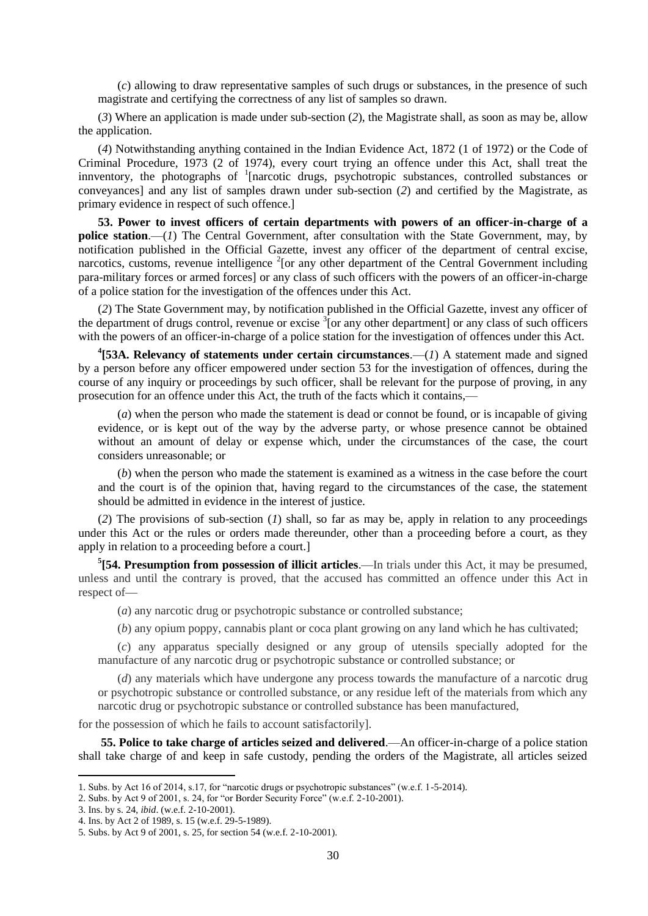(*c*) allowing to draw representative samples of such drugs or substances, in the presence of such magistrate and certifying the correctness of any list of samples so drawn.

(*3*) Where an application is made under sub-section (*2*), the Magistrate shall, as soon as may be, allow the application.

(*4*) Notwithstanding anything contained in the Indian Evidence Act, 1872 (1 of 1972) or the Code of Criminal Procedure, 1973 (2 of 1974), every court trying an offence under this Act, shall treat the innventory, the photographs of [1][narcotic drugs, psychotropic substances, controlled substances or conveyances] and any list of samples drawn under sub-section (*2*) and certified by the Magistrate, as primary evidence in respect of such offence.]

**53. Power to invest officers of certain departments with powers of an officer-in-charge of a police station**.—(*1*) The Central Government, after consultation with the State Government, may, by notification published in the Official Gazette, invest any officer of the department of central excise, narcotics, customs, revenue intelligence [2][or any other department of the Central Government including para-military forces or armed forces] or any class of such officers with the powers of an officer-in-charge of a police station for the investigation of the offences under this Act.

(*2*) The State Government may, by notification published in the Official Gazette, invest any officer of the department of drugs control, revenue or excise [3][or any other department] or any class of such officers with the powers of an officer-in-charge of a police station for the investigation of offences under this Act.

[4]**[53A. Relevancy of statements under certain circumstances**.—(*1*) A statement made and signed by a person before any officer empowered under section 53 for the investigation of offences, during the course of any inquiry or proceedings by such officer, shall be relevant for the purpose of proving, in any prosecution for an offence under this Act, the truth of the facts which it contains,—

(*a*) when the person who made the statement is dead or connot be found, or is incapable of giving evidence, or is kept out of the way by the adverse party, or whose presence cannot be obtained without an amount of delay or expense which, under the circumstances of the case, the court considers unreasonable; or

(*b*) when the person who made the statement is examined as a witness in the case before the court and the court is of the opinion that, having regard to the circumstances of the case, the statement should be admitted in evidence in the interest of justice.

(*2*) The provisions of sub-section (*1*) shall, so far as may be, apply in relation to any proceedings under this Act or the rules or orders made thereunder, other than a proceeding before a court, as they apply in relation to a proceeding before a court.]

[5]**[54. Presumption from possession of illicit articles**.—In trials under this Act, it may be presumed, unless and until the contrary is proved, that the accused has committed an offence under this Act in respect of—

(*a*) any narcotic drug or psychotropic substance or controlled substance;

(*b*) any opium poppy, cannabis plant or coca plant growing on any land which he has cultivated;

(*c*) any apparatus specially designed or any group of utensils specially adopted for the manufacture of any narcotic drug or psychotropic substance or controlled substance; or

(*d*) any materials which have undergone any process towards the manufacture of a narcotic drug or psychotropic substance or controlled substance, or any residue left of the materials from which any narcotic drug or psychotropic substance or controlled substance has been manufactured,

for the possession of which he fails to account satisfactorily].

**55. Police to take charge of articles seized and delivered**.—An officer-in-charge of a police station shall take charge of and keep in safe custody, pending the orders of the Magistrate, all articles seized

---

1. Subs. by Act 16 of 2014, s.17, for "narcotic drugs or psychotropic substances" (w.e.f. 1-5-2014).
2. Subs. by Act 9 of 2001, s. 24, for "or Border Security Force" (w.e.f. 2-10-2001).
3. Ins. by s. 24, *ibid*. (w.e.f. 2-10-2001).
4. Ins. by Act 2 of 1989, s. 15 (w.e.f. 29-5-1989).
5. Subs. by Act 9 of 2001, s. 25, for section 54 (w.e.f. 2-10-2001).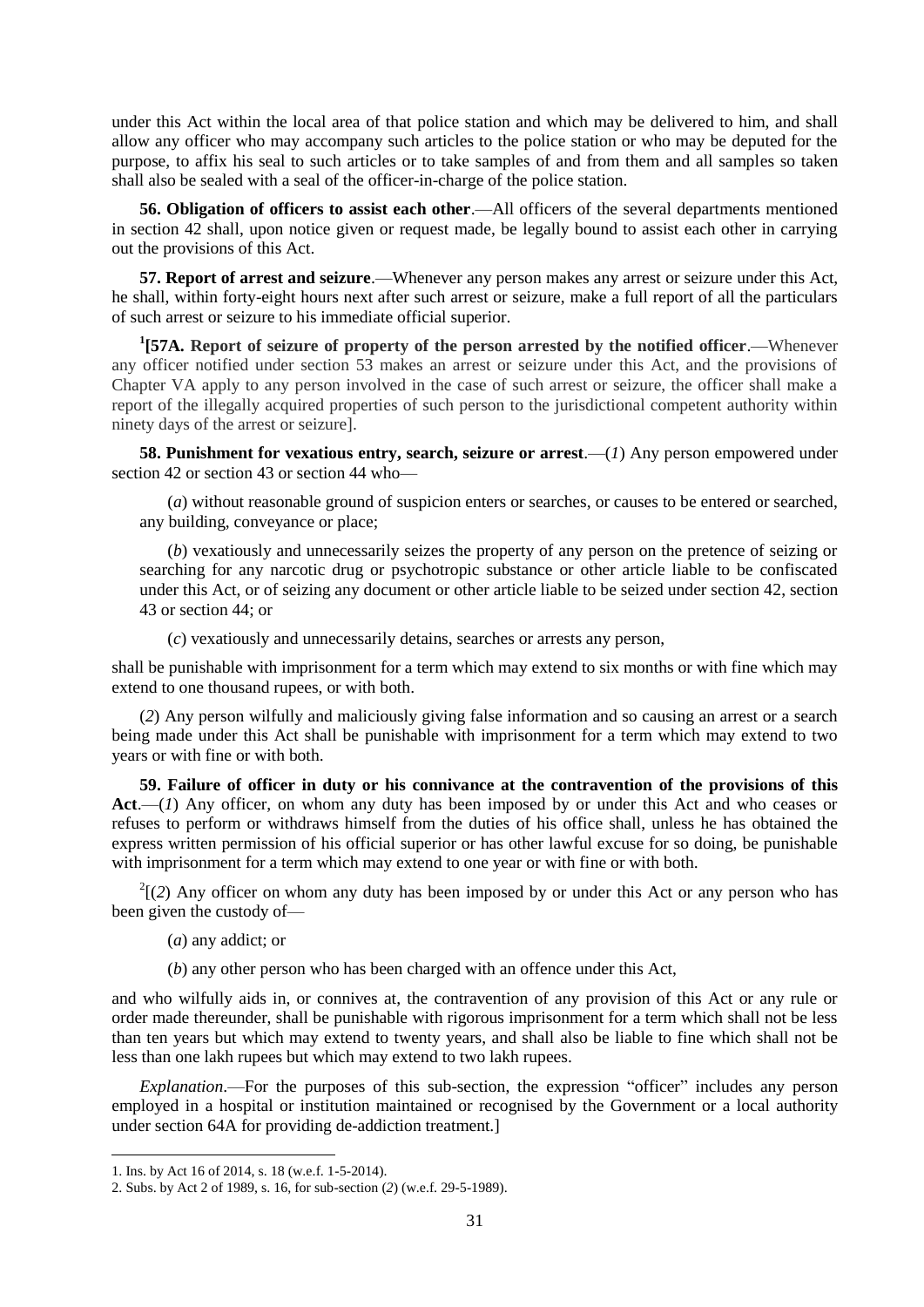under this Act within the local area of that police station and which may be delivered to him, and shall allow any officer who may accompany such articles to the police station or who may be deputed for the purpose, to affix his seal to such articles or to take samples of and from them and all samples so taken shall also be sealed with a seal of the officer-in-charge of the police station.

**56. Obligation of officers to assist each other**.—All officers of the several departments mentioned in section 42 shall, upon notice given or request made, be legally bound to assist each other in carrying out the provisions of this Act.

**57. Report of arrest and seizure**.—Whenever any person makes any arrest or seizure under this Act, he shall, within forty-eight hours next after such arrest or seizure, make a full report of all the particulars of such arrest or seizure to his immediate official superior.

[1][**57A. Report of seizure of property of the person arrested by the notified officer**.—Whenever any officer notified under section 53 makes an arrest or seizure under this Act, and the provisions of Chapter VA apply to any person involved in the case of such arrest or seizure, the officer shall make a report of the illegally acquired properties of such person to the jurisdictional competent authority within ninety days of the arrest or seizure].

**58. Punishment for vexatious entry, search, seizure or arrest**.—(*1*) Any person empowered under section 42 or section 43 or section 44 who—

(*a*) without reasonable ground of suspicion enters or searches, or causes to be entered or searched, any building, conveyance or place;

(*b*) vexatiously and unnecessarily seizes the property of any person on the pretence of seizing or searching for any narcotic drug or psychotropic substance or other article liable to be confiscated under this Act, or of seizing any document or other article liable to be seized under section 42, section 43 or section 44; or

(*c*) vexatiously and unnecessarily detains, searches or arrests any person,

shall be punishable with imprisonment for a term which may extend to six months or with fine which may extend to one thousand rupees, or with both.

(*2*) Any person wilfully and maliciously giving false information and so causing an arrest or a search being made under this Act shall be punishable with imprisonment for a term which may extend to two years or with fine or with both.

**59. Failure of officer in duty or his connivance at the contravention of the provisions of this Act**.—(*1*) Any officer, on whom any duty has been imposed by or under this Act and who ceases or refuses to perform or withdraws himself from the duties of his office shall, unless he has obtained the express written permission of his official superior or has other lawful excuse for so doing, be punishable with imprisonment for a term which may extend to one year or with fine or with both.

[2][(*2*) Any officer on whom any duty has been imposed by or under this Act or any person who has been given the custody of—

(*a*) any addict; or

(*b*) any other person who has been charged with an offence under this Act,

and who wilfully aids in, or connives at, the contravention of any provision of this Act or any rule or order made thereunder, shall be punishable with rigorous imprisonment for a term which shall not be less than ten years but which may extend to twenty years, and shall also be liable to fine which shall not be less than one lakh rupees but which may extend to two lakh rupees.

*Explanation*.—For the purposes of this sub-section, the expression "officer" includes any person employed in a hospital or institution maintained or recognised by the Government or a local authority under section 64A for providing de-addiction treatment.]

1. Ins. by Act 16 of 2014, s. 18 (w.e.f. 1-5-2014).
2. Subs. by Act 2 of 1989, s. 16, for sub-section (*2*) (w.e.f. 29-5-1989).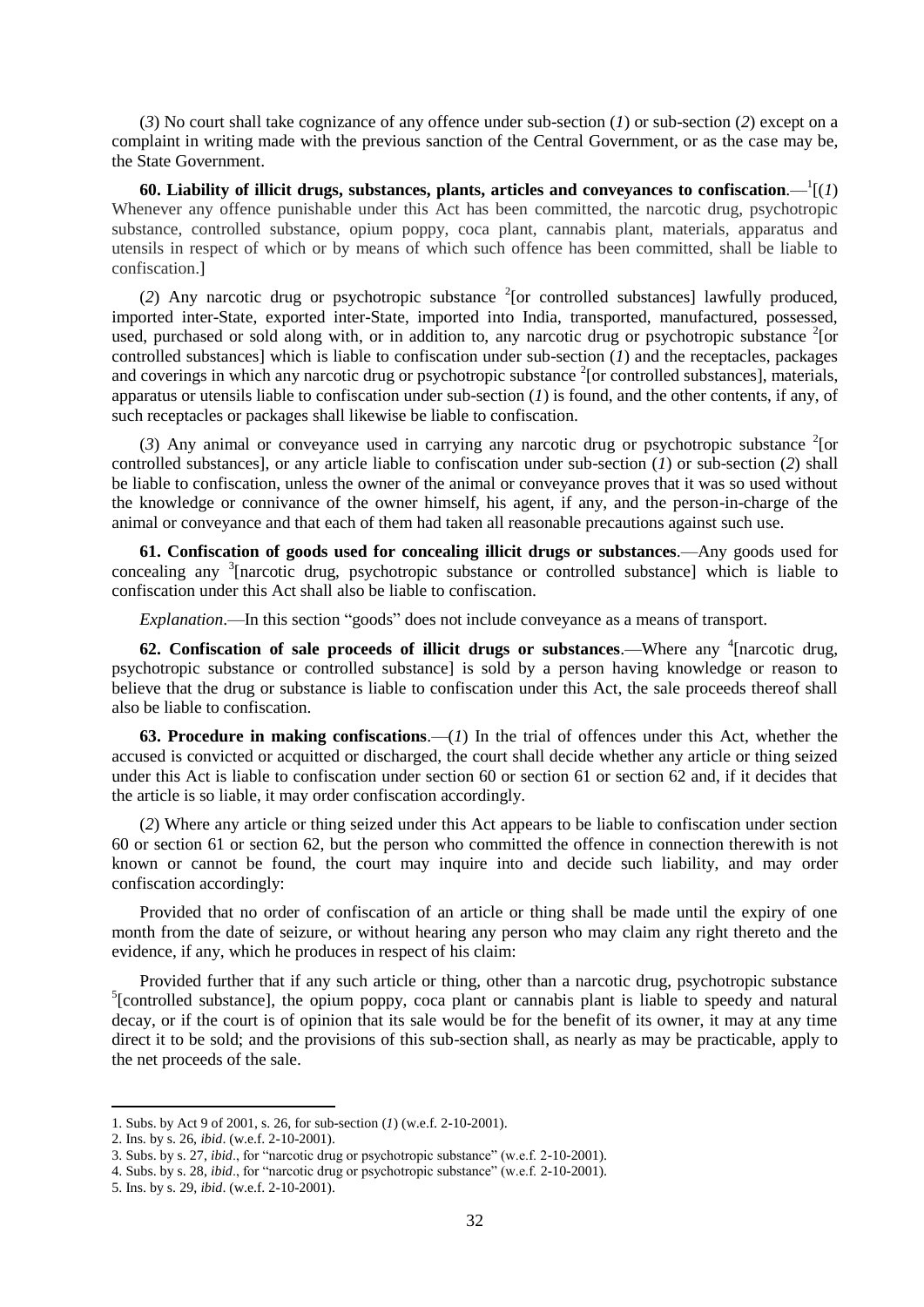(*3*) No court shall take cognizance of any offence under sub-section (*1*) or sub-section (*2*) except on a complaint in writing made with the previous sanction of the Central Government, or as the case may be, the State Government.

**60. Liability of illicit drugs, substances, plants, articles and conveyances to confiscation**.—[1][(*1*) Whenever any offence punishable under this Act has been committed, the narcotic drug, psychotropic substance, controlled substance, opium poppy, coca plant, cannabis plant, materials, apparatus and utensils in respect of which or by means of which such offence has been committed, shall be liable to confiscation.]

(*2*) Any narcotic drug or psychotropic substance [2][or controlled substances] lawfully produced, imported inter-State, exported inter-State, imported into India, transported, manufactured, possessed, used, purchased or sold along with, or in addition to, any narcotic drug or psychotropic substance [2][or controlled substances] which is liable to confiscation under sub-section (*1*) and the receptacles, packages and coverings in which any narcotic drug or psychotropic substance [2][or controlled substances], materials, apparatus or utensils liable to confiscation under sub-section (*1*) is found, and the other contents, if any, of such receptacles or packages shall likewise be liable to confiscation.

(*3*) Any animal or conveyance used in carrying any narcotic drug or psychotropic substance [2][or controlled substances], or any article liable to confiscation under sub-section (*1*) or sub-section (*2*) shall be liable to confiscation, unless the owner of the animal or conveyance proves that it was so used without the knowledge or connivance of the owner himself, his agent, if any, and the person-in-charge of the animal or conveyance and that each of them had taken all reasonable precautions against such use.

**61. Confiscation of goods used for concealing illicit drugs or substances**.—Any goods used for concealing any [3][narcotic drug, psychotropic substance or controlled substance] which is liable to confiscation under this Act shall also be liable to confiscation.

*Explanation*.—In this section "goods" does not include conveyance as a means of transport.

**62. Confiscation of sale proceeds of illicit drugs or substances**.—Where any [4][narcotic drug, psychotropic substance or controlled substance] is sold by a person having knowledge or reason to believe that the drug or substance is liable to confiscation under this Act, the sale proceeds thereof shall also be liable to confiscation.

**63. Procedure in making confiscations**.—(*1*) In the trial of offences under this Act, whether the accused is convicted or acquitted or discharged, the court shall decide whether any article or thing seized under this Act is liable to confiscation under section 60 or section 61 or section 62 and, if it decides that the article is so liable, it may order confiscation accordingly.

(*2*) Where any article or thing seized under this Act appears to be liable to confiscation under section 60 or section 61 or section 62, but the person who committed the offence in connection therewith is not known or cannot be found, the court may inquire into and decide such liability, and may order confiscation accordingly:

Provided that no order of confiscation of an article or thing shall be made until the expiry of one month from the date of seizure, or without hearing any person who may claim any right thereto and the evidence, if any, which he produces in respect of his claim:

Provided further that if any such article or thing, other than a narcotic drug, psychotropic substance [5][controlled substance], the opium poppy, coca plant or cannabis plant is liable to speedy and natural decay, or if the court is of opinion that its sale would be for the benefit of its owner, it may at any time direct it to be sold; and the provisions of this sub-section shall, as nearly as may be practicable, apply to the net proceeds of the sale.

---

1. Subs. by Act 9 of 2001, s. 26, for sub-section (*1*) (w.e.f. 2-10-2001).
2. Ins. by s. 26, *ibid*. (w.e.f. 2-10-2001).
3. Subs. by s. 27, *ibid*., for "narcotic drug or psychotropic substance" (w.e.f. 2-10-2001).
4. Subs. by s. 28, *ibid*., for "narcotic drug or psychotropic substance" (w.e.f. 2-10-2001).
5. Ins. by s. 29, *ibid*. (w.e.f. 2-10-2001).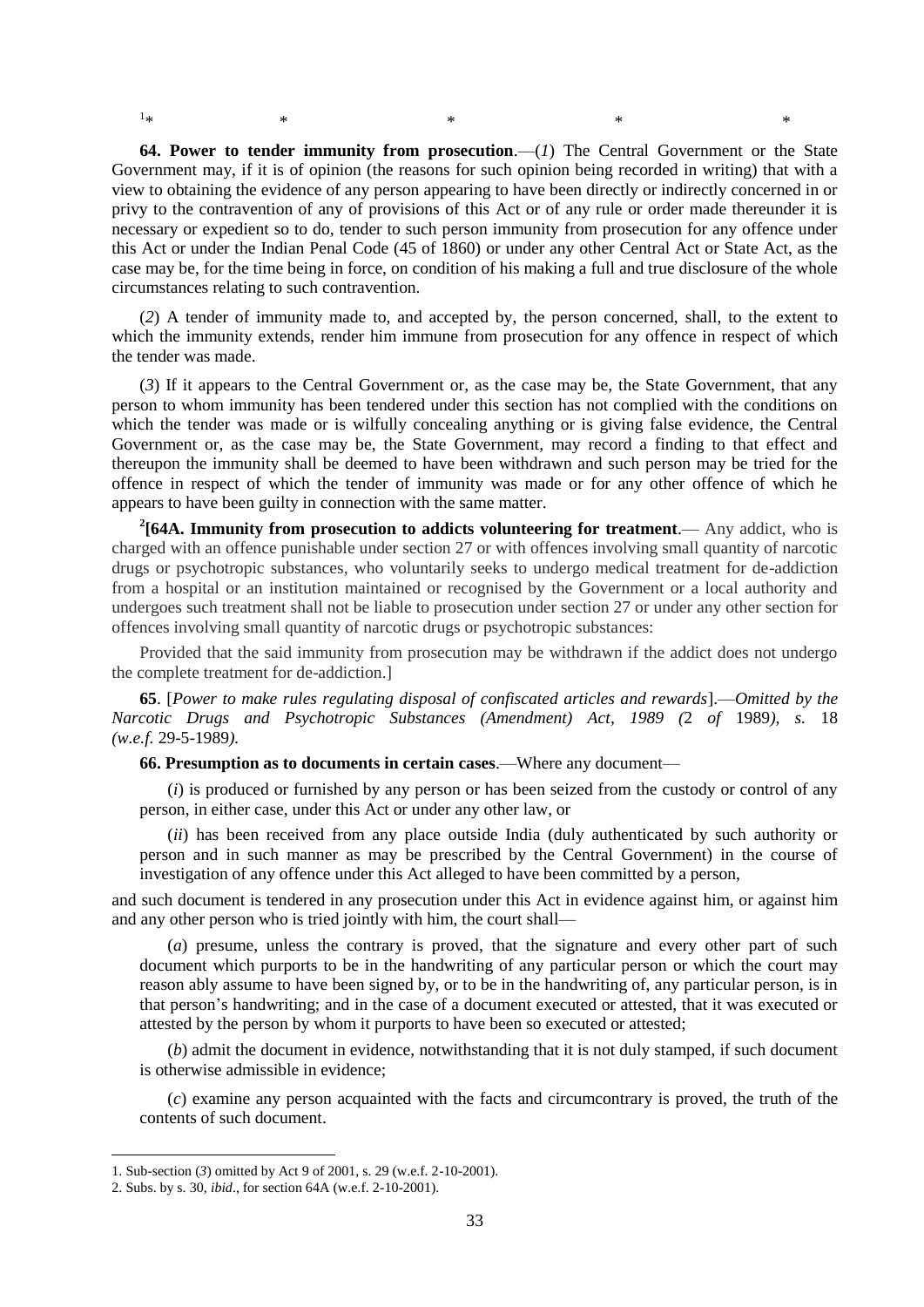[1]* * * * *

**64. Power to tender immunity from prosecution**.—(*1*) The Central Government or the State Government may, if it is of opinion (the reasons for such opinion being recorded in writing) that with a view to obtaining the evidence of any person appearing to have been directly or indirectly concerned in or privy to the contravention of any of provisions of this Act or of any rule or order made thereunder it is necessary or expedient so to do, tender to such person immunity from prosecution for any offence under this Act or under the Indian Penal Code (45 of 1860) or under any other Central Act or State Act, as the case may be, for the time being in force, on condition of his making a full and true disclosure of the whole circumstances relating to such contravention.

(*2*) A tender of immunity made to, and accepted by, the person concerned, shall, to the extent to which the immunity extends, render him immune from prosecution for any offence in respect of which the tender was made.

(*3*) If it appears to the Central Government or, as the case may be, the State Government, that any person to whom immunity has been tendered under this section has not complied with the conditions on which the tender was made or is wilfully concealing anything or is giving false evidence, the Central Government or, as the case may be, the State Government, may record a finding to that effect and thereupon the immunity shall be deemed to have been withdrawn and such person may be tried for the offence in respect of which the tender of immunity was made or for any other offence of which he appears to have been guilty in connection with the same matter.

[2][**64A. Immunity from prosecution to addicts volunteering for treatment**.— Any addict, who is charged with an offence punishable under section 27 or with offences involving small quantity of narcotic drugs or psychotropic substances, who voluntarily seeks to undergo medical treatment for de-addiction from a hospital or an institution maintained or recognised by the Government or a local authority and undergoes such treatment shall not be liable to prosecution under section 27 or under any other section for offences involving small quantity of narcotic drugs or psychotropic substances:

Provided that the said immunity from prosecution may be withdrawn if the addict does not undergo the complete treatment for de-addiction.]

**65**. [*Power to make rules regulating disposal of confiscated articles and rewards*].—*Omitted by the Narcotic Drugs and Psychotropic Substances (Amendment) Act, 1989 (*2 *of* 1989*), s.* 18 *(w.e.f.* 29-5-1989*).*

**66. Presumption as to documents in certain cases**.—Where any document—

(*i*) is produced or furnished by any person or has been seized from the custody or control of any person, in either case, under this Act or under any other law, or

(*ii*) has been received from any place outside India (duly authenticated by such authority or person and in such manner as may be prescribed by the Central Government) in the course of investigation of any offence under this Act alleged to have been committed by a person,

and such document is tendered in any prosecution under this Act in evidence against him, or against him and any other person who is tried jointly with him, the court shall—

(*a*) presume, unless the contrary is proved, that the signature and every other part of such document which purports to be in the handwriting of any particular person or which the court may reason ably assume to have been signed by, or to be in the handwriting of, any particular person, is in that person's handwriting; and in the case of a document executed or attested, that it was executed or attested by the person by whom it purports to have been so executed or attested;

(*b*) admit the document in evidence, notwithstanding that it is not duly stamped, if such document is otherwise admissible in evidence;

(*c*) examine any person acquainted with the facts and circumcontrary is proved, the truth of the contents of such document.

---

1. Sub-section (*3*) omitted by Act 9 of 2001, s. 29 (w.e.f. 2-10-2001).
2. Subs. by s. 30, *ibid*., for section 64A (w.e.f. 2-10-2001).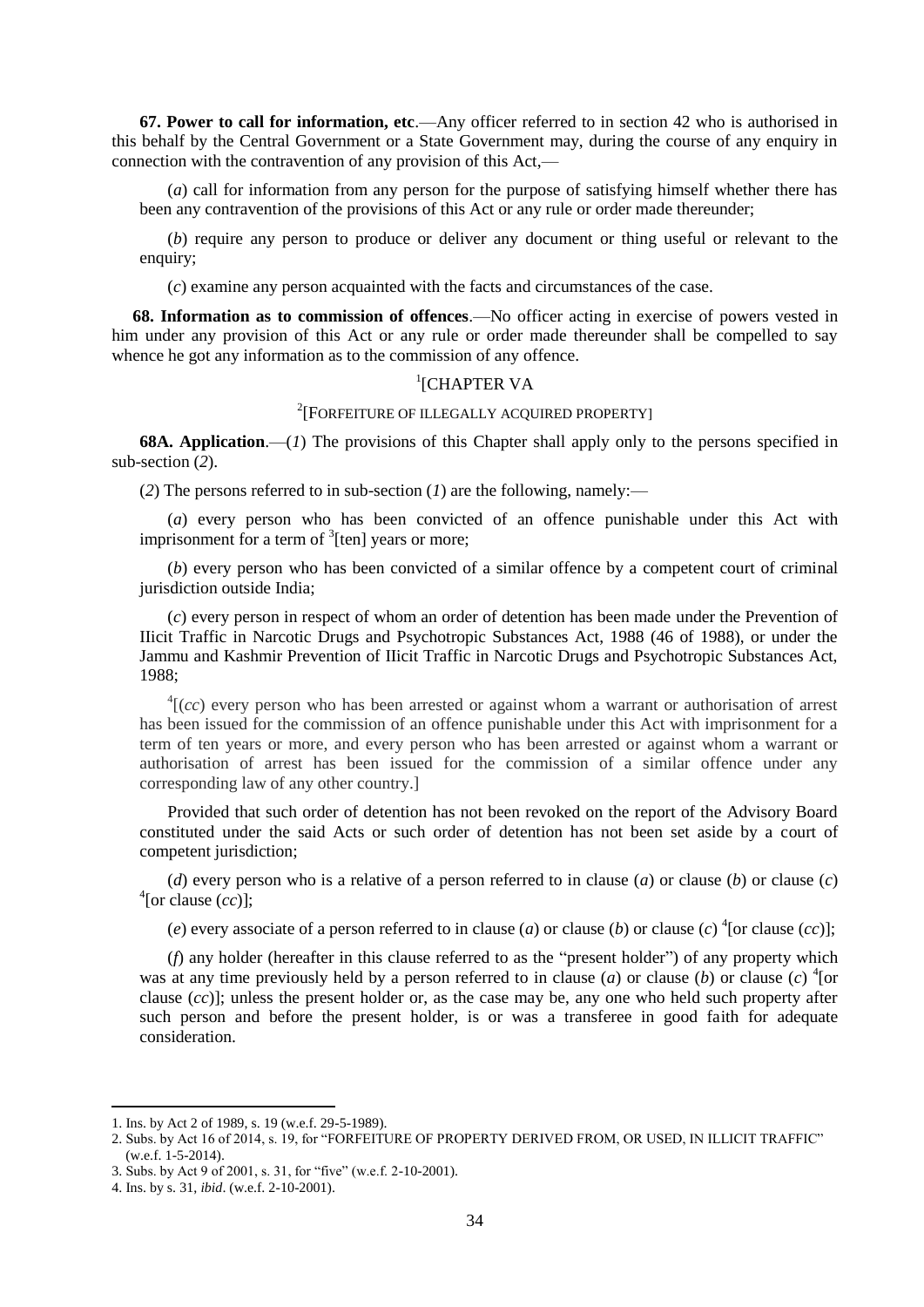**67. Power to call for information, etc**.—Any officer referred to in section 42 who is authorised in this behalf by the Central Government or a State Government may, during the course of any enquiry in connection with the contravention of any provision of this Act,—

(*a*) call for information from any person for the purpose of satisfying himself whether there has been any contravention of the provisions of this Act or any rule or order made thereunder;

(*b*) require any person to produce or deliver any document or thing useful or relevant to the enquiry;

(*c*) examine any person acquainted with the facts and circumstances of the case.

**68. Information as to commission of offences**.—No officer acting in exercise of powers vested in him under any provision of this Act or any rule or order made thereunder shall be compelled to say whence he got any information as to the commission of any offence.

[1][CHAPTER VA

[2][FORFEITURE OF ILLEGALLY ACQUIRED PROPERTY]

**68A. Application**.—(*1*) The provisions of this Chapter shall apply only to the persons specified in sub-section (*2*).

(*2*) The persons referred to in sub-section (*1*) are the following, namely:—

(*a*) every person who has been convicted of an offence punishable under this Act with imprisonment for a term of [3][ten] years or more;

(*b*) every person who has been convicted of a similar offence by a competent court of criminal jurisdiction outside India;

(*c*) every person in respect of whom an order of detention has been made under the Prevention of IIicit Traffic in Narcotic Drugs and Psychotropic Substances Act, 1988 (46 of 1988), or under the Jammu and Kashmir Prevention of IIicit Traffic in Narcotic Drugs and Psychotropic Substances Act, 1988;

[4][(*cc*) every person who has been arrested or against whom a warrant or authorisation of arrest has been issued for the commission of an offence punishable under this Act with imprisonment for a term of ten years or more, and every person who has been arrested or against whom a warrant or authorisation of arrest has been issued for the commission of a similar offence under any corresponding law of any other country.]

Provided that such order of detention has not been revoked on the report of the Advisory Board constituted under the said Acts or such order of detention has not been set aside by a court of competent jurisdiction;

(*d*) every person who is a relative of a person referred to in clause (*a*) or clause (*b*) or clause (*c*) [4][or clause (*cc*)];

(*e*) every associate of a person referred to in clause (*a*) or clause (*b*) or clause (*c*) [4][or clause (*cc*)];

(*f*) any holder (hereafter in this clause referred to as the "present holder") of any property which was at any time previously held by a person referred to in clause (*a*) or clause (*b*) or clause (*c*) [4][or clause (*cc*)]; unless the present holder or, as the case may be, any one who held such property after such person and before the present holder, is or was a transferee in good faith for adequate consideration.

---

1. Ins. by Act 2 of 1989, s. 19 (w.e.f. 29-5-1989).
2. Subs. by Act 16 of 2014, s. 19, for "FORFEITURE OF PROPERTY DERIVED FROM, OR USED, IN ILLICIT TRAFFIC" (w.e.f. 1-5-2014).
3. Subs. by Act 9 of 2001, s. 31, for "five" (w.e.f. 2-10-2001).
4. Ins. by s. 31, *ibid*. (w.e.f. 2-10-2001).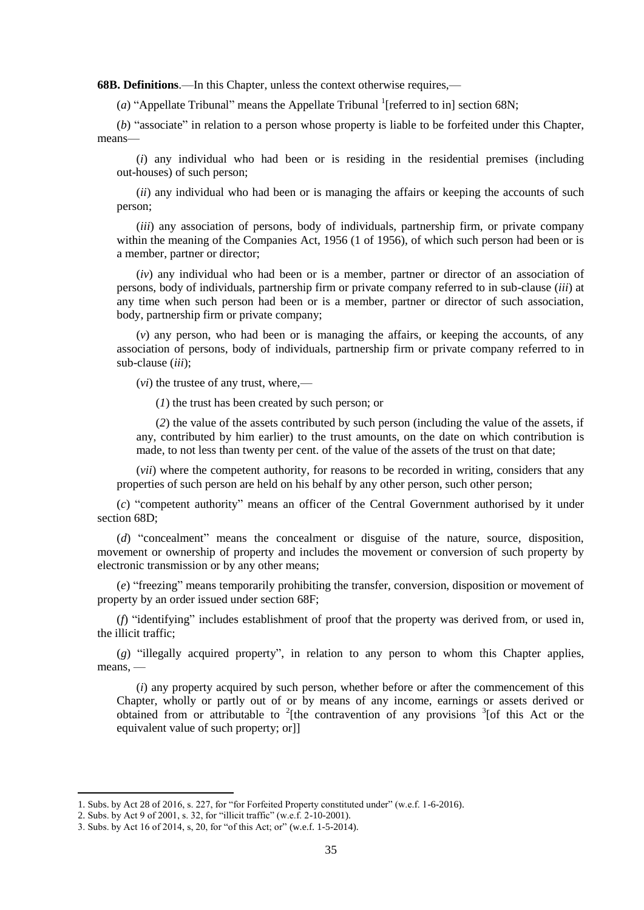**68B. Definitions**.—In this Chapter, unless the context otherwise requires,—

(*a*) "Appellate Tribunal" means the Appellate Tribunal [1][referred to in] section 68N;

(*b*) "associate" in relation to a person whose property is liable to be forfeited under this Chapter, means—

(*i*) any individual who had been or is residing in the residential premises (including out-houses) of such person;

(*ii*) any individual who had been or is managing the affairs or keeping the accounts of such person;

(*iii*) any association of persons, body of individuals, partnership firm, or private company within the meaning of the Companies Act, 1956 (1 of 1956), of which such person had been or is a member, partner or director;

(*iv*) any individual who had been or is a member, partner or director of an association of persons, body of individuals, partnership firm or private company referred to in sub-clause (*iii*) at any time when such person had been or is a member, partner or director of such association, body, partnership firm or private company;

(*v*) any person, who had been or is managing the affairs, or keeping the accounts, of any association of persons, body of individuals, partnership firm or private company referred to in sub-clause (*iii*);

(*vi*) the trustee of any trust, where,—

(*1*) the trust has been created by such person; or

(*2*) the value of the assets contributed by such person (including the value of the assets, if any, contributed by him earlier) to the trust amounts, on the date on which contribution is made, to not less than twenty per cent. of the value of the assets of the trust on that date;

(*vii*) where the competent authority, for reasons to be recorded in writing, considers that any properties of such person are held on his behalf by any other person, such other person;

(*c*) "competent authority" means an officer of the Central Government authorised by it under section 68D;

(*d*) "concealment" means the concealment or disguise of the nature, source, disposition, movement or ownership of property and includes the movement or conversion of such property by electronic transmission or by any other means;

(*e*) "freezing" means temporarily prohibiting the transfer, conversion, disposition or movement of property by an order issued under section 68F;

(*f*) "identifying" includes establishment of proof that the property was derived from, or used in, the illicit traffic;

(*g*) "illegally acquired property", in relation to any person to whom this Chapter applies, means, —

(*i*) any property acquired by such person, whether before or after the commencement of this Chapter, wholly or partly out of or by means of any income, earnings or assets derived or obtained from or attributable to [2][the contravention of any provisions [3][of this Act or the equivalent value of such property; or]]

---

1. Subs. by Act 28 of 2016, s. 227, for "for Forfeited Property constituted under" (w.e.f. 1-6-2016).
2. Subs. by Act 9 of 2001, s. 32, for "illicit traffic" (w.e.f. 2-10-2001).
3. Subs. by Act 16 of 2014, s, 20, for "of this Act; or" (w.e.f. 1-5-2014).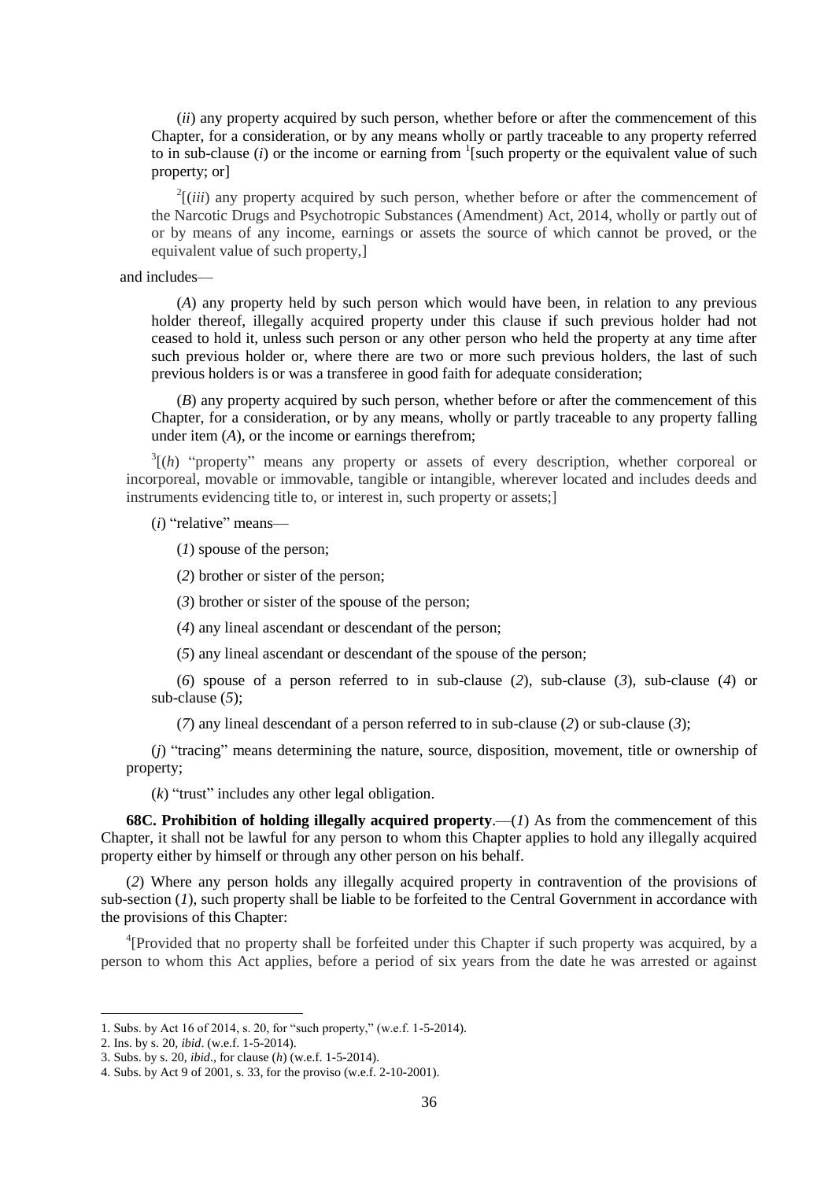(*ii*) any property acquired by such person, whether before or after the commencement of this Chapter, for a consideration, or by any means wholly or partly traceable to any property referred to in sub-clause (*i*) or the income or earning from [1][such property or the equivalent value of such property; or]

[2][(*iii*) any property acquired by such person, whether before or after the commencement of the Narcotic Drugs and Psychotropic Substances (Amendment) Act, 2014, wholly or partly out of or by means of any income, earnings or assets the source of which cannot be proved, or the equivalent value of such property,]

and includes—

(*A*) any property held by such person which would have been, in relation to any previous holder thereof, illegally acquired property under this clause if such previous holder had not ceased to hold it, unless such person or any other person who held the property at any time after such previous holder or, where there are two or more such previous holders, the last of such previous holders is or was a transferee in good faith for adequate consideration;

(*B*) any property acquired by such person, whether before or after the commencement of this Chapter, for a consideration, or by any means, wholly or partly traceable to any property falling under item (*A*), or the income or earnings therefrom;

[3][(*h*) "property" means any property or assets of every description, whether corporeal or incorporeal, movable or immovable, tangible or intangible, wherever located and includes deeds and instruments evidencing title to, or interest in, such property or assets;]

(*i*) "relative" means—

(*1*) spouse of the person;

(*2*) brother or sister of the person;

(*3*) brother or sister of the spouse of the person;

(*4*) any lineal ascendant or descendant of the person;

(*5*) any lineal ascendant or descendant of the spouse of the person;

(*6*) spouse of a person referred to in sub-clause (*2*), sub-clause (*3*), sub-clause (*4*) or sub-clause (*5*);

(*7*) any lineal descendant of a person referred to in sub-clause (*2*) or sub-clause (*3*);

(*j*) "tracing" means determining the nature, source, disposition, movement, title or ownership of property;

(*k*) "trust" includes any other legal obligation.

**68C. Prohibition of holding illegally acquired property**.—(*1*) As from the commencement of this Chapter, it shall not be lawful for any person to whom this Chapter applies to hold any illegally acquired property either by himself or through any other person on his behalf.

(*2*) Where any person holds any illegally acquired property in contravention of the provisions of sub-section (*1*), such property shall be liable to be forfeited to the Central Government in accordance with the provisions of this Chapter:

[4][Provided that no property shall be forfeited under this Chapter if such property was acquired, by a person to whom this Act applies, before a period of six years from the date he was arrested or against

---

1. Subs. by Act 16 of 2014, s. 20, for "such property," (w.e.f. 1-5-2014).
2. Ins. by s. 20, *ibid*. (w.e.f. 1-5-2014).
3. Subs. by s. 20, *ibid*., for clause (*h*) (w.e.f. 1-5-2014).
4. Subs. by Act 9 of 2001, s. 33, for the proviso (w.e.f. 2-10-2001).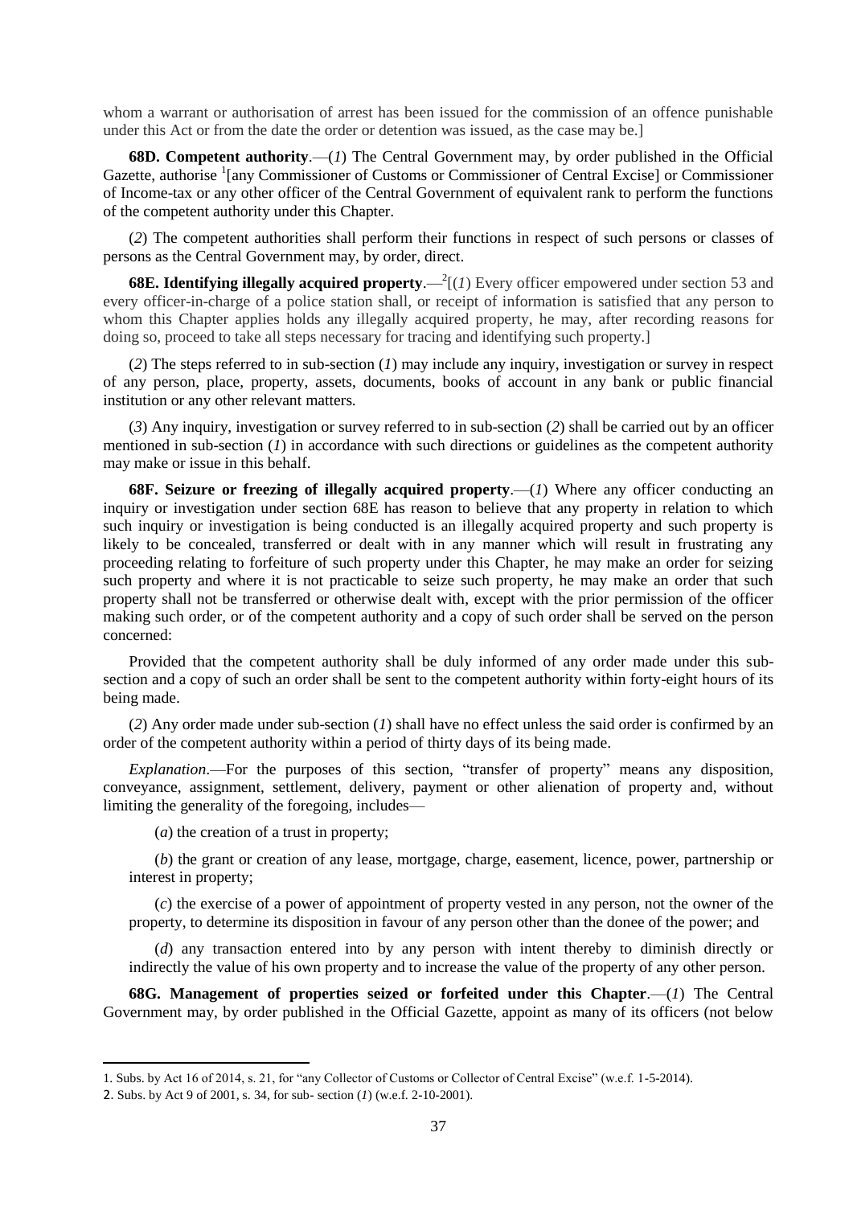whom a warrant or authorisation of arrest has been issued for the commission of an offence punishable under this Act or from the date the order or detention was issued, as the case may be.]

**68D. Competent authority**.—(*1*) The Central Government may, by order published in the Official Gazette, authorise [1][any Commissioner of Customs or Commissioner of Central Excise] or Commissioner of Income-tax or any other officer of the Central Government of equivalent rank to perform the functions of the competent authority under this Chapter.

(*2*) The competent authorities shall perform their functions in respect of such persons or classes of persons as the Central Government may, by order, direct.

**68E. Identifying illegally acquired property**.—[2][(*1*) Every officer empowered under section 53 and every officer-in-charge of a police station shall, or receipt of information is satisfied that any person to whom this Chapter applies holds any illegally acquired property, he may, after recording reasons for doing so, proceed to take all steps necessary for tracing and identifying such property.]

(*2*) The steps referred to in sub-section (*1*) may include any inquiry, investigation or survey in respect of any person, place, property, assets, documents, books of account in any bank or public financial institution or any other relevant matters.

(*3*) Any inquiry, investigation or survey referred to in sub-section (*2*) shall be carried out by an officer mentioned in sub-section (*1*) in accordance with such directions or guidelines as the competent authority may make or issue in this behalf.

**68F. Seizure or freezing of illegally acquired property**.—(*1*) Where any officer conducting an inquiry or investigation under section 68E has reason to believe that any property in relation to which such inquiry or investigation is being conducted is an illegally acquired property and such property is likely to be concealed, transferred or dealt with in any manner which will result in frustrating any proceeding relating to forfeiture of such property under this Chapter, he may make an order for seizing such property and where it is not practicable to seize such property, he may make an order that such property shall not be transferred or otherwise dealt with, except with the prior permission of the officer making such order, or of the competent authority and a copy of such order shall be served on the person concerned:

Provided that the competent authority shall be duly informed of any order made under this sub-section and a copy of such an order shall be sent to the competent authority within forty-eight hours of its being made.

(*2*) Any order made under sub-section (*1*) shall have no effect unless the said order is confirmed by an order of the competent authority within a period of thirty days of its being made.

*Explanation*.—For the purposes of this section, "transfer of property" means any disposition, conveyance, assignment, settlement, delivery, payment or other alienation of property and, without limiting the generality of the foregoing, includes—

(*a*) the creation of a trust in property;

(*b*) the grant or creation of any lease, mortgage, charge, easement, licence, power, partnership or interest in property;

(*c*) the exercise of a power of appointment of property vested in any person, not the owner of the property, to determine its disposition in favour of any person other than the donee of the power; and

(*d*) any transaction entered into by any person with intent thereby to diminish directly or indirectly the value of his own property and to increase the value of the property of any other person.

**68G. Management of properties seized or forfeited under this Chapter**.—(*1*) The Central Government may, by order published in the Official Gazette, appoint as many of its officers (not below

---

1. Subs. by Act 16 of 2014, s. 21, for "any Collector of Customs or Collector of Central Excise" (w.e.f. 1-5-2014).
2. Subs. by Act 9 of 2001, s. 34, for sub- section (*1*) (w.e.f. 2-10-2001).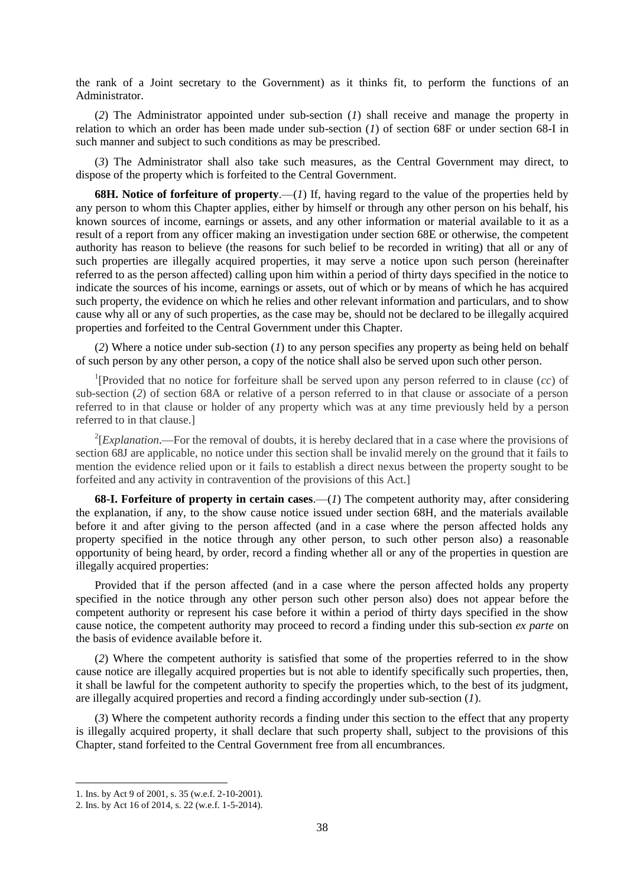the rank of a Joint secretary to the Government) as it thinks fit, to perform the functions of an Administrator.

(*2*) The Administrator appointed under sub-section (*1*) shall receive and manage the property in relation to which an order has been made under sub-section (*1*) of section 68F or under section 68-I in such manner and subject to such conditions as may be prescribed.

(*3*) The Administrator shall also take such measures, as the Central Government may direct, to dispose of the property which is forfeited to the Central Government.

**68H. Notice of forfeiture of property**.—(*1*) If, having regard to the value of the properties held by any person to whom this Chapter applies, either by himself or through any other person on his behalf, his known sources of income, earnings or assets, and any other information or material available to it as a result of a report from any officer making an investigation under section 68E or otherwise, the competent authority has reason to believe (the reasons for such belief to be recorded in writing) that all or any of such properties are illegally acquired properties, it may serve a notice upon such person (hereinafter referred to as the person affected) calling upon him within a period of thirty days specified in the notice to indicate the sources of his income, earnings or assets, out of which or by means of which he has acquired such property, the evidence on which he relies and other relevant information and particulars, and to show cause why all or any of such properties, as the case may be, should not be declared to be illegally acquired properties and forfeited to the Central Government under this Chapter.

(*2*) Where a notice under sub-section (*1*) to any person specifies any property as being held on behalf of such person by any other person, a copy of the notice shall also be served upon such other person.

[1][Provided that no notice for forfeiture shall be served upon any person referred to in clause (*cc*) of sub-section (*2*) of section 68A or relative of a person referred to in that clause or associate of a person referred to in that clause or holder of any property which was at any time previously held by a person referred to in that clause.]

[2][*Explanation*.—For the removal of doubts, it is hereby declared that in a case where the provisions of section 68J are applicable, no notice under this section shall be invalid merely on the ground that it fails to mention the evidence relied upon or it fails to establish a direct nexus between the property sought to be forfeited and any activity in contravention of the provisions of this Act.]

**68-I. Forfeiture of property in certain cases**.—(*1*) The competent authority may, after considering the explanation, if any, to the show cause notice issued under section 68H, and the materials available before it and after giving to the person affected (and in a case where the person affected holds any property specified in the notice through any other person, to such other person also) a reasonable opportunity of being heard, by order, record a finding whether all or any of the properties in question are illegally acquired properties:

Provided that if the person affected (and in a case where the person affected holds any property specified in the notice through any other person such other person also) does not appear before the competent authority or represent his case before it within a period of thirty days specified in the show cause notice, the competent authority may proceed to record a finding under this sub-section *ex parte* on the basis of evidence available before it.

(*2*) Where the competent authority is satisfied that some of the properties referred to in the show cause notice are illegally acquired properties but is not able to identify specifically such properties, then, it shall be lawful for the competent authority to specify the properties which, to the best of its judgment, are illegally acquired properties and record a finding accordingly under sub-section (*1*).

(*3*) Where the competent authority records a finding under this section to the effect that any property is illegally acquired property, it shall declare that such property shall, subject to the provisions of this Chapter, stand forfeited to the Central Government free from all encumbrances.

1. Ins. by Act 9 of 2001, s. 35 (w.e.f. 2-10-2001).
2. Ins. by Act 16 of 2014, s. 22 (w.e.f. 1-5-2014).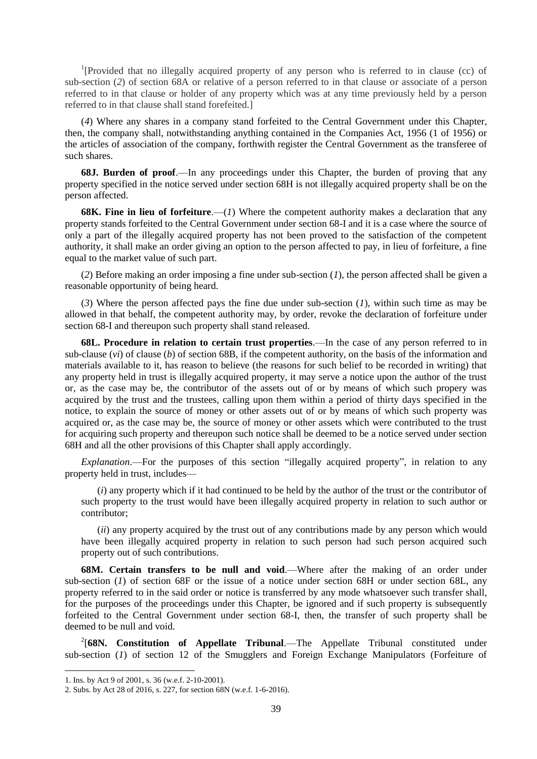[1][Provided that no illegally acquired property of any person who is referred to in clause (cc) of sub-section (*2*) of section 68A or relative of a person referred to in that clause or associate of a person referred to in that clause or holder of any property which was at any time previously held by a person referred to in that clause shall stand forefeited.]

(*4*) Where any shares in a company stand forfeited to the Central Government under this Chapter, then, the company shall, notwithstanding anything contained in the Companies Act, 1956 (1 of 1956) or the articles of association of the company, forthwith register the Central Government as the transferee of such shares.

**68J. Burden of proof**.—In any proceedings under this Chapter, the burden of proving that any property specified in the notice served under section 68H is not illegally acquired property shall be on the person affected.

**68K. Fine in lieu of forfeiture**.—(*1*) Where the competent authority makes a declaration that any property stands forfeited to the Central Government under section 68-I and it is a case where the source of only a part of the illegally acquired property has not been proved to the satisfaction of the competent authority, it shall make an order giving an option to the person affected to pay, in lieu of forfeiture, a fine equal to the market value of such part.

(*2*) Before making an order imposing a fine under sub-section (*1*), the person affected shall be given a reasonable opportunity of being heard.

(*3*) Where the person affected pays the fine due under sub-section (*1*), within such time as may be allowed in that behalf, the competent authority may, by order, revoke the declaration of forfeiture under section 68-I and thereupon such property shall stand released.

**68L. Procedure in relation to certain trust properties**.—In the case of any person referred to in sub-clause (*vi*) of clause (*b*) of section 68B, if the competent authority, on the basis of the information and materials available to it, has reason to believe (the reasons for such belief to be recorded in writing) that any property held in trust is illegally acquired property, it may serve a notice upon the author of the trust or, as the case may be, the contributor of the assets out of or by means of which such propery was acquired by the trust and the trustees, calling upon them within a period of thirty days specified in the notice, to explain the source of money or other assets out of or by means of which such property was acquired or, as the case may be, the source of money or other assets which were contributed to the trust for acquiring such property and thereupon such notice shall be deemed to be a notice served under section 68H and all the other provisions of this Chapter shall apply accordingly.

*Explanation*.—For the purposes of this section "illegally acquired property", in relation to any property held in trust, includes—

(*i*) any property which if it had continued to be held by the author of the trust or the contributor of such property to the trust would have been illegally acquired property in relation to such author or contributor;

(*ii*) any property acquired by the trust out of any contributions made by any person which would have been illegally acquired property in relation to such person had such person acquired such property out of such contributions.

**68M. Certain transfers to be null and void**.—Where after the making of an order under sub-section (*1*) of section 68F or the issue of a notice under section 68H or under section 68L, any property referred to in the said order or notice is transferred by any mode whatsoever such transfer shall, for the purposes of the proceedings under this Chapter, be ignored and if such property is subsequently forfeited to the Central Government under section 68-I, then, the transfer of such property shall be deemed to be null and void.

[2][**68N. Constitution of Appellate Tribunal**.—The Appellate Tribunal constituted under sub-section (*1*) of section 12 of the Smugglers and Foreign Exchange Manipulators (Forfeiture of

1. Ins. by Act 9 of 2001, s. 36 (w.e.f. 2-10-2001).

2. Subs. by Act 28 of 2016, s. 227, for section 68N (w.e.f. 1-6-2016).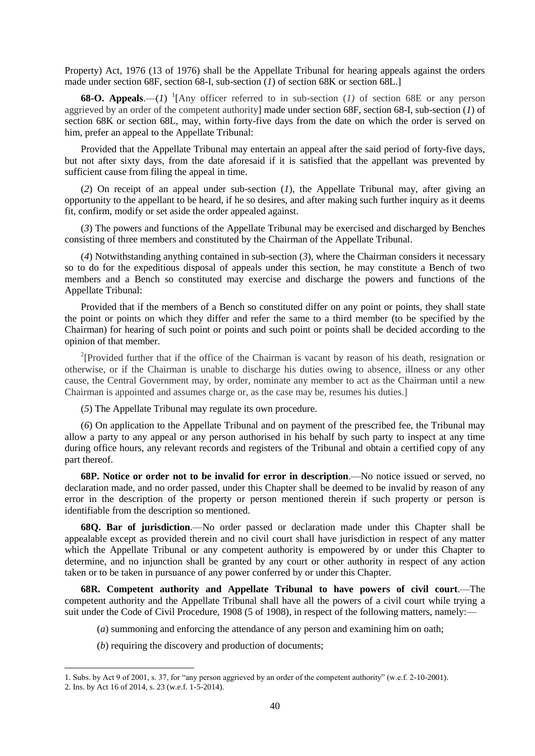Property) Act, 1976 (13 of 1976) shall be the Appellate Tribunal for hearing appeals against the orders made under section 68F, section 68-I, sub-section (*1*) of section 68K or section 68L.]

**68-O. Appeals**.—(*1*) [1][Any officer referred to in sub-section (*1)* of section 68E or any person aggrieved by an order of the competent authority] made under section 68F, section 68-I, sub-section (*1*) of section 68K or section 68L, may, within forty-five days from the date on which the order is served on him, prefer an appeal to the Appellate Tribunal:

Provided that the Appellate Tribunal may entertain an appeal after the said period of forty-five days, but not after sixty days, from the date aforesaid if it is satisfied that the appellant was prevented by sufficient cause from filing the appeal in time.

(*2*) On receipt of an appeal under sub-section (*1*), the Appellate Tribunal may, after giving an opportunity to the appellant to be heard, if he so desires, and after making such further inquiry as it deems fit, confirm, modify or set aside the order appealed against.

(*3*) The powers and functions of the Appellate Tribunal may be exercised and discharged by Benches consisting of three members and constituted by the Chairman of the Appellate Tribunal.

(*4*) Notwithstanding anything contained in sub-section (*3*), where the Chairman considers it necessary so to do for the expeditious disposal of appeals under this section, he may constitute a Bench of two members and a Bench so constituted may exercise and discharge the powers and functions of the Appellate Tribunal:

Provided that if the members of a Bench so constituted differ on any point or points, they shall state the point or points on which they differ and refer the same to a third member (to be specified by the Chairman) for hearing of such point or points and such point or points shall be decided according to the opinion of that member.

[2][Provided further that if the office of the Chairman is vacant by reason of his death, resignation or otherwise, or if the Chairman is unable to discharge his duties owing to absence, illness or any other cause, the Central Government may, by order, nominate any member to act as the Chairman until a new Chairman is appointed and assumes charge or, as the case may be, resumes his duties.]

(*5*) The Appellate Tribunal may regulate its own procedure.

(*6*) On application to the Appellate Tribunal and on payment of the prescribed fee, the Tribunal may allow a party to any appeal or any person authorised in his behalf by such party to inspect at any time during office hours, any relevant records and registers of the Tribunal and obtain a certified copy of any part thereof.

**68P. Notice or order not to be invalid for error in description**.—No notice issued or served, no declaration made, and no order passed, under this Chapter shall be deemed to be invalid by reason of any error in the description of the property or person mentioned therein if such property or person is identifiable from the description so mentioned.

**68Q. Bar of jurisdiction**.—No order passed or declaration made under this Chapter shall be appealable except as provided therein and no civil court shall have jurisdiction in respect of any matter which the Appellate Tribunal or any competent authority is empowered by or under this Chapter to determine, and no injunction shall be granted by any court or other authority in respect of any action taken or to be taken in pursuance of any power conferred by or under this Chapter.

**68R. Competent authority and Appellate Tribunal to have powers of civil court**.—The competent authority and the Appellate Tribunal shall have all the powers of a civil court while trying a suit under the Code of Civil Procedure, 1908 (5 of 1908), in respect of the following matters, namely:—

(*a*) summoning and enforcing the attendance of any person and examining him on oath;

(*b*) requiring the discovery and production of documents;

---

1. Subs. by Act 9 of 2001, s. 37, for "any person aggrieved by an order of the competent authority" (w.e.f. 2-10-2001).
2. Ins. by Act 16 of 2014, s. 23 (w.e.f. 1-5-2014).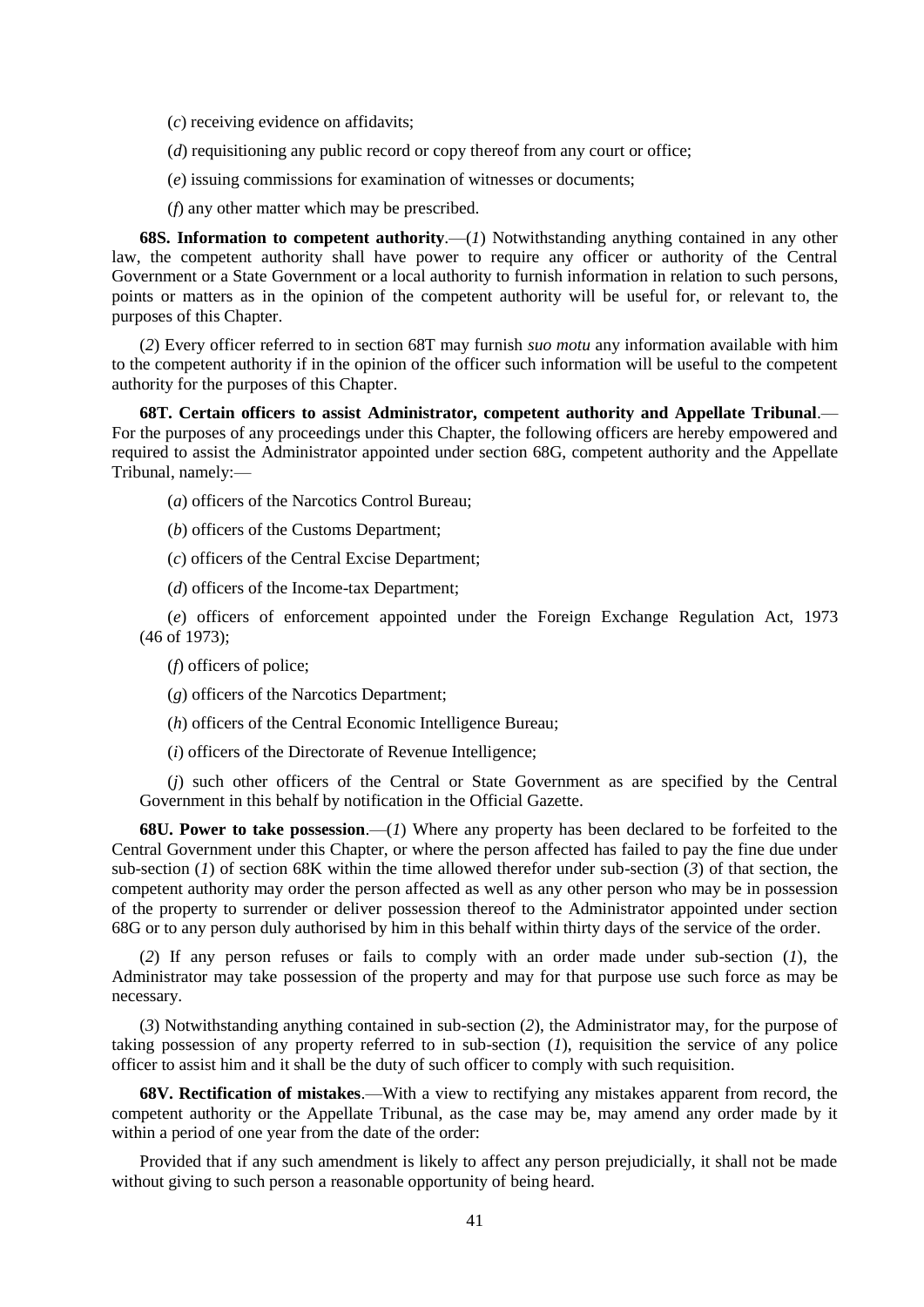(*c*) receiving evidence on affidavits;

(*d*) requisitioning any public record or copy thereof from any court or office;

(*e*) issuing commissions for examination of witnesses or documents;

(*f*) any other matter which may be prescribed.

**68S. Information to competent authority**.—(*1*) Notwithstanding anything contained in any other law, the competent authority shall have power to require any officer or authority of the Central Government or a State Government or a local authority to furnish information in relation to such persons, points or matters as in the opinion of the competent authority will be useful for, or relevant to, the purposes of this Chapter.

(*2*) Every officer referred to in section 68T may furnish *suo motu* any information available with him to the competent authority if in the opinion of the officer such information will be useful to the competent authority for the purposes of this Chapter.

**68T. Certain officers to assist Administrator, competent authority and Appellate Tribunal**.—For the purposes of any proceedings under this Chapter, the following officers are hereby empowered and required to assist the Administrator appointed under section 68G, competent authority and the Appellate Tribunal, namely:—

(*a*) officers of the Narcotics Control Bureau;

(*b*) officers of the Customs Department;

(*c*) officers of the Central Excise Department;

(*d*) officers of the Income-tax Department;

(*e*) officers of enforcement appointed under the Foreign Exchange Regulation Act, 1973 (46 of 1973);

(*f*) officers of police;

(*g*) officers of the Narcotics Department;

(*h*) officers of the Central Economic Intelligence Bureau;

(*i*) officers of the Directorate of Revenue Intelligence;

(*j*) such other officers of the Central or State Government as are specified by the Central Government in this behalf by notification in the Official Gazette.

**68U. Power to take possession**.—(*1*) Where any property has been declared to be forfeited to the Central Government under this Chapter, or where the person affected has failed to pay the fine due under sub-section (*1*) of section 68K within the time allowed therefor under sub-section (*3*) of that section, the competent authority may order the person affected as well as any other person who may be in possession of the property to surrender or deliver possession thereof to the Administrator appointed under section 68G or to any person duly authorised by him in this behalf within thirty days of the service of the order.

(*2*) If any person refuses or fails to comply with an order made under sub-section (*1*), the Administrator may take possession of the property and may for that purpose use such force as may be necessary.

(*3*) Notwithstanding anything contained in sub-section (*2*), the Administrator may, for the purpose of taking possession of any property referred to in sub-section (*1*), requisition the service of any police officer to assist him and it shall be the duty of such officer to comply with such requisition.

**68V. Rectification of mistakes**.—With a view to rectifying any mistakes apparent from record, the competent authority or the Appellate Tribunal, as the case may be, may amend any order made by it within a period of one year from the date of the order:

Provided that if any such amendment is likely to affect any person prejudicially, it shall not be made without giving to such person a reasonable opportunity of being heard.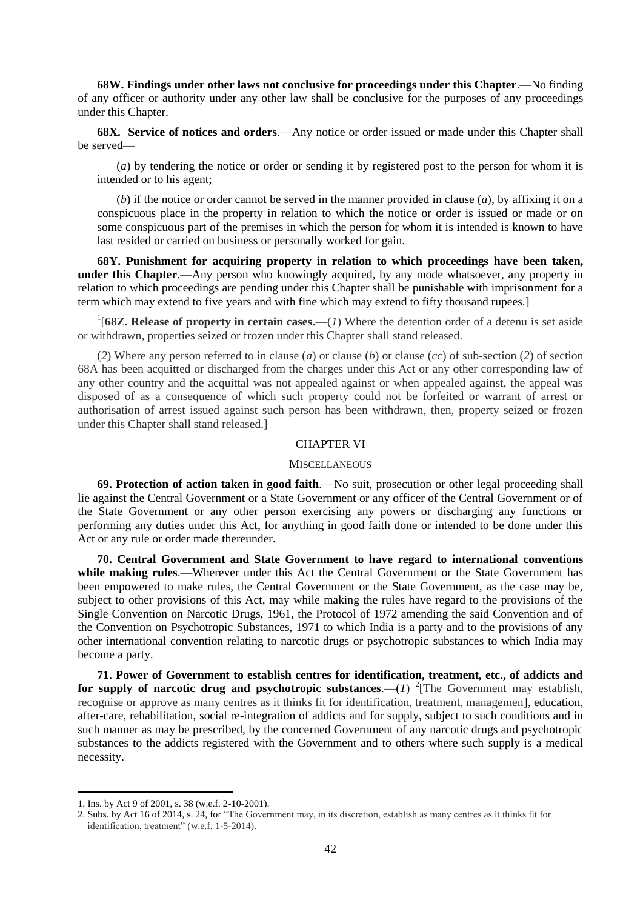**68W. Findings under other laws not conclusive for proceedings under this Chapter**.—No finding of any officer or authority under any other law shall be conclusive for the purposes of any proceedings under this Chapter.

**68X. Service of notices and orders**.—Any notice or order issued or made under this Chapter shall be served—

(*a*) by tendering the notice or order or sending it by registered post to the person for whom it is intended or to his agent;

(*b*) if the notice or order cannot be served in the manner provided in clause (*a*), by affixing it on a conspicuous place in the property in relation to which the notice or order is issued or made or on some conspicuous part of the premises in which the person for whom it is intended is known to have last resided or carried on business or personally worked for gain.

**68Y. Punishment for acquiring property in relation to which proceedings have been taken, under this Chapter**.—Any person who knowingly acquired, by any mode whatsoever, any property in relation to which proceedings are pending under this Chapter shall be punishable with imprisonment for a term which may extend to five years and with fine which may extend to fifty thousand rupees.]

[1][**68Z. Release of property in certain cases**.—(*1*) Where the detention order of a detenu is set aside or withdrawn, properties seized or frozen under this Chapter shall stand released.

(*2*) Where any person referred to in clause (*a*) or clause (*b*) or clause (*cc*) of sub-section (*2*) of section 68A has been acquitted or discharged from the charges under this Act or any other corresponding law of any other country and the acquittal was not appealed against or when appealed against, the appeal was disposed of as a consequence of which such property could not be forfeited or warrant of arrest or authorisation of arrest issued against such person has been withdrawn, then, property seized or frozen under this Chapter shall stand released.]

## CHAPTER VI

### MISCELLANEOUS

**69. Protection of action taken in good faith**.—No suit, prosecution or other legal proceeding shall lie against the Central Government or a State Government or any officer of the Central Government or of the State Government or any other person exercising any powers or discharging any functions or performing any duties under this Act, for anything in good faith done or intended to be done under this Act or any rule or order made thereunder.

**70. Central Government and State Government to have regard to international conventions while making rules**.—Wherever under this Act the Central Government or the State Government has been empowered to make rules, the Central Government or the State Government, as the case may be, subject to other provisions of this Act, may while making the rules have regard to the provisions of the Single Convention on Narcotic Drugs, 1961, the Protocol of 1972 amending the said Convention and of the Convention on Psychotropic Substances, 1971 to which India is a party and to the provisions of any other international convention relating to narcotic drugs or psychotropic substances to which India may become a party.

**71. Power of Government to establish centres for identification, treatment, etc., of addicts and for supply of narcotic drug and psychotropic substances**.—(*1*) [2][The Government may establish, recognise or approve as many centres as it thinks fit for identification, treatment, managemen], education, after-care, rehabilitation, social re-integration of addicts and for supply, subject to such conditions and in such manner as may be prescribed, by the concerned Government of any narcotic drugs and psychotropic substances to the addicts registered with the Government and to others where such supply is a medical necessity.

---

1. Ins. by Act 9 of 2001, s. 38 (w.e.f. 2-10-2001).
2. Subs. by Act 16 of 2014, s. 24, for "The Government may, in its discretion, establish as many centres as it thinks fit for identification, treatment" (w.e.f. 1-5-2014).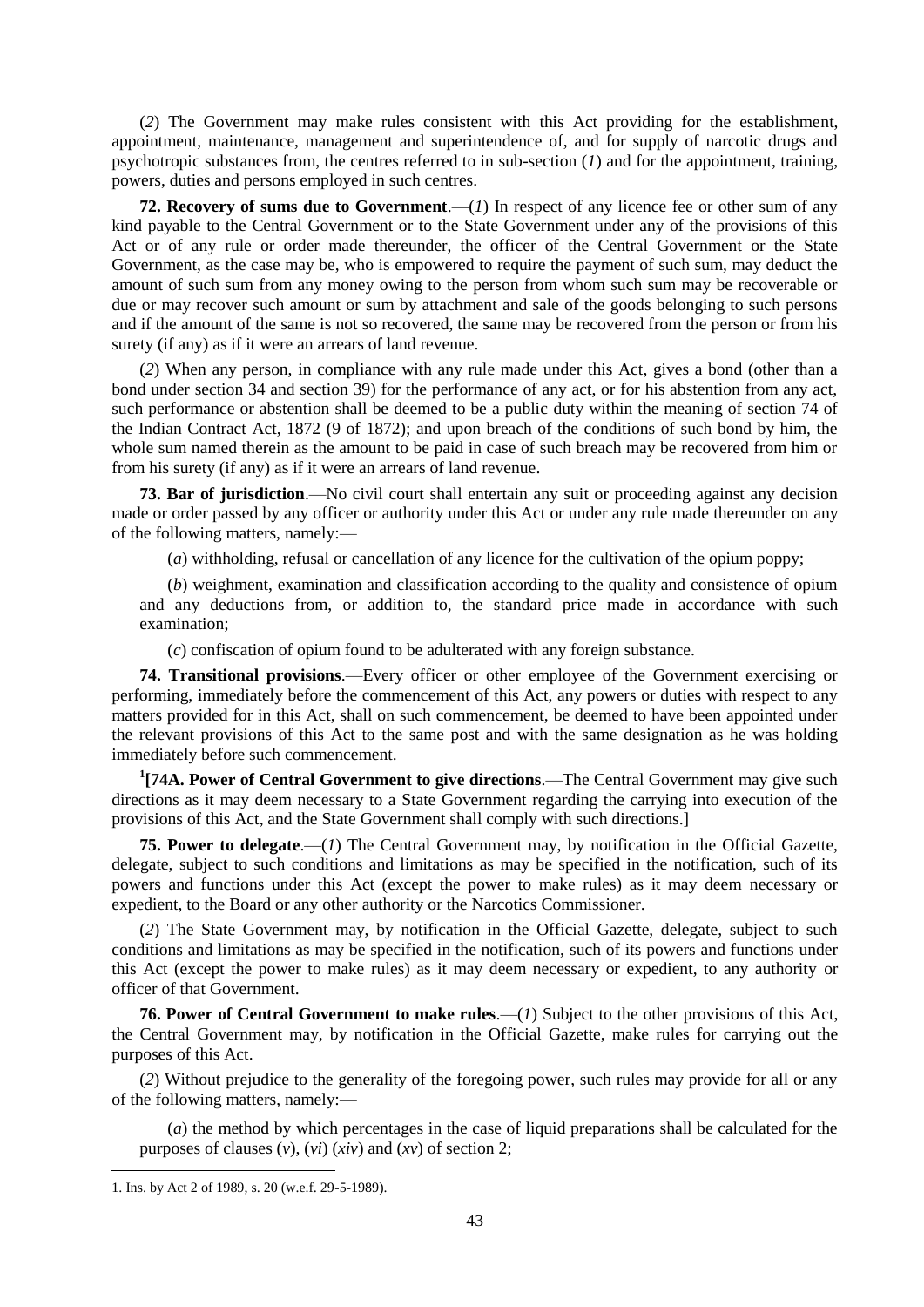(*2*) The Government may make rules consistent with this Act providing for the establishment, appointment, maintenance, management and superintendence of, and for supply of narcotic drugs and psychotropic substances from, the centres referred to in sub-section (*1*) and for the appointment, training, powers, duties and persons employed in such centres.

**72. Recovery of sums due to Government**.—(*1*) In respect of any licence fee or other sum of any kind payable to the Central Government or to the State Government under any of the provisions of this Act or of any rule or order made thereunder, the officer of the Central Government or the State Government, as the case may be, who is empowered to require the payment of such sum, may deduct the amount of such sum from any money owing to the person from whom such sum may be recoverable or due or may recover such amount or sum by attachment and sale of the goods belonging to such persons and if the amount of the same is not so recovered, the same may be recovered from the person or from his surety (if any) as if it were an arrears of land revenue.

(*2*) When any person, in compliance with any rule made under this Act, gives a bond (other than a bond under section 34 and section 39) for the performance of any act, or for his abstention from any act, such performance or abstention shall be deemed to be a public duty within the meaning of section 74 of the Indian Contract Act, 1872 (9 of 1872); and upon breach of the conditions of such bond by him, the whole sum named therein as the amount to be paid in case of such breach may be recovered from him or from his surety (if any) as if it were an arrears of land revenue.

**73. Bar of jurisdiction**.—No civil court shall entertain any suit or proceeding against any decision made or order passed by any officer or authority under this Act or under any rule made thereunder on any of the following matters, namely:—

(*a*) withholding, refusal or cancellation of any licence for the cultivation of the opium poppy;

(*b*) weighment, examination and classification according to the quality and consistence of opium and any deductions from, or addition to, the standard price made in accordance with such examination;

(*c*) confiscation of opium found to be adulterated with any foreign substance.

**74. Transitional provisions**.—Every officer or other employee of the Government exercising or performing, immediately before the commencement of this Act, any powers or duties with respect to any matters provided for in this Act, shall on such commencement, be deemed to have been appointed under the relevant provisions of this Act to the same post and with the same designation as he was holding immediately before such commencement.

[1]**[74A. Power of Central Government to give directions**.—The Central Government may give such directions as it may deem necessary to a State Government regarding the carrying into execution of the provisions of this Act, and the State Government shall comply with such directions.]

**75. Power to delegate**.—(*1*) The Central Government may, by notification in the Official Gazette, delegate, subject to such conditions and limitations as may be specified in the notification, such of its powers and functions under this Act (except the power to make rules) as it may deem necessary or expedient, to the Board or any other authority or the Narcotics Commissioner.

(*2*) The State Government may, by notification in the Official Gazette, delegate, subject to such conditions and limitations as may be specified in the notification, such of its powers and functions under this Act (except the power to make rules) as it may deem necessary or expedient, to any authority or officer of that Government.

**76. Power of Central Government to make rules**.—(*1*) Subject to the other provisions of this Act, the Central Government may, by notification in the Official Gazette, make rules for carrying out the purposes of this Act.

(*2*) Without prejudice to the generality of the foregoing power, such rules may provide for all or any of the following matters, namely:—

(*a*) the method by which percentages in the case of liquid preparations shall be calculated for the purposes of clauses (*v*), (*vi*) (*xiv*) and (*xv*) of section 2;

---

1. Ins. by Act 2 of 1989, s. 20 (w.e.f. 29-5-1989).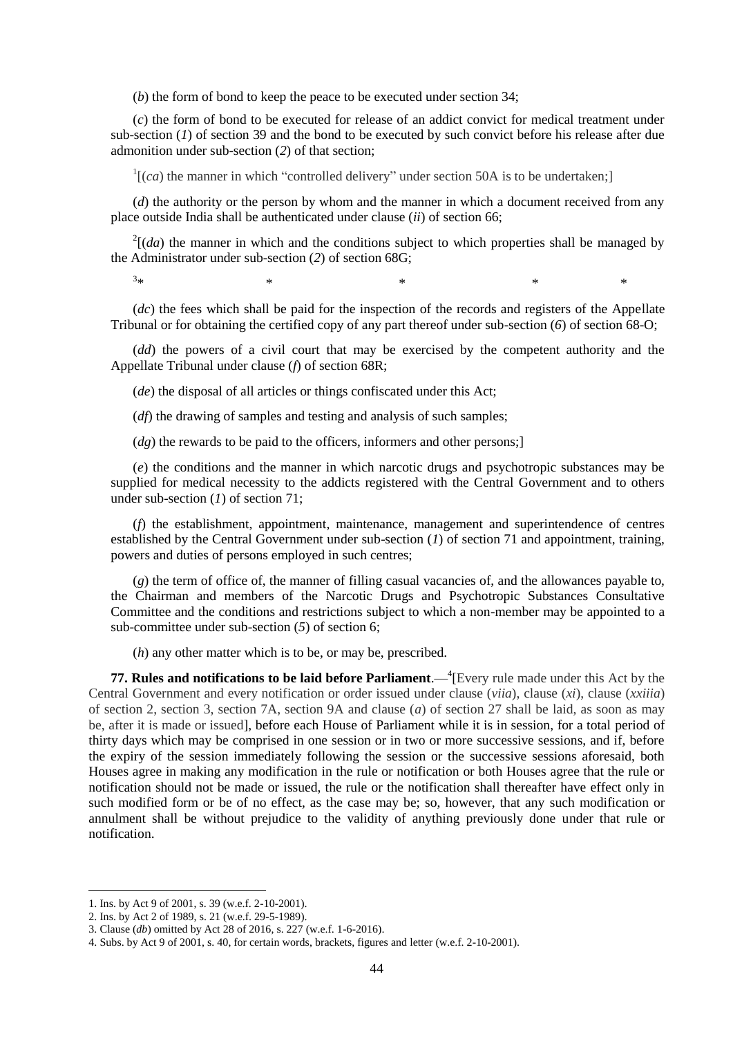(*b*) the form of bond to keep the peace to be executed under section 34;

(*c*) the form of bond to be executed for release of an addict convict for medical treatment under sub-section (*1*) of section 39 and the bond to be executed by such convict before his release after due admonition under sub-section (*2*) of that section;

[1][(*ca*) the manner in which "controlled delivery" under section 50A is to be undertaken;]

(*d*) the authority or the person by whom and the manner in which a document received from any place outside India shall be authenticated under clause (*ii*) of section 66;

[2][(*da*) the manner in which and the conditions subject to which properties shall be managed by the Administrator under sub-section (*2*) of section 68G;

[3]* * * * *

(*dc*) the fees which shall be paid for the inspection of the records and registers of the Appellate Tribunal or for obtaining the certified copy of any part thereof under sub-section (*6*) of section 68-O;

(*dd*) the powers of a civil court that may be exercised by the competent authority and the Appellate Tribunal under clause (*f*) of section 68R;

(*de*) the disposal of all articles or things confiscated under this Act;

(*df*) the drawing of samples and testing and analysis of such samples;

(*dg*) the rewards to be paid to the officers, informers and other persons;]

(*e*) the conditions and the manner in which narcotic drugs and psychotropic substances may be supplied for medical necessity to the addicts registered with the Central Government and to others under sub-section (*1*) of section 71;

(*f*) the establishment, appointment, maintenance, management and superintendence of centres established by the Central Government under sub-section (*1*) of section 71 and appointment, training, powers and duties of persons employed in such centres;

(*g*) the term of office of, the manner of filling casual vacancies of, and the allowances payable to, the Chairman and members of the Narcotic Drugs and Psychotropic Substances Consultative Committee and the conditions and restrictions subject to which a non-member may be appointed to a sub-committee under sub-section (*5*) of section 6;

(*h*) any other matter which is to be, or may be, prescribed.

**77. Rules and notifications to be laid before Parliament**.—[4][Every rule made under this Act by the Central Government and every notification or order issued under clause (*viia*), clause (*xi*), clause (*xxiiia*) of section 2, section 3, section 7A, section 9A and clause (*a*) of section 27 shall be laid, as soon as may be, after it is made or issued], before each House of Parliament while it is in session, for a total period of thirty days which may be comprised in one session or in two or more successive sessions, and if, before the expiry of the session immediately following the session or the successive sessions aforesaid, both Houses agree in making any modification in the rule or notification or both Houses agree that the rule or notification should not be made or issued, the rule or the notification shall thereafter have effect only in such modified form or be of no effect, as the case may be; so, however, that any such modification or annulment shall be without prejudice to the validity of anything previously done under that rule or notification.

---

1. Ins. by Act 9 of 2001, s. 39 (w.e.f. 2-10-2001).
2. Ins. by Act 2 of 1989, s. 21 (w.e.f. 29-5-1989).
3. Clause (*db*) omitted by Act 28 of 2016, s. 227 (w.e.f. 1-6-2016).
4. Subs. by Act 9 of 2001, s. 40, for certain words, brackets, figures and letter (w.e.f. 2-10-2001).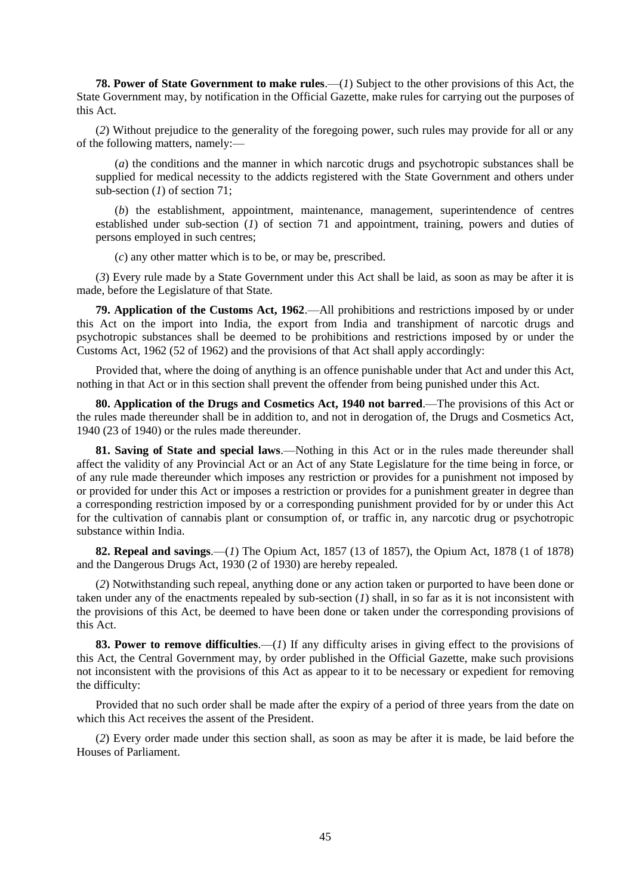**78. Power of State Government to make rules**.—(*1*) Subject to the other provisions of this Act, the State Government may, by notification in the Official Gazette, make rules for carrying out the purposes of this Act.

(*2*) Without prejudice to the generality of the foregoing power, such rules may provide for all or any of the following matters, namely:—

(*a*) the conditions and the manner in which narcotic drugs and psychotropic substances shall be supplied for medical necessity to the addicts registered with the State Government and others under sub-section (*1*) of section 71;

(*b*) the establishment, appointment, maintenance, management, superintendence of centres established under sub-section (*1*) of section 71 and appointment, training, powers and duties of persons employed in such centres;

(*c*) any other matter which is to be, or may be, prescribed.

(*3*) Every rule made by a State Government under this Act shall be laid, as soon as may be after it is made, before the Legislature of that State.

**79. Application of the Customs Act, 1962**.—All prohibitions and restrictions imposed by or under this Act on the import into India, the export from India and transhipment of narcotic drugs and psychotropic substances shall be deemed to be prohibitions and restrictions imposed by or under the Customs Act, 1962 (52 of 1962) and the provisions of that Act shall apply accordingly:

Provided that, where the doing of anything is an offence punishable under that Act and under this Act, nothing in that Act or in this section shall prevent the offender from being punished under this Act.

**80. Application of the Drugs and Cosmetics Act, 1940 not barred**.—The provisions of this Act or the rules made thereunder shall be in addition to, and not in derogation of, the Drugs and Cosmetics Act, 1940 (23 of 1940) or the rules made thereunder.

**81. Saving of State and special laws**.—Nothing in this Act or in the rules made thereunder shall affect the validity of any Provincial Act or an Act of any State Legislature for the time being in force, or of any rule made thereunder which imposes any restriction or provides for a punishment not imposed by or provided for under this Act or imposes a restriction or provides for a punishment greater in degree than a corresponding restriction imposed by or a corresponding punishment provided for by or under this Act for the cultivation of cannabis plant or consumption of, or traffic in, any narcotic drug or psychotropic substance within India.

**82. Repeal and savings**.—(*1*) The Opium Act, 1857 (13 of 1857), the Opium Act, 1878 (1 of 1878) and the Dangerous Drugs Act, 1930 (2 of 1930) are hereby repealed.

(*2*) Notwithstanding such repeal, anything done or any action taken or purported to have been done or taken under any of the enactments repealed by sub-section (*1*) shall, in so far as it is not inconsistent with the provisions of this Act, be deemed to have been done or taken under the corresponding provisions of this Act.

**83. Power to remove difficulties**.—(*1*) If any difficulty arises in giving effect to the provisions of this Act, the Central Government may, by order published in the Official Gazette, make such provisions not inconsistent with the provisions of this Act as appear to it to be necessary or expedient for removing the difficulty:

Provided that no such order shall be made after the expiry of a period of three years from the date on which this Act receives the assent of the President.

(*2*) Every order made under this section shall, as soon as may be after it is made, be laid before the Houses of Parliament.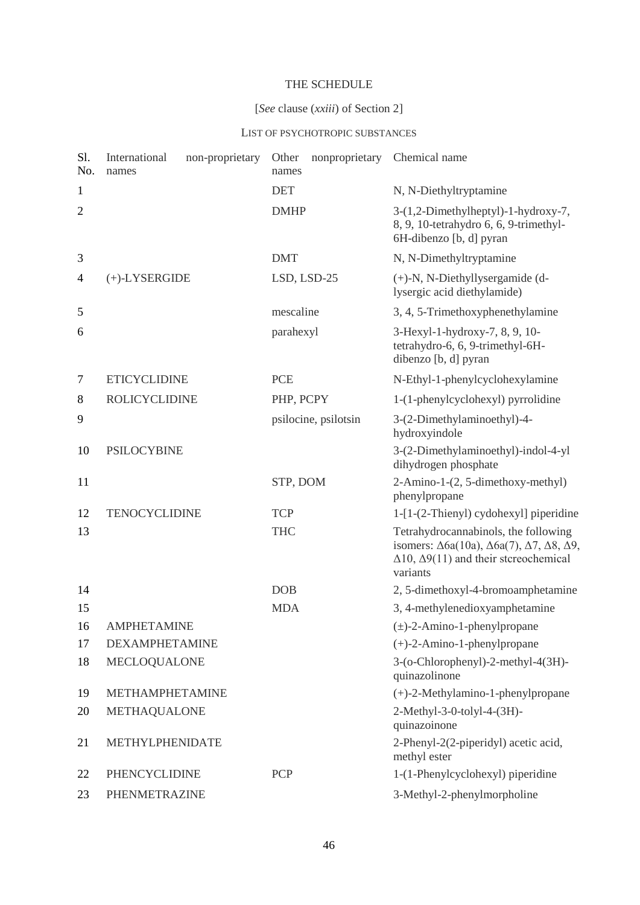# THE SCHEDULE

[*See* clause (*xxiii*) of Section 2]

LIST OF PSYCHOTROPIC SUBSTANCES

| Sl. No. | International non-proprietary names | Other nonproprietary names | Chemical name |
|---|---|---|---|
| 1 | | DET | N, N-Diethyltryptamine |
| 2 | | DMHP | 3-(1,2-Dimethylheptyl)-1-hydroxy-7, 8, 9, 10-tetrahydro 6, 6, 9-trimethyl-6H-dibenzo [b, d] pyran |
| 3 | | DMT | N, N-Dimethyltryptamine |
| 4 | (+)-LYSERGIDE | LSD, LSD-25 | (+)-N, N-Diethyllysergamide (d-lysergic acid diethylamide) |
| 5 | | mescaline | 3, 4, 5-Trimethoxyphenethylamine |
| 6 | | parahexyl | 3-Hexyl-1-hydroxy-7, 8, 9, 10-tetrahydro-6, 6, 9-trimethyl-6H-dibenzo [b, d] pyran |
| 7 | ETICYCLIDINE | PCE | N-Ethyl-1-phenylcyclohexylamine |
| 8 | ROLICYCLIDINE | PHP, PCPY | 1-(1-phenylcyclohexyl) pyrrolidine |
| 9 | | psilocine, psilotsin | 3-(2-Dimethylaminoethyl)-4-hydroxyindole |
| 10 | PSILOCYBINE | | 3-(2-Dimethylaminoethyl)-indol-4-yl dihydrogen phosphate |
| 11 | | STP, DOM | 2-Amino-1-(2, 5-dimethoxy-methyl) phenylpropane |
| 12 | TENOCYCLIDINE | TCP | 1-[1-(2-Thienyl) cydohexyl] piperidine |
| 13 | | THC | Tetrahydrocannabinols, the following isomers: Δ6a(10a), Δ6a(7), Δ7, Δ8, Δ9, Δ10, Δ9(11) and their stcreochemical variants |
| 14 | | DOB | 2, 5-dimethoxyl-4-bromoamphetamine |
| 15 | | MDA | 3, 4-methylenedioxyamphetamine |
| 16 | AMPHETAMINE | | (±)-2-Amino-1-phenylpropane |
| 17 | DEXAMPHETAMINE | | (+)-2-Amino-1-phenylpropane |
| 18 | MECLOQUALONE | | 3-(o-Chlorophenyl)-2-methyl-4(3H)-quinazolinone |
| 19 | METHAMPHETAMINE | | (+)-2-Methylamino-1-phenylpropane |
| 20 | METHAQUALONE | | 2-Methyl-3-0-tolyl-4-(3H)-quinazoinone |
| 21 | METHYLPHENIDATE | | 2-Phenyl-2(2-piperidyl) acetic acid, methyl ester |
| 22 | PHENCYCLIDINE | PCP | 1-(1-Phenylcyclohexyl) piperidine |
| 23 | PHENMETRAZINE | | 3-Methyl-2-phenylmorpholine |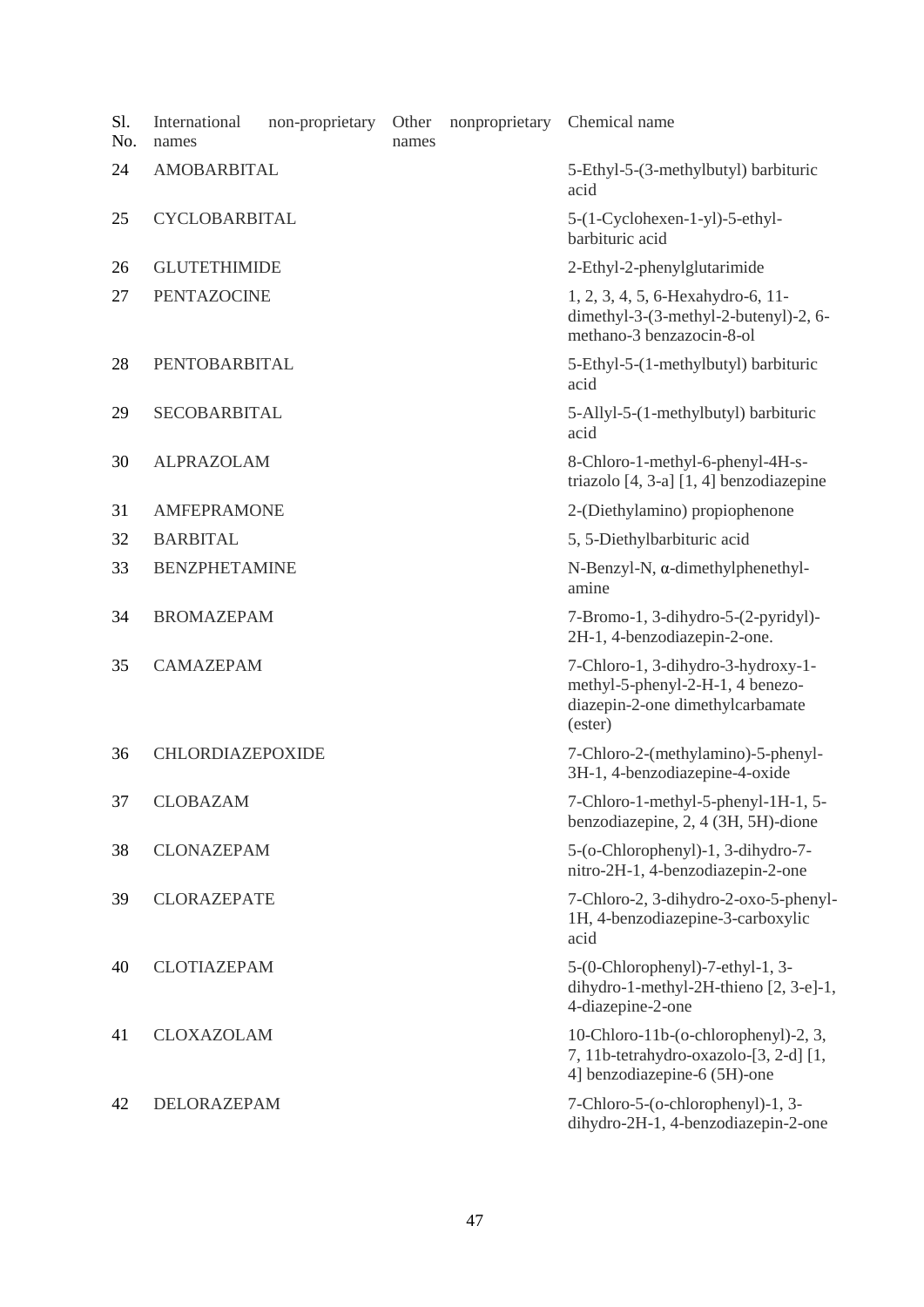| Sl. No. | International non-proprietary names | Other nonproprietary names | Chemical name |
|---|---|---|---|
| 24 | AMOBARBITAL | | 5-Ethyl-5-(3-methylbutyl) barbituric acid |
| 25 | CYCLOBARBITAL | | 5-(1-Cyclohexen-1-yl)-5-ethyl-barbituric acid |
| 26 | GLUTETHIMIDE | | 2-Ethyl-2-phenylglutarimide |
| 27 | PENTAZOCINE | | 1, 2, 3, 4, 5, 6-Hexahydro-6, 11-dimethyl-3-(3-methyl-2-butenyl)-2, 6-methano-3 benzazocin-8-ol |
| 28 | PENTOBARBITAL | | 5-Ethyl-5-(1-methylbutyl) barbituric acid |
| 29 | SECOBARBITAL | | 5-Allyl-5-(1-methylbutyl) barbituric acid |
| 30 | ALPRAZOLAM | | 8-Chloro-1-methyl-6-phenyl-4H-s-triazolo [4, 3-a] [1, 4] benzodiazepine |
| 31 | AMFEPRAMONE | | 2-(Diethylamino) propiophenone |
| 32 | BARBITAL | | 5, 5-Diethylbarbituric acid |
| 33 | BENZPHETAMINE | | N-Benzyl-N, α-dimethylphenethyl-amine |
| 34 | BROMAZEPAM | | 7-Bromo-1, 3-dihydro-5-(2-pyridyl)-2H-1, 4-benzodiazepin-2-one. |
| 35 | CAMAZEPAM | | 7-Chloro-1, 3-dihydro-3-hydroxy-1-methyl-5-phenyl-2-H-1, 4 benezo-diazepin-2-one dimethylcarbamate (ester) |
| 36 | CHLORDIAZEPOXIDE | | 7-Chloro-2-(methylamino)-5-phenyl-3H-1, 4-benzodiazepine-4-oxide |
| 37 | CLOBAZAM | | 7-Chloro-1-methyl-5-phenyl-1H-1, 5-benzodiazepine, 2, 4 (3H, 5H)-dione |
| 38 | CLONAZEPAM | | 5-(o-Chlorophenyl)-1, 3-dihydro-7-nitro-2H-1, 4-benzodiazepin-2-one |
| 39 | CLORAZEPATE | | 7-Chloro-2, 3-dihydro-2-oxo-5-phenyl-1H, 4-benzodiazepine-3-carboxylic acid |
| 40 | CLOTIAZEPAM | | 5-(0-Chlorophenyl)-7-ethyl-1, 3-dihydro-1-methyl-2H-thieno [2, 3-e]-1, 4-diazepine-2-one |
| 41 | CLOXAZOLAM | | 10-Chloro-11b-(o-chlorophenyl)-2, 3, 7, 11b-tetrahydro-oxazolo-[3, 2-d] [1, 4] benzodiazepine-6 (5H)-one |
| 42 | DELORAZEPAM | | 7-Chloro-5-(o-chlorophenyl)-1, 3-dihydro-2H-1, 4-benzodiazepin-2-one |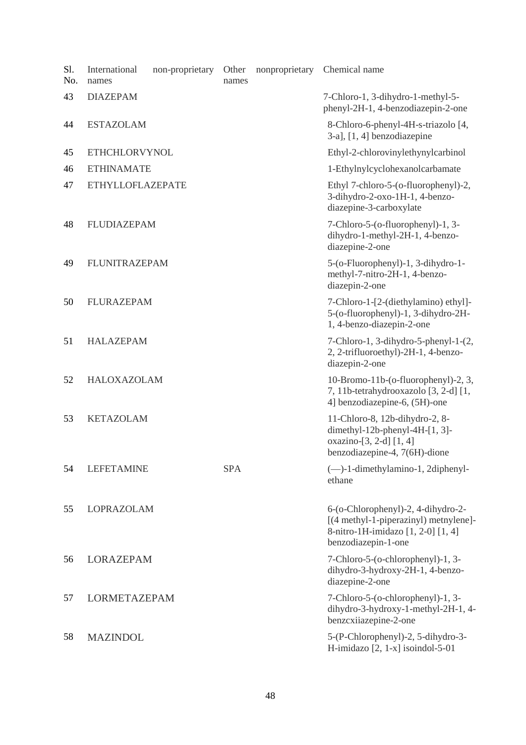| Sl. No. | International non-proprietary names | Other nonproprietary names | Chemical name |
|---|---|---|---|
| 43 | DIAZEPAM | | 7-Chloro-1, 3-dihydro-1-methyl-5-phenyl-2H-1, 4-benzodiazepin-2-one |
| 44 | ESTAZOLAM | | 8-Chloro-6-phenyl-4H-s-triazolo [4, 3-a], [1, 4] benzodiazepine |
| 45 | ETHCHLORVYNOL | | Ethyl-2-chlorovinylethynylcarbinol |
| 46 | ETHINAMATE | | 1-Ethylnylcyclohexanolcarbamate |
| 47 | ETHYLLOFLAZEPATE | | Ethyl 7-chloro-5-(o-fluorophenyl)-2, 3-dihydro-2-oxo-1H-1, 4-benzo-diazepine-3-carboxylate |
| 48 | FLUDIAZEPAM | | 7-Chloro-5-(o-fluorophenyl)-1, 3-dihydro-1-methyl-2H-1, 4-benzo-diazepine-2-one |
| 49 | FLUNITRAZEPAM | | 5-(o-Fluorophenyl)-1, 3-dihydro-1-methyl-7-nitro-2H-1, 4-benzo-diazepin-2-one |
| 50 | FLURAZEPAM | | 7-Chloro-1-[2-(diethylamino) ethyl]-5-(o-fluorophenyl)-1, 3-dihydro-2H-1, 4-benzo-diazepin-2-one |
| 51 | HALAZEPAM | | 7-Chloro-1, 3-dihydro-5-phenyl-1-(2, 2, 2-trifluoroethyl)-2H-1, 4-benzo-diazepin-2-one |
| 52 | HALOXAZOLAM | | 10-Bromo-11b-(o-fluorophenyl)-2, 3, 7, 11b-tetrahydrooxazolo [3, 2-d] [1, 4] benzodiazepine-6, (5H)-one |
| 53 | KETAZOLAM | | 11-Chloro-8, 12b-dihydro-2, 8-dimethyl-12b-phenyl-4H-[1, 3]-oxazino-[3, 2-d] [1, 4] benzodiazepine-4, 7(6H)-dione |
| 54 | LEFETAMINE | SPA | (—)-1-dimethylamino-1, 2diphenyl-ethane |
| 55 | LOPRAZOLAM | | 6-(o-Chlorophenyl)-2, 4-dihydro-2-[(4 methyl-1-piperazinyl) metnylene]-8-nitro-1H-imidazo [1, 2-0] [1, 4] benzodiazepin-1-one |
| 56 | LORAZEPAM | | 7-Chloro-5-(o-chlorophenyl)-1, 3-dihydro-3-hydroxy-2H-1, 4-benzo-diazepine-2-one |
| 57 | LORMETAZEPAM | | 7-Chloro-5-(o-chlorophenyl)-1, 3-dihydro-3-hydroxy-1-methyl-2H-1, 4-benzcxiiazepine-2-one |
| 58 | MAZINDOL | | 5-(P-Chlorophenyl)-2, 5-dihydro-3-H-imidazo [2, 1-x] isoindol-5-01 |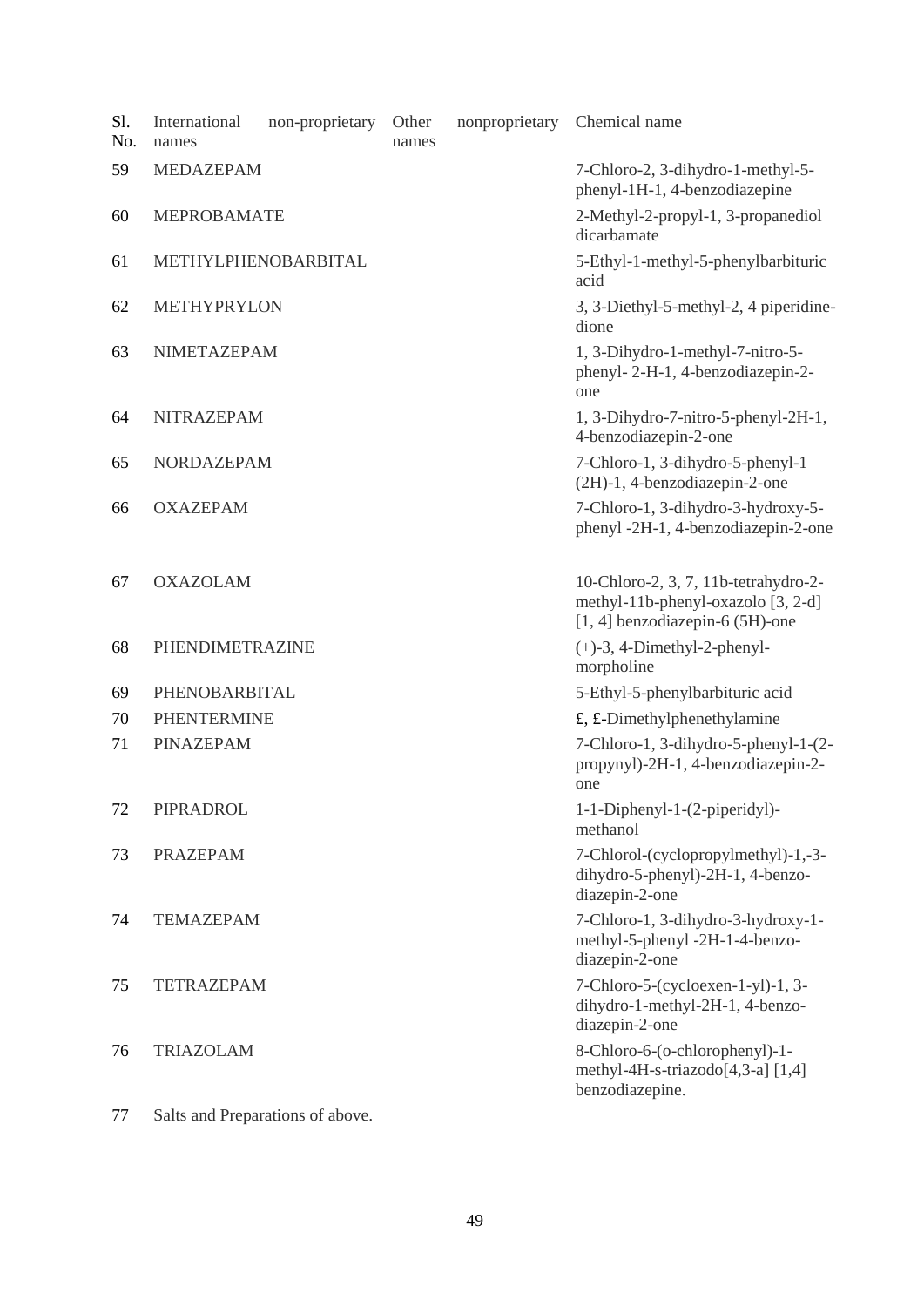| Sl. No. | International non-proprietary names | Other nonproprietary names | Chemical name |
|---|---|---|---|
| 59 | MEDAZEPAM | | 7-Chloro-2, 3-dihydro-1-methyl-5-phenyl-1H-1, 4-benzodiazepine |
| 60 | MEPROBAMATE | | 2-Methyl-2-propyl-1, 3-propanediol dicarbamate |
| 61 | METHYLPHENOBARBITAL | | 5-Ethyl-1-methyl-5-phenylbarbituric acid |
| 62 | METHYPRYLON | | 3, 3-Diethyl-5-methyl-2, 4 piperidine-dione |
| 63 | NIMETAZEPAM | | 1, 3-Dihydro-1-methyl-7-nitro-5-phenyl- 2-H-1, 4-benzodiazepin-2-one |
| 64 | NITRAZEPAM | | 1, 3-Dihydro-7-nitro-5-phenyl-2H-1, 4-benzodiazepin-2-one |
| 65 | NORDAZEPAM | | 7-Chloro-1, 3-dihydro-5-phenyl-1 (2H)-1, 4-benzodiazepin-2-one |
| 66 | OXAZEPAM | | 7-Chloro-1, 3-dihydro-3-hydroxy-5-phenyl -2H-1, 4-benzodiazepin-2-one |
| 67 | OXAZOLAM | | 10-Chloro-2, 3, 7, 11b-tetrahydro-2-methyl-11b-phenyl-oxazolo [3, 2-d] [1, 4] benzodiazepin-6 (5H)-one |
| 68 | PHENDIMETRAZINE | | (+)-3, 4-Dimethyl-2-phenyl-morpholine |
| 69 | PHENOBARBITAL | | 5-Ethyl-5-phenylbarbituric acid |
| 70 | PHENTERMINE | | £, £-Dimethylphenethylamine |
| 71 | PINAZEPAM | | 7-Chloro-1, 3-dihydro-5-phenyl-1-(2-propynyl)-2H-1, 4-benzodiazepin-2-one |
| 72 | PIPRADROL | | 1-1-Diphenyl-1-(2-piperidyl)-methanol |
| 73 | PRAZEPAM | | 7-Chlorol-(cyclopropylmethyl)-1,-3-dihydro-5-phenyl)-2H-1, 4-benzo-diazepin-2-one |
| 74 | TEMAZEPAM | | 7-Chloro-1, 3-dihydro-3-hydroxy-1-methyl-5-phenyl -2H-1-4-benzo-diazepin-2-one |
| 75 | TETRAZEPAM | | 7-Chloro-5-(cycloexen-1-yl)-1, 3-dihydro-1-methyl-2H-1, 4-benzo-diazepin-2-one |
| 76 | TRIAZOLAM | | 8-Chloro-6-(o-chlorophenyl)-1-methyl-4H-s-triazodo[4,3-a] [1,4] benzodiazepine. |
| 77 | Salts and Preparations of above. | | |